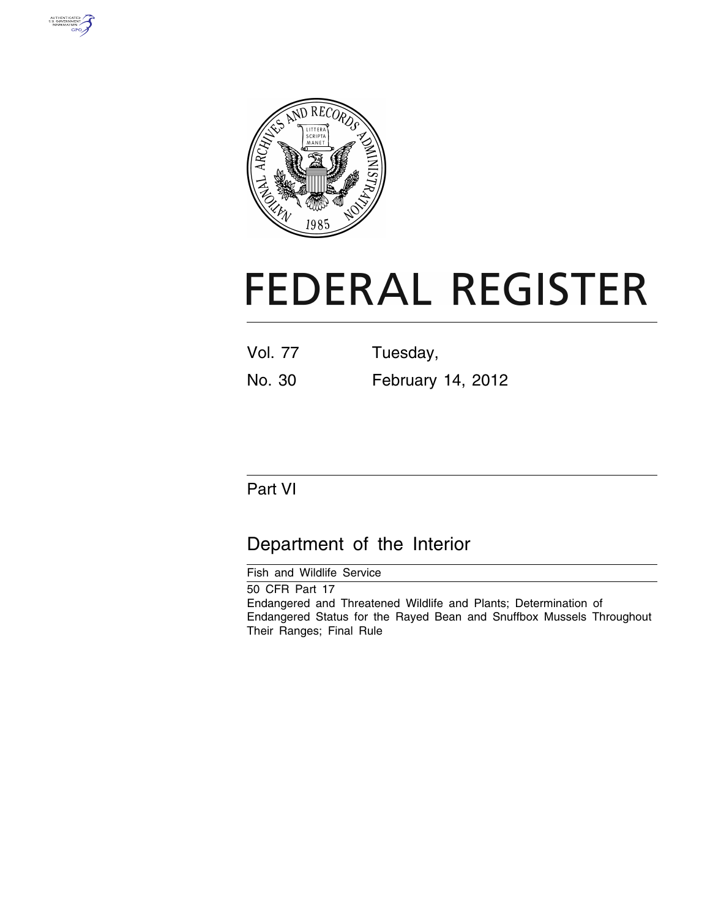# FEDERAL REGISTER

Vol. 77 Tuesday,

No. 30 February 14, 2012

## Part VI

## Department of the Interior

Fish and Wildlife Service

50 CFR Part 17

Endangered and Threatened Wildlife and Plants; Determination of Endangered Status for the Rayed Bean and Snuffbox Mussels Throughout Their Ranges; Final Rule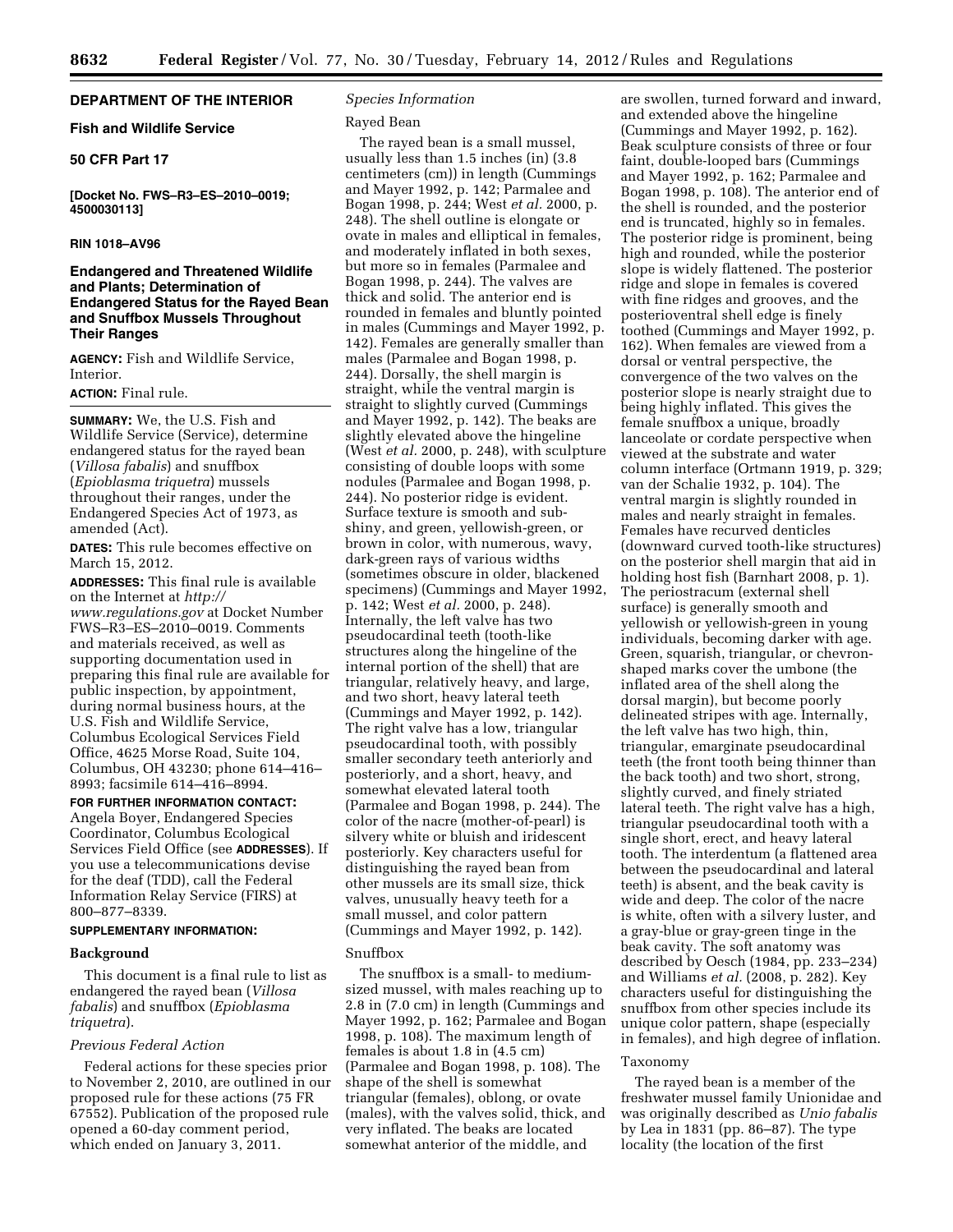## DEPARTMENT OF THE INTERIOR

### Fish and Wildlife Service

### 50 CFR Part 17

**[Docket No. FWS–R3–ES–2010–0019; 4500030113]**

### RIN 1018–AV96

## Endangered and Threatened Wildlife and Plants; Determination of Endangered Status for the Rayed Bean and Snuffbox Mussels Throughout Their Ranges

**AGENCY:** Fish and Wildlife Service, Interior.

**ACTION:** Final rule.

**SUMMARY:** We, the U.S. Fish and Wildlife Service (Service), determine endangered status for the rayed bean (*Villosa fabalis*) and snuffbox (*Epioblasma triquetra*) mussels throughout their ranges, under the Endangered Species Act of 1973, as amended (Act).

**DATES:** This rule becomes effective on March 15, 2012.

**ADDRESSES:** This final rule is available on the Internet at *http://www.regulations.gov* at Docket Number FWS–R3–ES–2010–0019. Comments and materials received, as well as supporting documentation used in preparing this final rule are available for public inspection, by appointment, during normal business hours, at the U.S. Fish and Wildlife Service, Columbus Ecological Services Field Office, 4625 Morse Road, Suite 104, Columbus, OH 43230; phone 614–416–8993; facsimile 614–416–8994.

**FOR FURTHER INFORMATION CONTACT:** Angela Boyer, Endangered Species Coordinator, Columbus Ecological Services Field Office (see **ADDRESSES**). If you use a telecommunications devise for the deaf (TDD), call the Federal Information Relay Service (FIRS) at 800–877–8339.

**SUPPLEMENTARY INFORMATION:**

### Background

This document is a final rule to list as endangered the rayed bean (*Villosa fabalis*) and snuffbox (*Epioblasma triquetra*).

#### *Previous Federal Action*

Federal actions for these species prior to November 2, 2010, are outlined in our proposed rule for these actions (75 FR 67552). Publication of the proposed rule opened a 60-day comment period, which ended on January 3, 2011.

#### *Species Information*

##### Rayed Bean

The rayed bean is a small mussel, usually less than 1.5 inches (in) (3.8 centimeters (cm)) in length (Cummings and Mayer 1992, p. 142; Parmalee and Bogan 1998, p. 244; West *et al.* 2000, p. 248). The shell outline is elongate or ovate in males and elliptical in females, and moderately inflated in both sexes, but more so in females (Parmalee and Bogan 1998, p. 244). The valves are thick and solid. The anterior end is rounded in females and bluntly pointed in males (Cummings and Mayer 1992, p. 142). Females are generally smaller than males (Parmalee and Bogan 1998, p. 244). Dorsally, the shell margin is straight, while the ventral margin is straight to slightly curved (Cummings and Mayer 1992, p. 142). The beaks are slightly elevated above the hingeline (West *et al.* 2000, p. 248), with sculpture consisting of double loops with some nodules (Parmalee and Bogan 1998, p. 244). No posterior ridge is evident. Surface texture is smooth and sub-shiny, and green, yellowish-green, or brown in color, with numerous, wavy, dark-green rays of various widths (sometimes obscure in older, blackened specimens) (Cummings and Mayer 1992, p. 142; West *et al.* 2000, p. 248). Internally, the left valve has two pseudocardinal teeth (tooth-like structures along the hingeline of the internal portion of the shell) that are triangular, relatively heavy, and large, and two short, heavy lateral teeth (Cummings and Mayer 1992, p. 142). The right valve has a low, triangular pseudocardinal tooth, with possibly smaller secondary teeth anteriorly and posteriorly, and a short, heavy, and somewhat elevated lateral tooth (Parmalee and Bogan 1998, p. 244). The color of the nacre (mother-of-pearl) is silvery white or bluish and iridescent posteriorly. Key characters useful for distinguishing the rayed bean from other mussels are its small size, thick valves, unusually heavy teeth for a small mussel, and color pattern (Cummings and Mayer 1992, p. 142).

##### Snuffbox

The snuffbox is a small- to medium-sized mussel, with males reaching up to 2.8 in (7.0 cm) in length (Cummings and Mayer 1992, p. 162; Parmalee and Bogan 1998, p. 108). The maximum length of females is about 1.8 in (4.5 cm) (Parmalee and Bogan 1998, p. 108). The shape of the shell is somewhat triangular (females), oblong, or ovate (males), with the valves solid, thick, and very inflated. The beaks are located somewhat anterior of the middle, and are swollen, turned forward and inward, and extended above the hingeline (Cummings and Mayer 1992, p. 162). Beak sculpture consists of three or four faint, double-looped bars (Cummings and Mayer 1992, p. 162; Parmalee and Bogan 1998, p. 108). The anterior end of the shell is rounded, and the posterior end is truncated, highly so in females. The posterior ridge is prominent, being high and rounded, while the posterior slope is widely flattened. The posterior ridge and slope in females is covered with fine ridges and grooves, and the posterioventral shell edge is finely toothed (Cummings and Mayer 1992, p. 162). When females are viewed from a dorsal or ventral perspective, the convergence of the two valves on the posterior slope is nearly straight due to being highly inflated. This gives the female snuffbox a unique, broadly lanceolate or cordate perspective when viewed at the substrate and water column interface (Ortmann 1919, p. 329; van der Schalie 1932, p. 104). The ventral margin is slightly rounded in males and nearly straight in females. Females have recurved denticles (downward curved tooth-like structures) on the posterior shell margin that aid in holding host fish (Barnhart 2008, p. 1). The periostracum (external shell surface) is generally smooth and yellowish or yellowish-green in young individuals, becoming darker with age. Green, squarish, triangular, or chevron-shaped marks cover the umbone (the inflated area of the shell along the dorsal margin), but become poorly delineated stripes with age. Internally, the left valve has two high, thin, triangular, emarginate pseudocardinal teeth (the front tooth being thinner than the back tooth) and two short, strong, slightly curved, and finely striated lateral teeth. The right valve has a high, triangular pseudocardinal tooth with a single short, erect, and heavy lateral tooth. The interdentum (a flattened area between the pseudocardinal and lateral teeth) is absent, and the beak cavity is wide and deep. The color of the nacre is white, often with a silvery luster, and a gray-blue or gray-green tinge in the beak cavity. The soft anatomy was described by Oesch (1984, pp. 233–234) and Williams *et al.* (2008, p. 282). Key characters useful for distinguishing the snuffbox from other species include its unique color pattern, shape (especially in females), and high degree of inflation.

##### Taxonomy

The rayed bean is a member of the freshwater mussel family Unionidae and was originally described as *Unio fabalis* by Lea in 1831 (pp. 86–87). The type locality (the location of the first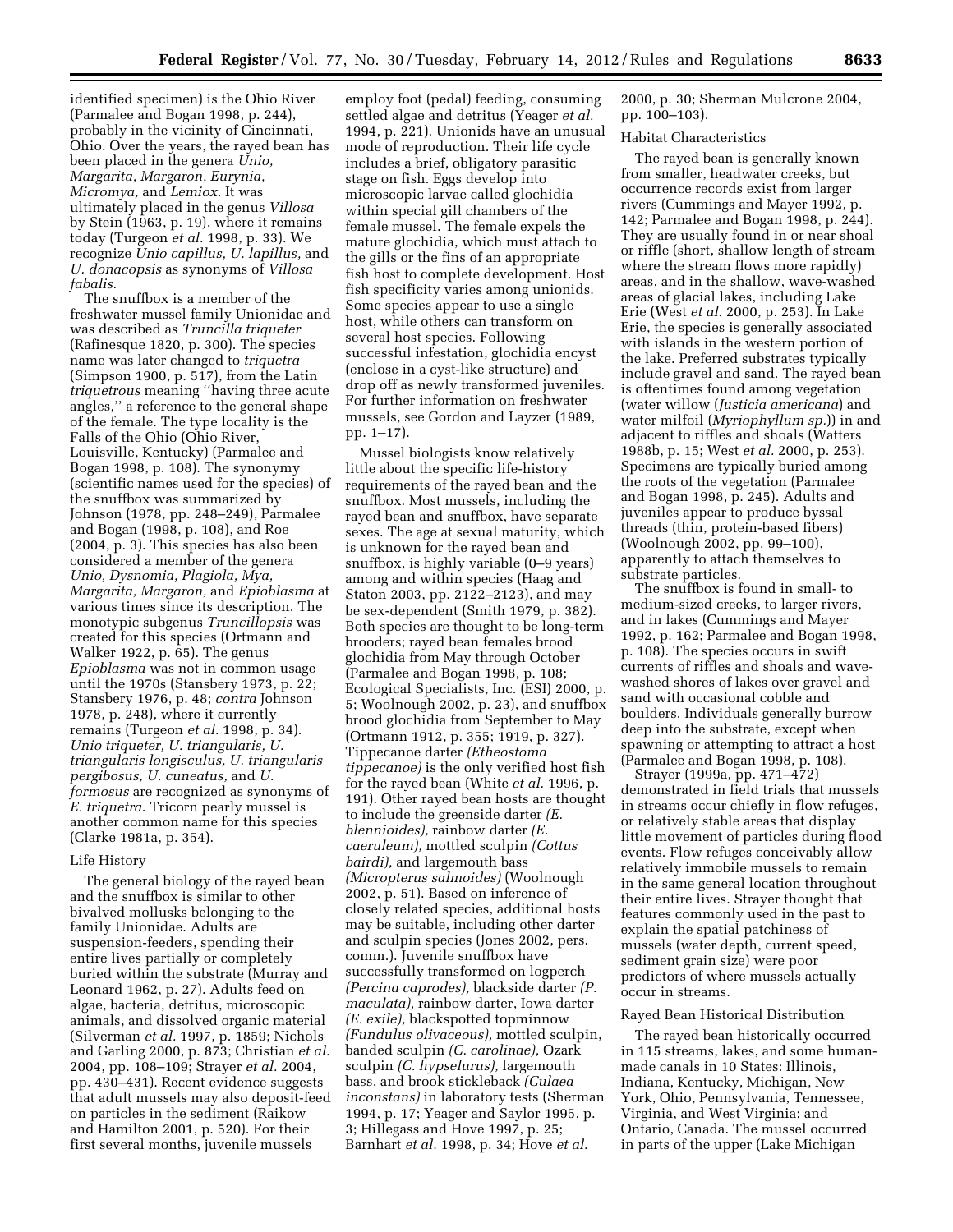identified specimen) is the Ohio River (Parmalee and Bogan 1998, p. 244), probably in the vicinity of Cincinnati, Ohio. Over the years, the rayed bean has been placed in the genera *Unio, Margarita, Margaron, Eurynia, Micromya,* and *Lemiox*. It was ultimately placed in the genus *Villosa* by Stein (1963, p. 19), where it remains today (Turgeon *et al.* 1998, p. 33). We recognize *Unio capillus, U. lapillus,* and *U. donacopsis* as synonyms of *Villosa fabalis*.

The snuffbox is a member of the freshwater mussel family Unionidae and was described as *Truncilla triqueter* (Rafinesque 1820, p. 300). The species name was later changed to *triquetra* (Simpson 1900, p. 517), from the Latin *triquetrous* meaning ''having three acute angles,'' a reference to the general shape of the female. The type locality is the Falls of the Ohio (Ohio River, Louisville, Kentucky) (Parmalee and Bogan 1998, p. 108). The synonymy (scientific names used for the species) of the snuffbox was summarized by Johnson (1978, pp. 248–249), Parmalee and Bogan (1998, p. 108), and Roe (2004, p. 3). This species has also been considered a member of the genera *Unio, Dysnomia, Plagiola, Mya, Margarita, Margaron,* and *Epioblasma* at various times since its description. The monotypic subgenus *Truncillopsis* was created for this species (Ortmann and Walker 1922, p. 65). The genus *Epioblasma* was not in common usage until the 1970s (Stansbery 1973, p. 22; Stansbery 1976, p. 48; *contra* Johnson 1978, p. 248), where it currently remains (Turgeon *et al.* 1998, p. 34). *Unio triqueter, U. triangularis, U. triangularis longisculus, U. triangularis pergibosus, U. cuneatus,* and *U. formosus* are recognized as synonyms of *E. triquetra*. Tricorn pearly mussel is another common name for this species (Clarke 1981a, p. 354).

## Life History

The general biology of the rayed bean and the snuffbox is similar to other bivalved mollusks belonging to the family Unionidae. Adults are suspension-feeders, spending their entire lives partially or completely buried within the substrate (Murray and Leonard 1962, p. 27). Adults feed on algae, bacteria, detritus, microscopic animals, and dissolved organic material (Silverman *et al.* 1997, p. 1859; Nichols and Garling 2000, p. 873; Christian *et al.* 2004, pp. 108–109; Strayer *et al.* 2004, pp. 430–431). Recent evidence suggests that adult mussels may also deposit-feed on particles in the sediment (Raikow and Hamilton 2001, p. 520). For their first several months, juvenile mussels employ foot (pedal) feeding, consuming settled algae and detritus (Yeager *et al.* 1994, p. 221). Unionids have an unusual mode of reproduction. Their life cycle includes a brief, obligatory parasitic stage on fish. Eggs develop into microscopic larvae called glochidia within special gill chambers of the female mussel. The female expels the mature glochidia, which must attach to the gills or the fins of an appropriate fish host to complete development. Host fish specificity varies among unionids. Some species appear to use a single host, while others can transform on several host species. Following successful infestation, glochidia encyst (enclose in a cyst-like structure) and drop off as newly transformed juveniles. For further information on freshwater mussels, see Gordon and Layzer (1989, pp. 1–17).

Mussel biologists know relatively little about the specific life-history requirements of the rayed bean and the snuffbox. Most mussels, including the rayed bean and snuffbox, have separate sexes. The age at sexual maturity, which is unknown for the rayed bean and snuffbox, is highly variable (0–9 years) among and within species (Haag and Staton 2003, pp. 2122–2123), and may be sex-dependent (Smith 1979, p. 382). Both species are thought to be long-term brooders; rayed bean females brood glochidia from May through October (Parmalee and Bogan 1998, p. 108; Ecological Specialists, Inc. (ESI) 2000, p. 5; Woolnough 2002, p. 23), and snuffbox brood glochidia from September to May (Ortmann 1912, p. 355; 1919, p. 327). Tippecanoe darter *(Etheostoma tippecanoe)* is the only verified host fish for the rayed bean (White *et al.* 1996, p. 191). Other rayed bean hosts are thought to include the greenside darter *(E. blennioides),* rainbow darter *(E. caeruleum),* mottled sculpin *(Cottus bairdi),* and largemouth bass *(Micropterus salmoides)* (Woolnough 2002, p. 51). Based on inference of closely related species, additional hosts may be suitable, including other darter and sculpin species (Jones 2002, pers. comm.). Juvenile snuffbox have successfully transformed on logperch *(Percina caprodes),* blackside darter *(P. maculata),* rainbow darter, Iowa darter *(E. exile),* blackspotted topminnow *(Fundulus olivaceous),* mottled sculpin, banded sculpin *(C. carolinae),* Ozark sculpin *(C. hypselurus),* largemouth bass, and brook stickleback *(Culaea inconstans)* in laboratory tests (Sherman 1994, p. 17; Yeager and Saylor 1995, p. 3; Hillegass and Hove 1997, p. 25; Barnhart *et al.* 1998, p. 34; Hove *et al.* 2000, p. 30; Sherman Mulcrone 2004, pp. 100–103).

## Habitat Characteristics

The rayed bean is generally known from smaller, headwater creeks, but occurrence records exist from larger rivers (Cummings and Mayer 1992, p. 142; Parmalee and Bogan 1998, p. 244). They are usually found in or near shoal or riffle (short, shallow length of stream where the stream flows more rapidly) areas, and in the shallow, wave-washed areas of glacial lakes, including Lake Erie (West *et al.* 2000, p. 253). In Lake Erie, the species is generally associated with islands in the western portion of the lake. Preferred substrates typically include gravel and sand. The rayed bean is oftentimes found among vegetation (water willow (*Justicia americana*) and water milfoil (*Myriophyllum sp.*)) in and adjacent to riffles and shoals (Watters 1988b, p. 15; West *et al.* 2000, p. 253). Specimens are typically buried among the roots of the vegetation (Parmalee and Bogan 1998, p. 245). Adults and juveniles appear to produce byssal threads (thin, protein-based fibers) (Woolnough 2002, pp. 99–100), apparently to attach themselves to substrate particles.

The snuffbox is found in small- to medium-sized creeks, to larger rivers, and in lakes (Cummings and Mayer 1992, p. 162; Parmalee and Bogan 1998, p. 108). The species occurs in swift currents of riffles and shoals and wave-washed shores of lakes over gravel and sand with occasional cobble and boulders. Individuals generally burrow deep into the substrate, except when spawning or attempting to attract a host (Parmalee and Bogan 1998, p. 108).

Strayer (1999a, pp. 471–472) demonstrated in field trials that mussels in streams occur chiefly in flow refuges, or relatively stable areas that display little movement of particles during flood events. Flow refuges conceivably allow relatively immobile mussels to remain in the same general location throughout their entire lives. Strayer thought that features commonly used in the past to explain the spatial patchiness of mussels (water depth, current speed, sediment grain size) were poor predictors of where mussels actually occur in streams.

## Rayed Bean Historical Distribution

The rayed bean historically occurred in 115 streams, lakes, and some human-made canals in 10 States: Illinois, Indiana, Kentucky, Michigan, New York, Ohio, Pennsylvania, Tennessee, Virginia, and West Virginia; and Ontario, Canada. The mussel occurred in parts of the upper (Lake Michigan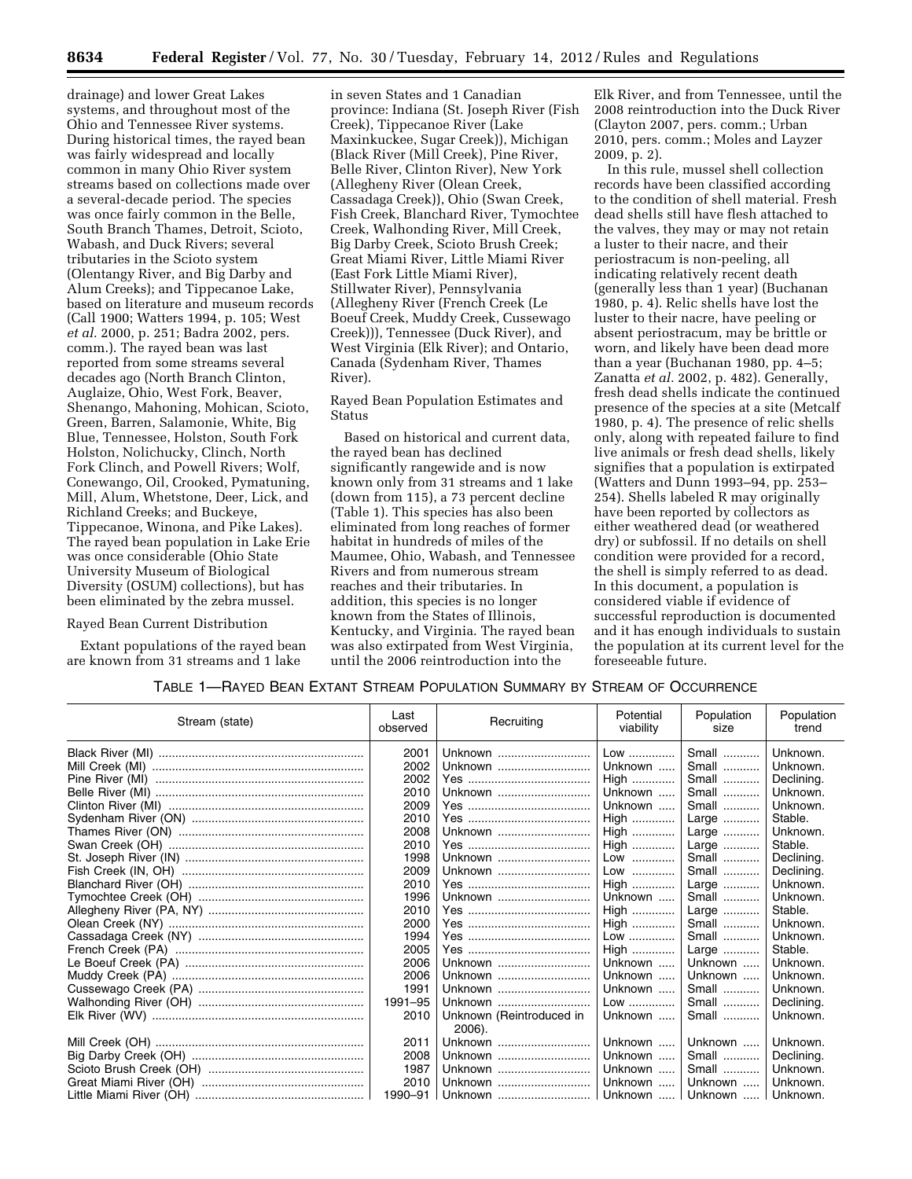drainage) and lower Great Lakes systems, and throughout most of the Ohio and Tennessee River systems. During historical times, the rayed bean was fairly widespread and locally common in many Ohio River system streams based on collections made over a several-decade period. The species was once fairly common in the Belle, South Branch Thames, Detroit, Scioto, Wabash, and Duck Rivers; several tributaries in the Scioto system (Olentangy River, and Big Darby and Alum Creeks); and Tippecanoe Lake, based on literature and museum records (Call 1900; Watters 1994, p. 105; West *et al.* 2000, p. 251; Badra 2002, pers. comm.). The rayed bean was last reported from some streams several decades ago (North Branch Clinton, Auglaize, Ohio, West Fork, Beaver, Shenango, Mahoning, Mohican, Scioto, Green, Barren, Salamonie, White, Big Blue, Tennessee, Holston, South Fork Holston, Nolichucky, Clinch, North Fork Clinch, and Powell Rivers; Wolf, Conewango, Oil, Crooked, Pymatuning, Mill, Alum, Whetstone, Deer, Lick, and Richland Creeks; and Buckeye, Tippecanoe, Winona, and Pike Lakes). The rayed bean population in Lake Erie was once considerable (Ohio State University Museum of Biological Diversity (OSUM) collections), but has been eliminated by the zebra mussel.

Rayed Bean Current Distribution

Extant populations of the rayed bean are known from 31 streams and 1 lake in seven States and 1 Canadian province: Indiana (St. Joseph River (Fish Creek), Tippecanoe River (Lake Maxinkuckee, Sugar Creek)), Michigan (Black River (Mill Creek), Pine River, Belle River, Clinton River), New York (Allegheny River (Olean Creek, Cassadaga Creek)), Ohio (Swan Creek, Fish Creek, Blanchard River, Tymochtee Creek, Walhonding River, Mill Creek, Big Darby Creek, Scioto Brush Creek; Great Miami River, Little Miami River (East Fork Little Miami River), Stillwater River), Pennsylvania (Allegheny River (French Creek (Le Boeuf Creek, Muddy Creek, Cussewago Creek))), Tennessee (Duck River), and West Virginia (Elk River); and Ontario, Canada (Sydenham River, Thames River).

Rayed Bean Population Estimates and Status

Based on historical and current data, the rayed bean has declined significantly rangewide and is now known only from 31 streams and 1 lake (down from 115), a 73 percent decline (Table 1). This species has also been eliminated from long reaches of former habitat in hundreds of miles of the Maumee, Ohio, Wabash, and Tennessee Rivers and from numerous stream reaches and their tributaries. In addition, this species is no longer known from the States of Illinois, Kentucky, and Virginia. The rayed bean was also extirpated from West Virginia, until the 2006 reintroduction into the Elk River, and from Tennessee, until the 2008 reintroduction into the Duck River (Clayton 2007, pers. comm.; Urban 2010, pers. comm.; Moles and Layzer 2009, p. 2).

In this rule, mussel shell collection records have been classified according to the condition of shell material. Fresh dead shells still have flesh attached to the valves, they may or may not retain a luster to their nacre, and their periostracum is non-peeling, all indicating relatively recent death (generally less than 1 year) (Buchanan 1980, p. 4). Relic shells have lost the luster to their nacre, have peeling or absent periostracum, may be brittle or worn, and likely have been dead more than a year (Buchanan 1980, pp. 4–5; Zanatta *et al.* 2002, p. 482). Generally, fresh dead shells indicate the continued presence of the species at a site (Metcalf 1980, p. 4). The presence of relic shells only, along with repeated failure to find live animals or fresh dead shells, likely signifies that a population is extirpated (Watters and Dunn 1993–94, pp. 253–254). Shells labeled R may originally have been reported by collectors as either weathered dead (or weathered dry) or subfossil. If no details on shell condition were provided for a record, the shell is simply referred to as dead. In this document, a population is considered viable if evidence of successful reproduction is documented and it has enough individuals to sustain the population at its current level for the foreseeable future.

TABLE 1—RAYED BEAN EXTANT STREAM POPULATION SUMMARY BY STREAM OF OCCURRENCE

| Stream (state) | Last observed | Recruiting | Potential viability | Population size | Population trend |
|---|---|---|---|---|---|
| Black River (MI) | 2001 | Unknown | Low | Small | Unknown. |
| Mill Creek (MI) | 2002 | Unknown | Unknown | Small | Unknown. |
| Pine River (MI) | 2002 | Yes | High | Small | Declining. |
| Belle River (MI) | 2010 | Unknown | Unknown | Small | Unknown. |
| Clinton River (MI) | 2009 | Yes | Unknown | Small | Unknown. |
| Sydenham River (ON) | 2010 | Yes | High | Large | Stable. |
| Thames River (ON) | 2008 | Unknown | High | Large | Unknown. |
| Swan Creek (OH) | 2010 | Yes | High | Large | Stable. |
| St. Joseph River (IN) | 1998 | Unknown | Low | Small | Declining. |
| Fish Creek (IN, OH) | 2009 | Unknown | Low | Small | Declining. |
| Blanchard River (OH) | 2010 | Yes | High | Large | Unknown. |
| Tymochtee Creek (OH) | 1996 | Unknown | Unknown | Small | Unknown. |
| Allegheny River (PA, NY) | 2010 | Yes | High | Large | Stable. |
| Olean Creek (NY) | 2000 | Yes | High | Small | Unknown. |
| Cassadaga Creek (NY) | 1994 | Yes | Low | Small | Unknown. |
| French Creek (PA) | 2005 | Yes | High | Large | Stable. |
| Le Boeuf Creek (PA) | 2006 | Unknown | Unknown | Unknown | Unknown. |
| Muddy Creek (PA) | 2006 | Unknown | Unknown | Unknown | Unknown. |
| Cussewago Creek (PA) | 1991 | Unknown | Unknown | Small | Unknown. |
| Walhonding River (OH) | 1991–95 | Unknown | Low | Small | Declining. |
| Elk River (WV) | 2010 | Unknown (Reintroduced in 2006). | Unknown | Small | Unknown. |
| Mill Creek (OH) | 2011 | Unknown | Unknown | Unknown | Unknown. |
| Big Darby Creek (OH) | 2008 | Unknown | Unknown | Small | Declining. |
| Scioto Brush Creek (OH) | 1987 | Unknown | Unknown | Small | Unknown. |
| Great Miami River (OH) | 2010 | Unknown | Unknown | Unknown | Unknown. |
| Little Miami River (OH) | 1990–91 | Unknown | Unknown | Unknown | Unknown. |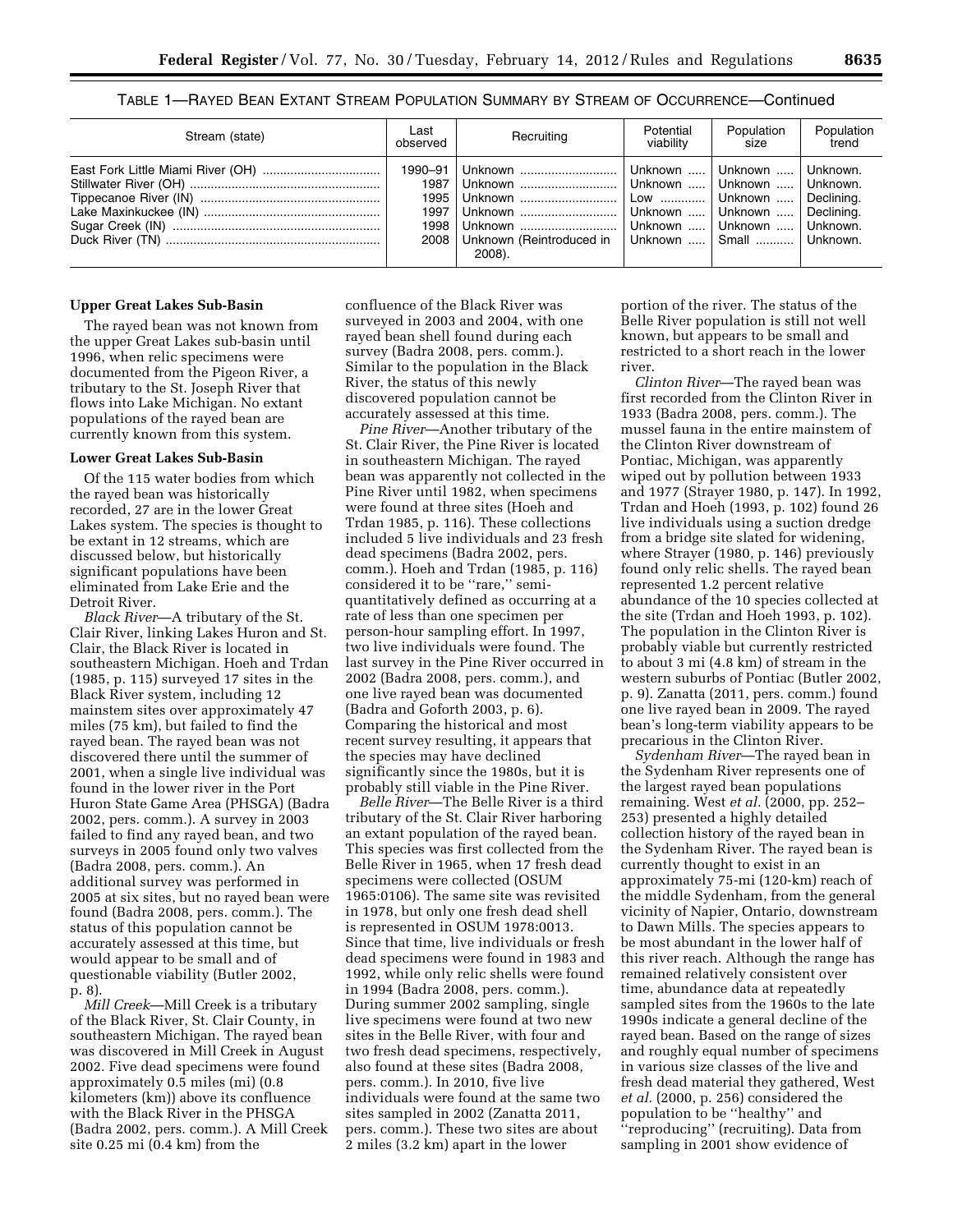TABLE 1—RAYED BEAN EXTANT STREAM POPULATION SUMMARY BY STREAM OF OCCURRENCE—Continued

| Stream (state) | Last observed | Recruiting | Potential viability | Population size | Population trend |
| --- | --- | --- | --- | --- | --- |
| East Fork Little Miami River (OH) | 1990–91 | Unknown | Unknown | Unknown | Unknown. |
| Stillwater River (OH) | 1987 | Unknown | Unknown | Unknown | Unknown. |
| Tippecanoe River (IN) | 1995 | Unknown | Low | Unknown | Declining. |
| Lake Maxinkuckee (IN) | 1997 | Unknown | Unknown | Unknown | Declining. |
| Sugar Creek (IN) | 1998 | Unknown | Unknown | Unknown | Unknown. |
| Duck River (TN) | 2008 | Unknown (Reintroduced in 2008). | Unknown | Small | Unknown. |

**Upper Great Lakes Sub-Basin**

The rayed bean was not known from the upper Great Lakes sub-basin until 1996, when relic specimens were documented from the Pigeon River, a tributary to the St. Joseph River that flows into Lake Michigan. No extant populations of the rayed bean are currently known from this system.

**Lower Great Lakes Sub-Basin**

Of the 115 water bodies from which the rayed bean was historically recorded, 27 are in the lower Great Lakes system. The species is thought to be extant in 12 streams, which are discussed below, but historically significant populations have been eliminated from Lake Erie and the Detroit River.

*Black River*—A tributary of the St. Clair River, linking Lakes Huron and St. Clair, the Black River is located in southeastern Michigan. Hoeh and Trdan (1985, p. 115) surveyed 17 sites in the Black River system, including 12 mainstem sites over approximately 47 miles (75 km), but failed to find the rayed bean. The rayed bean was not discovered there until the summer of 2001, when a single live individual was found in the lower river in the Port Huron State Game Area (PHSGA) (Badra 2002, pers. comm.). A survey in 2003 failed to find any rayed bean, and two surveys in 2005 found only two valves (Badra 2008, pers. comm.). An additional survey was performed in 2005 at six sites, but no rayed bean were found (Badra 2008, pers. comm.). The status of this population cannot be accurately assessed at this time, but would appear to be small and of questionable viability (Butler 2002, p. 8).

*Mill Creek*—Mill Creek is a tributary of the Black River, St. Clair County, in southeastern Michigan. The rayed bean was discovered in Mill Creek in August 2002. Five dead specimens were found approximately 0.5 miles (mi) (0.8 kilometers (km)) above its confluence with the Black River in the PHSGA (Badra 2002, pers. comm.). A Mill Creek site 0.25 mi (0.4 km) from the confluence of the Black River was surveyed in 2003 and 2004, with one rayed bean shell found during each survey (Badra 2008, pers. comm.). Similar to the population in the Black River, the status of this newly discovered population cannot be accurately assessed at this time.

*Pine River*—Another tributary of the St. Clair River, the Pine River is located in southeastern Michigan. The rayed bean was apparently not collected in the Pine River until 1982, when specimens were found at three sites (Hoeh and Trdan 1985, p. 116). These collections included 5 live individuals and 23 fresh dead specimens (Badra 2002, pers. comm.). Hoeh and Trdan (1985, p. 116) considered it to be ''rare,'' semi-quantitatively defined as occurring at a rate of less than one specimen per person-hour sampling effort. In 1997, two live individuals were found. The last survey in the Pine River occurred in 2002 (Badra 2008, pers. comm.), and one live rayed bean was documented (Badra and Goforth 2003, p. 6). Comparing the historical and most recent survey resulting, it appears that the species may have declined significantly since the 1980s, but it is probably still viable in the Pine River.

*Belle River*—The Belle River is a third tributary of the St. Clair River harboring an extant population of the rayed bean. This species was first collected from the Belle River in 1965, when 17 fresh dead specimens were collected (OSUM 1965:0106). The same site was revisited in 1978, but only one fresh dead shell is represented in OSUM 1978:0013. Since that time, live individuals or fresh dead specimens were found in 1983 and 1992, while only relic shells were found in 1994 (Badra 2008, pers. comm.). During summer 2002 sampling, single live specimens were found at two new sites in the Belle River, with four and two fresh dead specimens, respectively, also found at these sites (Badra 2008, pers. comm.). In 2010, five live individuals were found at the same two sites sampled in 2002 (Zanatta 2011, pers. comm.). These two sites are about 2 miles (3.2 km) apart in the lower portion of the river. The status of the Belle River population is still not well known, but appears to be small and restricted to a short reach in the lower river.

*Clinton River*—The rayed bean was first recorded from the Clinton River in 1933 (Badra 2008, pers. comm.). The mussel fauna in the entire mainstem of the Clinton River downstream of Pontiac, Michigan, was apparently wiped out by pollution between 1933 and 1977 (Strayer 1980, p. 147). In 1992, Trdan and Hoeh (1993, p. 102) found 26 live individuals using a suction dredge from a bridge site slated for widening, where Strayer (1980, p. 146) previously found only relic shells. The rayed bean represented 1.2 percent relative abundance of the 10 species collected at the site (Trdan and Hoeh 1993, p. 102). The population in the Clinton River is probably viable but currently restricted to about 3 mi (4.8 km) of stream in the western suburbs of Pontiac (Butler 2002, p. 9). Zanatta (2011, pers. comm.) found one live rayed bean in 2009. The rayed bean's long-term viability appears to be precarious in the Clinton River.

*Sydenham River*—The rayed bean in the Sydenham River represents one of the largest rayed bean populations remaining. West *et al.* (2000, pp. 252–253) presented a highly detailed collection history of the rayed bean in the Sydenham River. The rayed bean is currently thought to exist in an approximately 75-mi (120-km) reach of the middle Sydenham, from the general vicinity of Napier, Ontario, downstream to Dawn Mills. The species appears to be most abundant in the lower half of this river reach. Although the range has remained relatively consistent over time, abundance data at repeatedly sampled sites from the 1960s to the late 1990s indicate a general decline of the rayed bean. Based on the range of sizes and roughly equal number of specimens in various size classes of the live and fresh dead material they gathered, West *et al.* (2000, p. 256) considered the population to be ''healthy'' and ''reproducing'' (recruiting). Data from sampling in 2001 show evidence of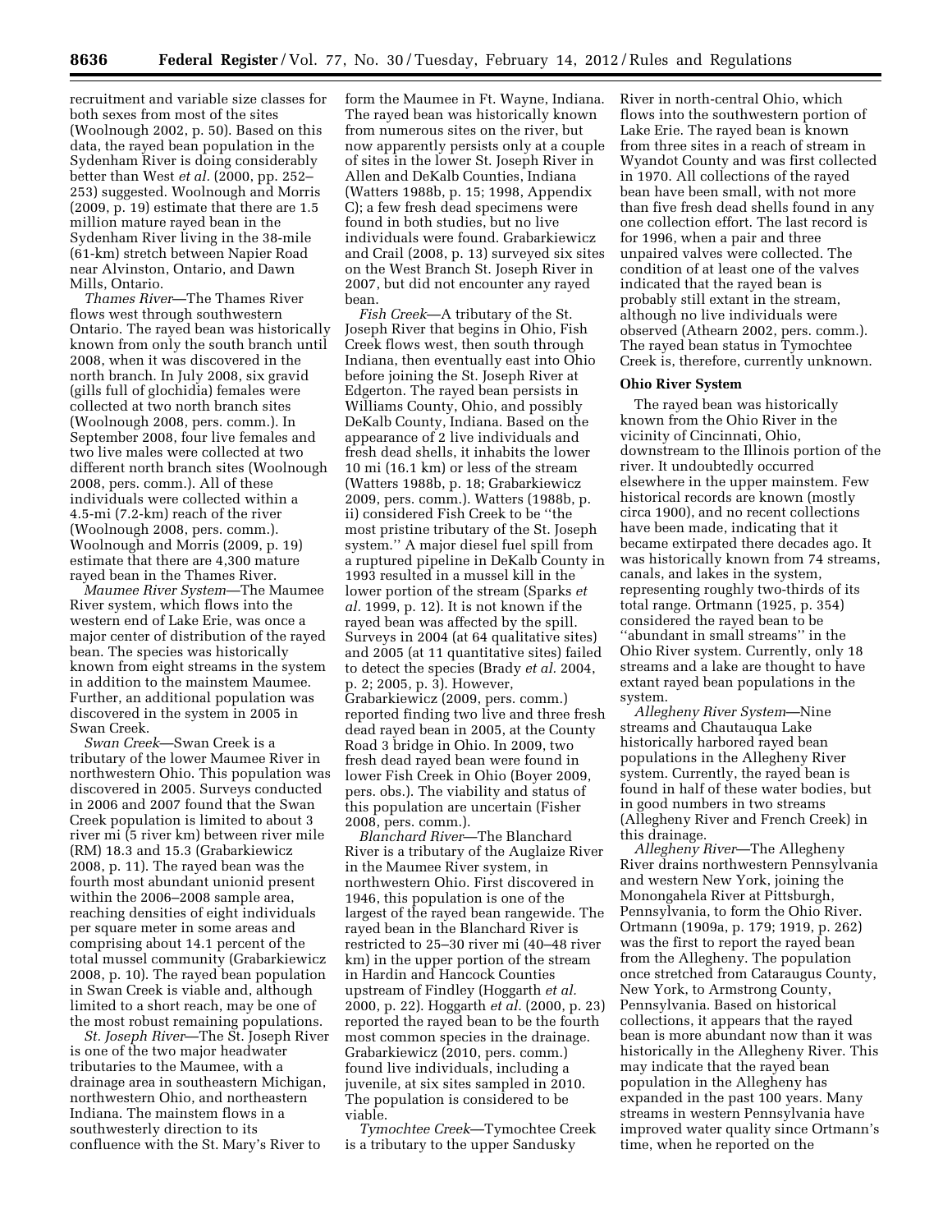recruitment and variable size classes for both sexes from most of the sites (Woolnough 2002, p. 50). Based on this data, the rayed bean population in the Sydenham River is doing considerably better than West *et al.* (2000, pp. 252–253) suggested. Woolnough and Morris (2009, p. 19) estimate that there are 1.5 million mature rayed bean in the Sydenham River living in the 38-mile (61-km) stretch between Napier Road near Alvinston, Ontario, and Dawn Mills, Ontario.

*Thames River*—The Thames River flows west through southwestern Ontario. The rayed bean was historically known from only the south branch until 2008, when it was discovered in the north branch. In July 2008, six gravid (gills full of glochidia) females were collected at two north branch sites (Woolnough 2008, pers. comm.). In September 2008, four live females and two live males were collected at two different north branch sites (Woolnough 2008, pers. comm.). All of these individuals were collected within a 4.5-mi (7.2-km) reach of the river (Woolnough 2008, pers. comm.). Woolnough and Morris (2009, p. 19) estimate that there are 4,300 mature rayed bean in the Thames River.

*Maumee River System*—The Maumee River system, which flows into the western end of Lake Erie, was once a major center of distribution of the rayed bean. The species was historically known from eight streams in the system in addition to the mainstem Maumee. Further, an additional population was discovered in the system in 2005 in Swan Creek.

*Swan Creek*—Swan Creek is a tributary of the lower Maumee River in northwestern Ohio. This population was discovered in 2005. Surveys conducted in 2006 and 2007 found that the Swan Creek population is limited to about 3 river mi (5 river km) between river mile (RM) 18.3 and 15.3 (Grabarkiewicz 2008, p. 11). The rayed bean was the fourth most abundant unionid present within the 2006–2008 sample area, reaching densities of eight individuals per square meter in some areas and comprising about 14.1 percent of the total mussel community (Grabarkiewicz 2008, p. 10). The rayed bean population in Swan Creek is viable and, although limited to a short reach, may be one of the most robust remaining populations.

*St. Joseph River*—The St. Joseph River is one of the two major headwater tributaries to the Maumee, with a drainage area in southeastern Michigan, northwestern Ohio, and northeastern Indiana. The mainstem flows in a southwesterly direction to its confluence with the St. Mary's River to form the Maumee in Ft. Wayne, Indiana. The rayed bean was historically known from numerous sites on the river, but now apparently persists only at a couple of sites in the lower St. Joseph River in Allen and DeKalb Counties, Indiana (Watters 1988b, p. 15; 1998, Appendix C); a few fresh dead specimens were found in both studies, but no live individuals were found. Grabarkiewicz and Crail (2008, p. 13) surveyed six sites on the West Branch St. Joseph River in 2007, but did not encounter any rayed bean.

*Fish Creek*—A tributary of the St. Joseph River that begins in Ohio, Fish Creek flows west, then south through Indiana, then eventually east into Ohio before joining the St. Joseph River at Edgerton. The rayed bean persists in Williams County, Ohio, and possibly DeKalb County, Indiana. Based on the appearance of 2 live individuals and fresh dead shells, it inhabits the lower 10 mi (16.1 km) or less of the stream (Watters 1988b, p. 18; Grabarkiewicz 2009, pers. comm.). Watters (1988b, p. ii) considered Fish Creek to be ''the most pristine tributary of the St. Joseph system.'' A major diesel fuel spill from a ruptured pipeline in DeKalb County in 1993 resulted in a mussel kill in the lower portion of the stream (Sparks *et al.* 1999, p. 12). It is not known if the rayed bean was affected by the spill. Surveys in 2004 (at 64 qualitative sites) and 2005 (at 11 quantitative sites) failed to detect the species (Brady *et al.* 2004, p. 2; 2005, p. 3). However, Grabarkiewicz (2009, pers. comm.) reported finding two live and three fresh dead rayed bean in 2005, at the County Road 3 bridge in Ohio. In 2009, two fresh dead rayed bean were found in lower Fish Creek in Ohio (Boyer 2009, pers. obs.). The viability and status of this population are uncertain (Fisher 2008, pers. comm.).

*Blanchard River*—The Blanchard River is a tributary of the Auglaize River in the Maumee River system, in northwestern Ohio. First discovered in 1946, this population is one of the largest of the rayed bean rangewide. The rayed bean in the Blanchard River is restricted to 25–30 river mi (40–48 river km) in the upper portion of the stream in Hardin and Hancock Counties upstream of Findley (Hoggarth *et al.* 2000, p. 22). Hoggarth *et al.* (2000, p. 23) reported the rayed bean to be the fourth most common species in the drainage. Grabarkiewicz (2010, pers. comm.) found live individuals, including a juvenile, at six sites sampled in 2010. The population is considered to be viable.

*Tymochtee Creek*—Tymochtee Creek is a tributary to the upper Sandusky River in north-central Ohio, which flows into the southwestern portion of Lake Erie. The rayed bean is known from three sites in a reach of stream in Wyandot County and was first collected in 1970. All collections of the rayed bean have been small, with not more than five fresh dead shells found in any one collection effort. The last record is for 1996, when a pair and three unpaired valves were collected. The condition of at least one of the valves indicated that the rayed bean is probably still extant in the stream, although no live individuals were observed (Athearn 2002, pers. comm.). The rayed bean status in Tymochtee Creek is, therefore, currently unknown.

## Ohio River System

The rayed bean was historically known from the Ohio River in the vicinity of Cincinnati, Ohio, downstream to the Illinois portion of the river. It undoubtedly occurred elsewhere in the upper mainstem. Few historical records are known (mostly circa 1900), and no recent collections have been made, indicating that it became extirpated there decades ago. It was historically known from 74 streams, canals, and lakes in the system, representing roughly two-thirds of its total range. Ortmann (1925, p. 354) considered the rayed bean to be ''abundant in small streams'' in the Ohio River system. Currently, only 18 streams and a lake are thought to have extant rayed bean populations in the system.

*Allegheny River System*—Nine streams and Chautauqua Lake historically harbored rayed bean populations in the Allegheny River system. Currently, the rayed bean is found in half of these water bodies, but in good numbers in two streams (Allegheny River and French Creek) in this drainage.

*Allegheny River*—The Allegheny River drains northwestern Pennsylvania and western New York, joining the Monongahela River at Pittsburgh, Pennsylvania, to form the Ohio River. Ortmann (1909a, p. 179; 1919, p. 262) was the first to report the rayed bean from the Allegheny. The population once stretched from Cataraugus County, New York, to Armstrong County, Pennsylvania. Based on historical collections, it appears that the rayed bean is more abundant now than it was historically in the Allegheny River. This may indicate that the rayed bean population in the Allegheny has expanded in the past 100 years. Many streams in western Pennsylvania have improved water quality since Ortmann's time, when he reported on the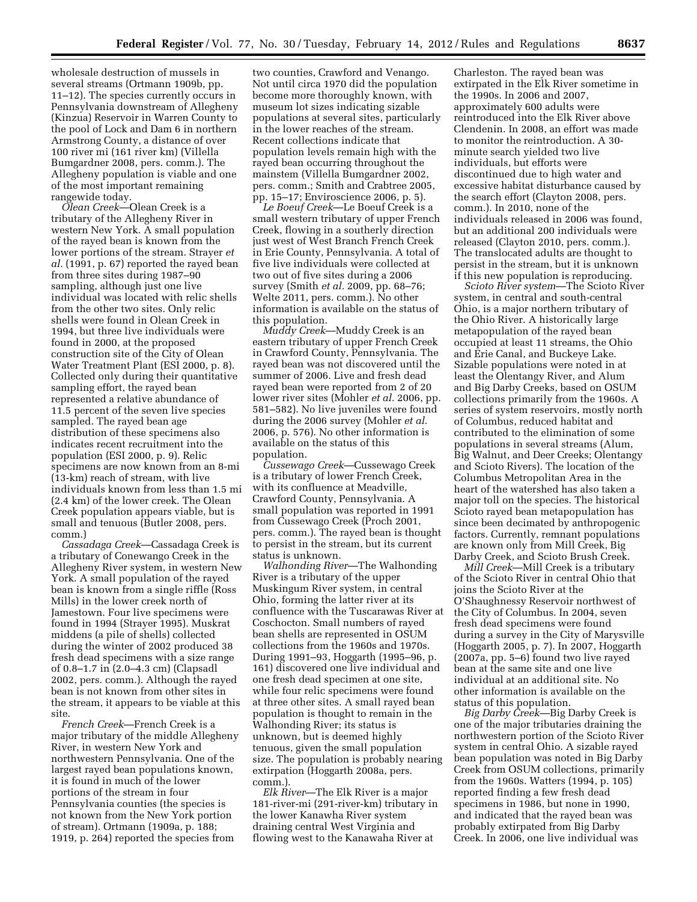wholesale destruction of mussels in several streams (Ortmann 1909b, pp. 11–12). The species currently occurs in Pennsylvania downstream of Allegheny (Kinzua) Reservoir in Warren County to the pool of Lock and Dam 6 in northern Armstrong County, a distance of over 100 river mi (161 river km) (Villella Bumgardner 2008, pers. comm.). The Allegheny population is viable and one of the most important remaining rangewide today.

*Olean Creek*—Olean Creek is a tributary of the Allegheny River in western New York. A small population of the rayed bean is known from the lower portions of the stream. Strayer *et al.* (1991, p. 67) reported the rayed bean from three sites during 1987–90 sampling, although just one live individual was located with relic shells from the other two sites. Only relic shells were found in Olean Creek in 1994, but three live individuals were found in 2000, at the proposed construction site of the City of Olean Water Treatment Plant (ESI 2000, p. 8). Collected only during their quantitative sampling effort, the rayed bean represented a relative abundance of 11.5 percent of the seven live species sampled. The rayed bean age distribution of these specimens also indicates recent recruitment into the population (ESI 2000, p. 9). Relic specimens are now known from an 8-mi (13-km) reach of stream, with live individuals known from less than 1.5 mi (2.4 km) of the lower creek. The Olean Creek population appears viable, but is small and tenuous (Butler 2008, pers. comm.)

*Cassadaga Creek*—Cassadaga Creek is a tributary of Conewango Creek in the Allegheny River system, in western New York. A small population of the rayed bean is known from a single riffle (Ross Mills) in the lower creek north of Jamestown. Four live specimens were found in 1994 (Strayer 1995). Muskrat middens (a pile of shells) collected during the winter of 2002 produced 38 fresh dead specimens with a size range of 0.8–1.7 in (2.0–4.3 cm) (Clapsadl 2002, pers. comm.). Although the rayed bean is not known from other sites in the stream, it appears to be viable at this site.

*French Creek*—French Creek is a major tributary of the middle Allegheny River, in western New York and northwestern Pennsylvania. One of the largest rayed bean populations known, it is found in much of the lower portions of the stream in four Pennsylvania counties (the species is not known from the New York portion of stream). Ortmann (1909a, p. 188; 1919, p. 264) reported the species from two counties, Crawford and Venango. Not until circa 1970 did the population become more thoroughly known, with museum lot sizes indicating sizable populations at several sites, particularly in the lower reaches of the stream. Recent collections indicate that population levels remain high with the rayed bean occurring throughout the mainstem (Villella Bumgardner 2002, pers. comm.; Smith and Crabtree 2005, pp. 15–17; Enviroscience 2006, p. 5).

*Le Boeuf Creek*—Le Boeuf Creek is a small western tributary of upper French Creek, flowing in a southerly direction just west of West Branch French Creek in Erie County, Pennsylvania. A total of five live individuals were collected at two out of five sites during a 2006 survey (Smith *et al.* 2009, pp. 68–76; Welte 2011, pers. comm.). No other information is available on the status of this population.

*Muddy Creek*—Muddy Creek is an eastern tributary of upper French Creek in Crawford County, Pennsylvania. The rayed bean was not discovered until the summer of 2006. Live and fresh dead rayed bean were reported from 2 of 20 lower river sites (Mohler *et al.* 2006, pp. 581–582). No live juveniles were found during the 2006 survey (Mohler *et al.* 2006, p. 576). No other information is available on the status of this population.

*Cussewago Creek*—Cussewago Creek is a tributary of lower French Creek, with its confluence at Meadville, Crawford County, Pennsylvania. A small population was reported in 1991 from Cussewago Creek (Proch 2001, pers. comm.). The rayed bean is thought to persist in the stream, but its current status is unknown.

*Walhonding River*—The Walhonding River is a tributary of the upper Muskingum River system, in central Ohio, forming the latter river at its confluence with the Tuscarawas River at Coschocton. Small numbers of rayed bean shells are represented in OSUM collections from the 1960s and 1970s. During 1991–93, Hoggarth (1995–96, p. 161) discovered one live individual and one fresh dead specimen at one site, while four relic specimens were found at three other sites. A small rayed bean population is thought to remain in the Walhonding River; its status is unknown, but is deemed highly tenuous, given the small population size. The population is probably nearing extirpation (Hoggarth 2008a, pers. comm.).

*Elk River*—The Elk River is a major 181-river-mi (291-river-km) tributary in the lower Kanawha River system draining central West Virginia and flowing west to the Kanawaha River at Charleston. The rayed bean was extirpated in the Elk River sometime in the 1990s. In 2006 and 2007, approximately 600 adults were reintroduced into the Elk River above Clendenin. In 2008, an effort was made to monitor the reintroduction. A 30-minute search yielded two live individuals, but efforts were discontinued due to high water and excessive habitat disturbance caused by the search effort (Clayton 2008, pers. comm.). In 2010, none of the individuals released in 2006 was found, but an additional 200 individuals were released (Clayton 2010, pers. comm.). The translocated adults are thought to persist in the stream, but it is unknown if this new population is reproducing.

*Scioto River system*—The Scioto River system, in central and south-central Ohio, is a major northern tributary of the Ohio River. A historically large metapopulation of the rayed bean occupied at least 11 streams, the Ohio and Erie Canal, and Buckeye Lake. Sizable populations were noted in at least the Olentangy River, and Alum and Big Darby Creeks, based on OSUM collections primarily from the 1960s. A series of system reservoirs, mostly north of Columbus, reduced habitat and contributed to the elimination of some populations in several streams (Alum, Big Walnut, and Deer Creeks; Olentangy and Scioto Rivers). The location of the Columbus Metropolitan Area in the heart of the watershed has also taken a major toll on the species. The historical Scioto rayed bean metapopulation has since been decimated by anthropogenic factors. Currently, remnant populations are known only from Mill Creek, Big Darby Creek, and Scioto Brush Creek.

*Mill Creek*—Mill Creek is a tributary of the Scioto River in central Ohio that joins the Scioto River at the O'Shaughnessy Reservoir northwest of the City of Columbus. In 2004, seven fresh dead specimens were found during a survey in the City of Marysville (Hoggarth 2005, p. 7). In 2007, Hoggarth (2007a, pp. 5–6) found two live rayed bean at the same site and one live individual at an additional site. No other information is available on the status of this population.

*Big Darby Creek*—Big Darby Creek is one of the major tributaries draining the northwestern portion of the Scioto River system in central Ohio. A sizable rayed bean population was noted in Big Darby Creek from OSUM collections, primarily from the 1960s. Watters (1994, p. 105) reported finding a few fresh dead specimens in 1986, but none in 1990, and indicated that the rayed bean was probably extirpated from Big Darby Creek. In 2006, one live individual was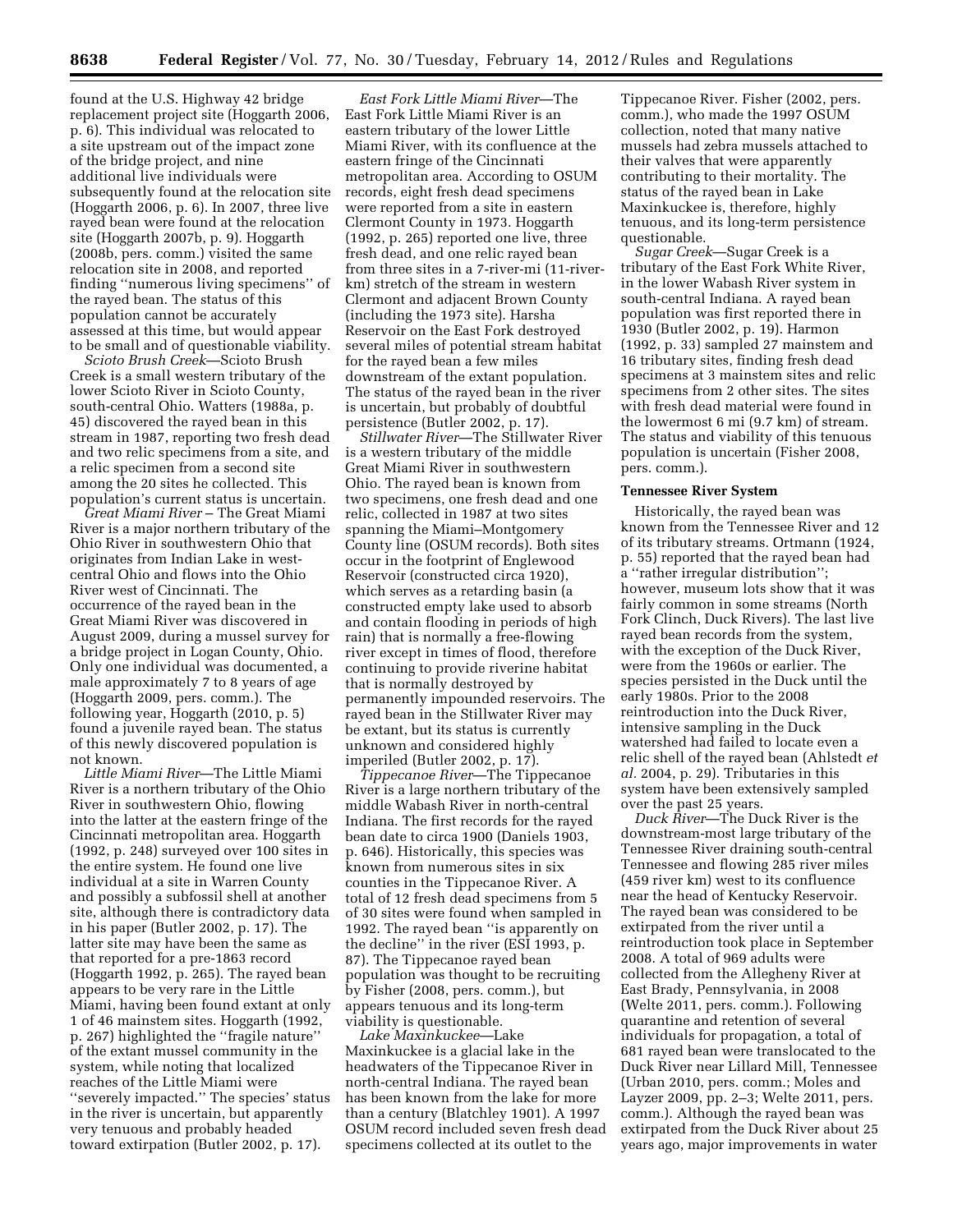found at the U.S. Highway 42 bridge replacement project site (Hoggarth 2006, p. 6). This individual was relocated to a site upstream out of the impact zone of the bridge project, and nine additional live individuals were subsequently found at the relocation site (Hoggarth 2006, p. 6). In 2007, three live rayed bean were found at the relocation site (Hoggarth 2007b, p. 9). Hoggarth (2008b, pers. comm.) visited the same relocation site in 2008, and reported finding ''numerous living specimens'' of the rayed bean. The status of this population cannot be accurately assessed at this time, but would appear to be small and of questionable viability.

*Scioto Brush Creek*—Scioto Brush Creek is a small western tributary of the lower Scioto River in Scioto County, south-central Ohio. Watters (1988a, p. 45) discovered the rayed bean in this stream in 1987, reporting two fresh dead and two relic specimens from a site, and a relic specimen from a second site among the 20 sites he collected. This population's current status is uncertain.

*Great Miami River* – The Great Miami River is a major northern tributary of the Ohio River in southwestern Ohio that originates from Indian Lake in west-central Ohio and flows into the Ohio River west of Cincinnati. The occurrence of the rayed bean in the Great Miami River was discovered in August 2009, during a mussel survey for a bridge project in Logan County, Ohio. Only one individual was documented, a male approximately 7 to 8 years of age (Hoggarth 2009, pers. comm.). The following year, Hoggarth (2010, p. 5) found a juvenile rayed bean. The status of this newly discovered population is not known.

*Little Miami River*—The Little Miami River is a northern tributary of the Ohio River in southwestern Ohio, flowing into the latter at the eastern fringe of the Cincinnati metropolitan area. Hoggarth (1992, p. 248) surveyed over 100 sites in the entire system. He found one live individual at a site in Warren County and possibly a subfossil shell at another site, although there is contradictory data in his paper (Butler 2002, p. 17). The latter site may have been the same as that reported for a pre-1863 record (Hoggarth 1992, p. 265). The rayed bean appears to be very rare in the Little Miami, having been found extant at only 1 of 46 mainstem sites. Hoggarth (1992, p. 267) highlighted the ''fragile nature'' of the extant mussel community in the system, while noting that localized reaches of the Little Miami were ''severely impacted.'' The species' status in the river is uncertain, but apparently very tenuous and probably headed toward extirpation (Butler 2002, p. 17).

*East Fork Little Miami River*—The East Fork Little Miami River is an eastern tributary of the lower Little Miami River, with its confluence at the eastern fringe of the Cincinnati metropolitan area. According to OSUM records, eight fresh dead specimens were reported from a site in eastern Clermont County in 1973. Hoggarth (1992, p. 265) reported one live, three fresh dead, and one relic rayed bean from three sites in a 7-river-mi (11-river-km) stretch of the stream in western Clermont and adjacent Brown County (including the 1973 site). Harsha Reservoir on the East Fork destroyed several miles of potential stream habitat for the rayed bean a few miles downstream of the extant population. The status of the rayed bean in the river is uncertain, but probably of doubtful persistence (Butler 2002, p. 17).

*Stillwater River*—The Stillwater River is a western tributary of the middle Great Miami River in southwestern Ohio. The rayed bean is known from two specimens, one fresh dead and one relic, collected in 1987 at two sites spanning the Miami–Montgomery County line (OSUM records). Both sites occur in the footprint of Englewood Reservoir (constructed circa 1920), which serves as a retarding basin (a constructed empty lake used to absorb and contain flooding in periods of high rain) that is normally a free-flowing river except in times of flood, therefore continuing to provide riverine habitat that is normally destroyed by permanently impounded reservoirs. The rayed bean in the Stillwater River may be extant, but its status is currently unknown and considered highly imperiled (Butler 2002, p. 17).

*Tippecanoe River*—The Tippecanoe River is a large northern tributary of the middle Wabash River in north-central Indiana. The first records for the rayed bean date to circa 1900 (Daniels 1903, p. 646). Historically, this species was known from numerous sites in six counties in the Tippecanoe River. A total of 12 fresh dead specimens from 5 of 30 sites were found when sampled in 1992. The rayed bean ''is apparently on the decline'' in the river (ESI 1993, p. 87). The Tippecanoe rayed bean population was thought to be recruiting by Fisher (2008, pers. comm.), but appears tenuous and its long-term viability is questionable.

*Lake Maxinkuckee*—Lake Maxinkuckee is a glacial lake in the headwaters of the Tippecanoe River in north-central Indiana. The rayed bean has been known from the lake for more than a century (Blatchley 1901). A 1997 OSUM record included seven fresh dead specimens collected at its outlet to the Tippecanoe River. Fisher (2002, pers. comm.), who made the 1997 OSUM collection, noted that many native mussels had zebra mussels attached to their valves that were apparently contributing to their mortality. The status of the rayed bean in Lake Maxinkuckee is, therefore, highly tenuous, and its long-term persistence questionable.

*Sugar Creek*—Sugar Creek is a tributary of the East Fork White River, in the lower Wabash River system in south-central Indiana. A rayed bean population was first reported there in 1930 (Butler 2002, p. 19). Harmon (1992, p. 33) sampled 27 mainstem and 16 tributary sites, finding fresh dead specimens at 3 mainstem sites and relic specimens from 2 other sites. The sites with fresh dead material were found in the lowermost 6 mi (9.7 km) of stream. The status and viability of this tenuous population is uncertain (Fisher 2008, pers. comm.).

**Tennessee River System**

Historically, the rayed bean was known from the Tennessee River and 12 of its tributary streams. Ortmann (1924, p. 55) reported that the rayed bean had a ''rather irregular distribution''; however, museum lots show that it was fairly common in some streams (North Fork Clinch, Duck Rivers). The last live rayed bean records from the system, with the exception of the Duck River, were from the 1960s or earlier. The species persisted in the Duck until the early 1980s. Prior to the 2008 reintroduction into the Duck River, intensive sampling in the Duck watershed had failed to locate even a relic shell of the rayed bean (Ahlstedt *et al.* 2004, p. 29). Tributaries in this system have been extensively sampled over the past 25 years.

*Duck River*—The Duck River is the downstream-most large tributary of the Tennessee River draining south-central Tennessee and flowing 285 river miles (459 river km) west to its confluence near the head of Kentucky Reservoir. The rayed bean was considered to be extirpated from the river until a reintroduction took place in September 2008. A total of 969 adults were collected from the Allegheny River at East Brady, Pennsylvania, in 2008 (Welte 2011, pers. comm.). Following quarantine and retention of several individuals for propagation, a total of 681 rayed bean were translocated to the Duck River near Lillard Mill, Tennessee (Urban 2010, pers. comm.; Moles and Layzer 2009, pp. 2–3; Welte 2011, pers. comm.). Although the rayed bean was extirpated from the Duck River about 25 years ago, major improvements in water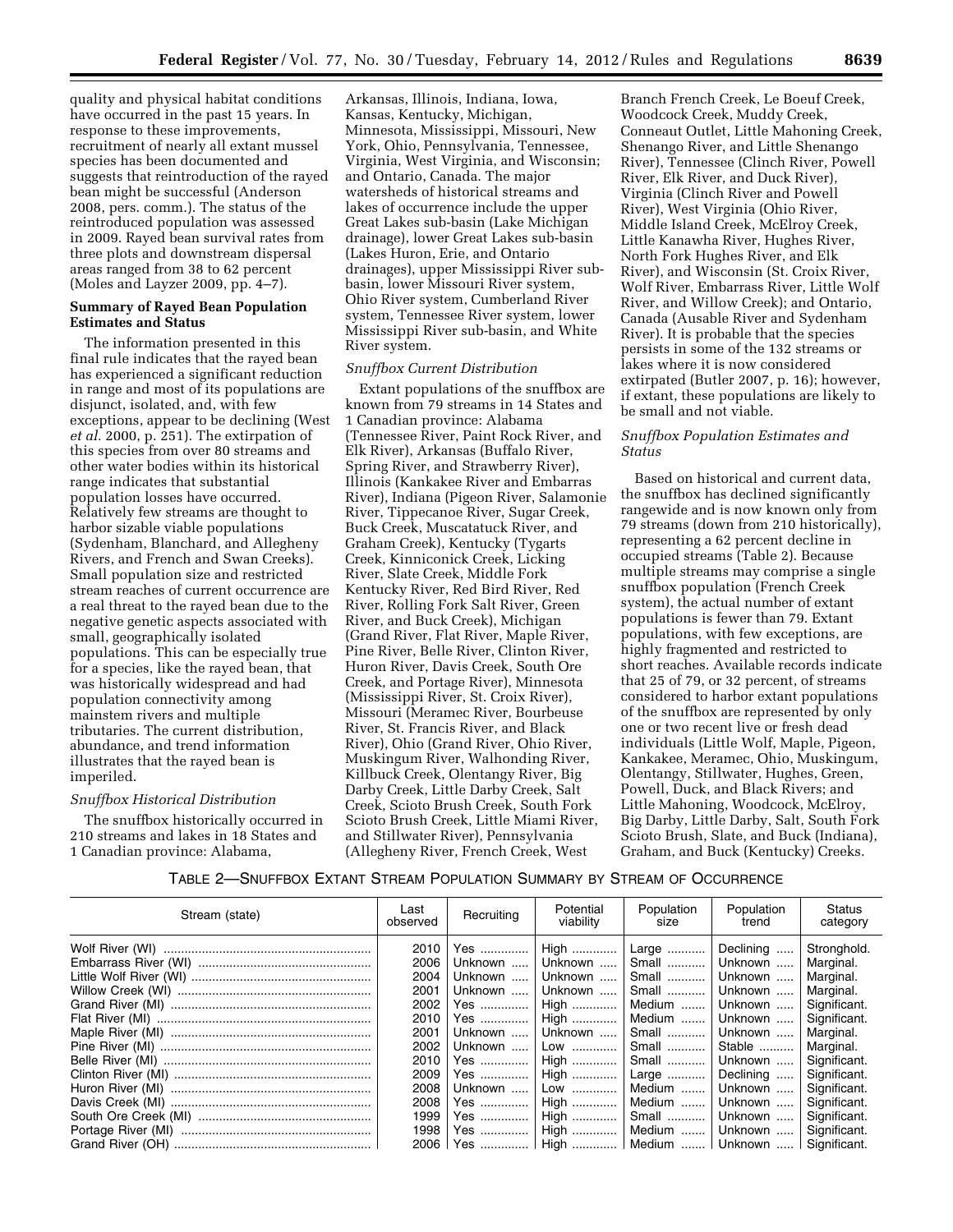quality and physical habitat conditions have occurred in the past 15 years. In response to these improvements, recruitment of nearly all extant mussel species has been documented and suggests that reintroduction of the rayed bean might be successful (Anderson 2008, pers. comm.). The status of the reintroduced population was assessed in 2009. Rayed bean survival rates from three plots and downstream dispersal areas ranged from 38 to 62 percent (Moles and Layzer 2009, pp. 4–7).

**Summary of Rayed Bean Population Estimates and Status**

The information presented in this final rule indicates that the rayed bean has experienced a significant reduction in range and most of its populations are disjunct, isolated, and, with few exceptions, appear to be declining (West *et al.* 2000, p. 251). The extirpation of this species from over 80 streams and other water bodies within its historical range indicates that substantial population losses have occurred. Relatively few streams are thought to harbor sizable viable populations (Sydenham, Blanchard, and Allegheny Rivers, and French and Swan Creeks). Small population size and restricted stream reaches of current occurrence are a real threat to the rayed bean due to the negative genetic aspects associated with small, geographically isolated populations. This can be especially true for a species, like the rayed bean, that was historically widespread and had population connectivity among mainstem rivers and multiple tributaries. The current distribution, abundance, and trend information illustrates that the rayed bean is imperiled.

*Snuffbox Historical Distribution*

The snuffbox historically occurred in 210 streams and lakes in 18 States and 1 Canadian province: Alabama, Arkansas, Illinois, Indiana, Iowa, Kansas, Kentucky, Michigan, Minnesota, Mississippi, Missouri, New York, Ohio, Pennsylvania, Tennessee, Virginia, West Virginia, and Wisconsin; and Ontario, Canada. The major watersheds of historical streams and lakes of occurrence include the upper Great Lakes sub-basin (Lake Michigan drainage), lower Great Lakes sub-basin (Lakes Huron, Erie, and Ontario drainages), upper Mississippi River sub-basin, lower Missouri River system, Ohio River system, Cumberland River system, Tennessee River system, lower Mississippi River sub-basin, and White River system.

*Snuffbox Current Distribution*

Extant populations of the snuffbox are known from 79 streams in 14 States and 1 Canadian province: Alabama (Tennessee River, Paint Rock River, and Elk River), Arkansas (Buffalo River, Spring River, and Strawberry River), Illinois (Kankakee River and Embarras River), Indiana (Pigeon River, Salamonie River, Tippecanoe River, Sugar Creek, Buck Creek, Muscatatuck River, and Graham Creek), Kentucky (Tygarts Creek, Kinniconick Creek, Licking River, Slate Creek, Middle Fork Kentucky River, Red Bird River, Red River, Rolling Fork Salt River, Green River, and Buck Creek), Michigan (Grand River, Flat River, Maple River, Pine River, Belle River, Clinton River, Huron River, Davis Creek, South Ore Creek, and Portage River), Minnesota (Mississippi River, St. Croix River), Missouri (Meramec River, Bourbeuse River, St. Francis River, and Black River), Ohio (Grand River, Ohio River, Muskingum River, Walhonding River, Killbuck Creek, Olentangy River, Big Darby Creek, Little Darby Creek, Salt Creek, Scioto Brush Creek, South Fork Scioto Brush Creek, Little Miami River, and Stillwater River), Pennsylvania (Allegheny River, French Creek, West Branch French Creek, Le Boeuf Creek, Woodcock Creek, Muddy Creek, Conneaut Outlet, Little Mahoning Creek, Shenango River, and Little Shenango River), Tennessee (Clinch River, Powell River, Elk River, and Duck River), Virginia (Clinch River and Powell River), West Virginia (Ohio River, Middle Island Creek, McElroy Creek, Little Kanawha River, Hughes River, North Fork Hughes River, and Elk River), and Wisconsin (St. Croix River, Wolf River, Embarrass River, Little Wolf River, and Willow Creek); and Ontario, Canada (Ausable River and Sydenham River). It is probable that the species persists in some of the 132 streams or lakes where it is now considered extirpated (Butler 2007, p. 16); however, if extant, these populations are likely to be small and not viable.

*Snuffbox Population Estimates and Status*

Based on historical and current data, the snuffbox has declined significantly rangewide and is now known only from 79 streams (down from 210 historically), representing a 62 percent decline in occupied streams (Table 2). Because multiple streams may comprise a single snuffbox population (French Creek system), the actual number of extant populations is fewer than 79. Extant populations, with few exceptions, are highly fragmented and restricted to short reaches. Available records indicate that 25 of 79, or 32 percent, of streams considered to harbor extant populations of the snuffbox are represented by only one or two recent live or fresh dead individuals (Little Wolf, Maple, Pigeon, Kankakee, Meramec, Ohio, Muskingum, Olentangy, Stillwater, Hughes, Green, Powell, Duck, and Black Rivers; and Little Mahoning, Woodcock, McElroy, Big Darby, Little Darby, Salt, South Fork Scioto Brush, Slate, and Buck (Indiana), Graham, and Buck (Kentucky) Creeks.

TABLE 2—SNUFFBOX EXTANT STREAM POPULATION SUMMARY BY STREAM OF OCCURRENCE

| Stream (state) | Last observed | Recruiting | Potential viability | Population size | Population trend | Status category |
|---|---|---|---|---|---|---|
| Wolf River (WI) | 2010 | Yes | High | Large | Declining | Stronghold. |
| Embarrass River (WI) | 2006 | Unknown | Unknown | Small | Unknown | Marginal. |
| Little Wolf River (WI) | 2004 | Unknown | Unknown | Small | Unknown | Marginal. |
| Willow Creek (WI) | 2001 | Unknown | Unknown | Small | Unknown | Marginal. |
| Grand River (MI) | 2002 | Yes | High | Medium | Unknown | Significant. |
| Flat River (MI) | 2010 | Yes | High | Medium | Unknown | Significant. |
| Maple River (MI) | 2001 | Unknown | Unknown | Small | Unknown | Marginal. |
| Pine River (MI) | 2002 | Unknown | Low | Small | Stable | Marginal. |
| Belle River (MI) | 2010 | Yes | High | Small | Unknown | Significant. |
| Clinton River (MI) | 2009 | Yes | High | Large | Declining | Significant. |
| Huron River (MI) | 2008 | Unknown | Low | Medium | Unknown | Significant. |
| Davis Creek (MI) | 2008 | Yes | High | Medium | Unknown | Significant. |
| South Ore Creek (MI) | 1999 | Yes | High | Small | Unknown | Significant. |
| Portage River (MI) | 1998 | Yes | High | Medium | Unknown | Significant. |
| Grand River (OH) | 2006 | Yes | High | Medium | Unknown | Significant. |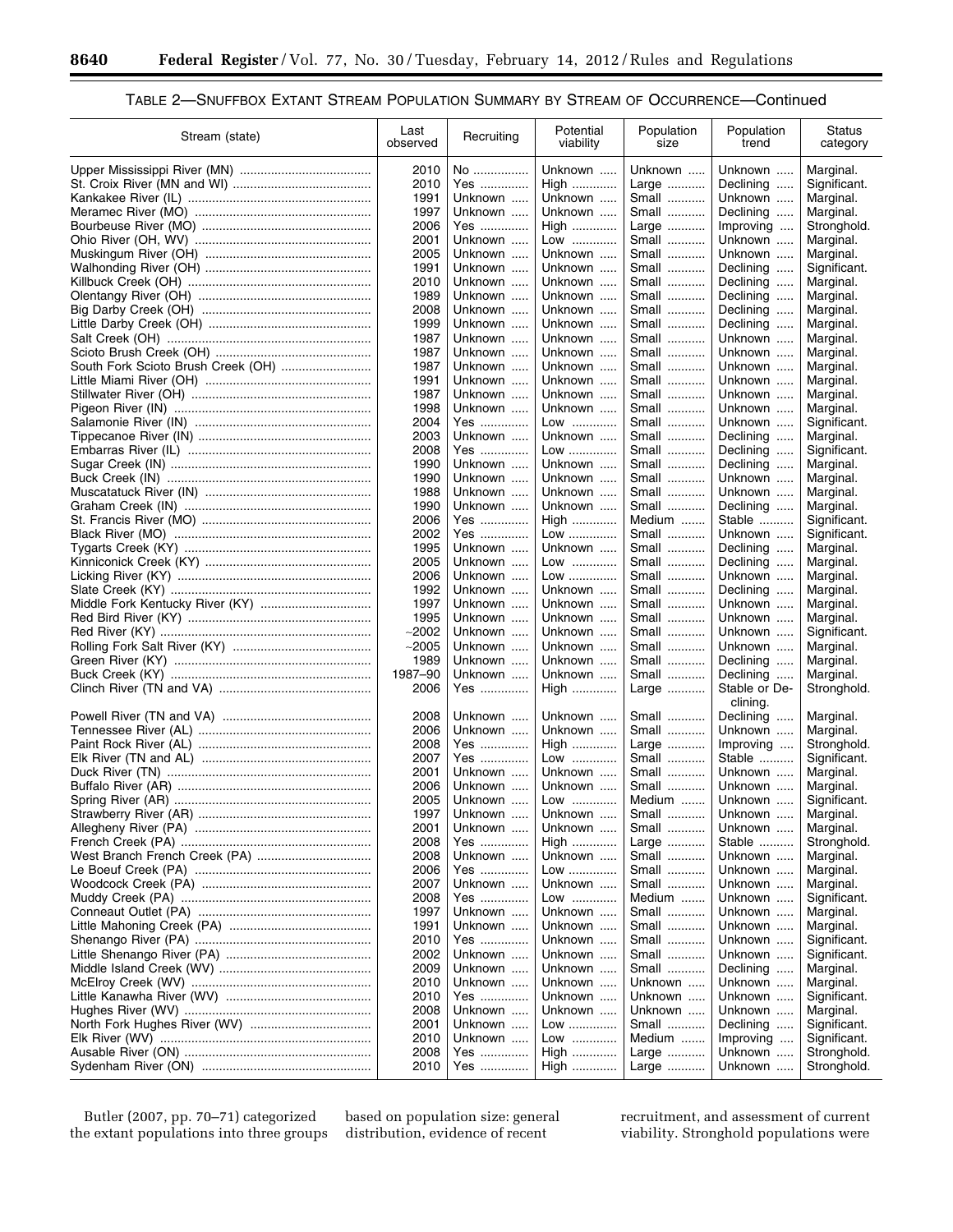### TABLE 2—SNUFFBOX EXTANT STREAM POPULATION SUMMARY BY STREAM OF OCCURRENCE—Continued

| Stream (state) | Last observed | Recruiting | Potential viability | Population size | Population trend | Status category |
|---|---|---|---|---|---|---|
| Upper Mississippi River (MN) | 2010 | No | Unknown | Unknown | Unknown | Marginal. |
| St. Croix River (MN and WI) | 2010 | Yes | High | Large | Declining | Significant. |
| Kankakee River (IL) | 1991 | Unknown | Unknown | Small | Unknown | Marginal. |
| Meramec River (MO) | 1997 | Unknown | Unknown | Small | Declining | Marginal. |
| Bourbeuse River (MO) | 2006 | Yes | High | Large | Improving | Stronghold. |
| Ohio River (OH, WV) | 2001 | Unknown | Low | Small | Unknown | Marginal. |
| Muskingum River (OH) | 2005 | Unknown | Unknown | Small | Unknown | Marginal. |
| Walhonding River (OH) | 1991 | Unknown | Unknown | Small | Declining | Significant. |
| Killbuck Creek (OH) | 2010 | Unknown | Unknown | Small | Declining | Marginal. |
| Olentangy River (OH) | 1989 | Unknown | Unknown | Small | Declining | Marginal. |
| Big Darby Creek (OH) | 2008 | Unknown | Unknown | Small | Declining | Marginal. |
| Little Darby Creek (OH) | 1999 | Unknown | Unknown | Small | Declining | Marginal. |
| Salt Creek (OH) | 1987 | Unknown | Unknown | Small | Unknown | Marginal. |
| Scioto Brush Creek (OH) | 1987 | Unknown | Unknown | Small | Unknown | Marginal. |
| South Fork Scioto Brush Creek (OH) | 1987 | Unknown | Unknown | Small | Unknown | Marginal. |
| Little Miami River (OH) | 1991 | Unknown | Unknown | Small | Unknown | Marginal. |
| Stillwater River (OH) | 1987 | Unknown | Unknown | Small | Unknown | Marginal. |
| Pigeon River (IN) | 1998 | Unknown | Unknown | Small | Unknown | Marginal. |
| Salamonie River (IN) | 2004 | Yes | Low | Small | Unknown | Significant. |
| Tippecanoe River (IN) | 2003 | Unknown | Unknown | Small | Declining | Marginal. |
| Embarras River (IL) | 2008 | Yes | Low | Small | Declining | Significant. |
| Sugar Creek (IN) | 1990 | Unknown | Unknown | Small | Declining | Marginal. |
| Buck Creek (IN) | 1990 | Unknown | Unknown | Small | Unknown | Marginal. |
| Muscatatuck River (IN) | 1988 | Unknown | Unknown | Small | Unknown | Marginal. |
| Graham Creek (IN) | 1990 | Unknown | Unknown | Small | Declining | Marginal. |
| St. Francis River (MO) | 2006 | Yes | High | Medium | Stable | Significant. |
| Black River (MO) | 2002 | Yes | Low | Small | Unknown | Significant. |
| Tygarts Creek (KY) | 1995 | Unknown | Unknown | Small | Declining | Marginal. |
| Kinniconick Creek (KY) | 2005 | Unknown | Low | Small | Declining | Marginal. |
| Licking River (KY) | 2006 | Unknown | Low | Small | Unknown | Marginal. |
| Slate Creek (KY) | 1992 | Unknown | Unknown | Small | Declining | Marginal. |
| Middle Fork Kentucky River (KY) | 1997 | Unknown | Unknown | Small | Unknown | Marginal. |
| Red Bird River (KY) | 1995 | Unknown | Unknown | Small | Unknown | Marginal. |
| Red River (KY) | ~2002 | Unknown | Unknown | Small | Unknown | Significant. |
| Rolling Fork Salt River (KY) | ~2005 | Unknown | Unknown | Small | Unknown | Marginal. |
| Green River (KY) | 1989 | Unknown | Unknown | Small | Declining | Marginal. |
| Buck Creek (KY) | 1987–90 | Unknown | Unknown | Small | Declining | Marginal. |
| Clinch River (TN and VA) | 2006 | Yes | High | Large | Stable or Declining. | Stronghold. |
| Powell River (TN and VA) | 2008 | Unknown | Unknown | Small | Declining | Marginal. |
| Tennessee River (AL) | 2006 | Unknown | Unknown | Small | Unknown | Marginal. |
| Paint Rock River (AL) | 2008 | Yes | High | Large | Improving | Stronghold. |
| Elk River (TN and AL) | 2007 | Yes | Low | Small | Stable | Significant. |
| Duck River (TN) | 2001 | Unknown | Unknown | Small | Unknown | Marginal. |
| Buffalo River (AR) | 2006 | Unknown | Unknown | Small | Unknown | Marginal. |
| Spring River (AR) | 2005 | Unknown | Low | Medium | Unknown | Significant. |
| Strawberry River (AR) | 1997 | Unknown | Unknown | Small | Unknown | Marginal. |
| Allegheny River (PA) | 2001 | Unknown | Unknown | Small | Unknown | Marginal. |
| French Creek (PA) | 2008 | Yes | High | Large | Stable | Stronghold. |
| West Branch French Creek (PA) | 2008 | Unknown | Unknown | Small | Unknown | Marginal. |
| Le Boeuf Creek (PA) | 2006 | Yes | Low | Small | Unknown | Marginal. |
| Woodcock Creek (PA) | 2007 | Unknown | Unknown | Small | Unknown | Marginal. |
| Muddy Creek (PA) | 2008 | Yes | Low | Medium | Unknown | Significant. |
| Conneaut Outlet (PA) | 1997 | Unknown | Unknown | Small | Unknown | Marginal. |
| Little Mahoning Creek (PA) | 1991 | Unknown | Unknown | Small | Unknown | Marginal. |
| Shenango River (PA) | 2010 | Yes | Unknown | Small | Unknown | Significant. |
| Little Shenango River (PA) | 2002 | Unknown | Unknown | Small | Unknown | Significant. |
| Middle Island Creek (WV) | 2009 | Unknown | Unknown | Small | Declining | Marginal. |
| McElroy Creek (WV) | 2010 | Unknown | Unknown | Unknown | Unknown | Marginal. |
| Little Kanawha River (WV) | 2010 | Yes | Unknown | Unknown | Unknown | Significant. |
| Hughes River (WV) | 2008 | Unknown | Unknown | Unknown | Unknown | Marginal. |
| North Fork Hughes River (WV) | 2001 | Unknown | Low | Small | Declining | Significant. |
| Elk River (WV) | 2010 | Unknown | Low | Medium | Improving | Significant. |
| Ausable River (ON) | 2008 | Yes | High | Large | Unknown | Stronghold. |
| Sydenham River (ON) | 2010 | Yes | High | Large | Unknown | Stronghold. |

Butler (2007, pp. 70–71) categorized the extant populations into three groups based on population size: general distribution, evidence of recent recruitment, and assessment of current viability. Stronghold populations were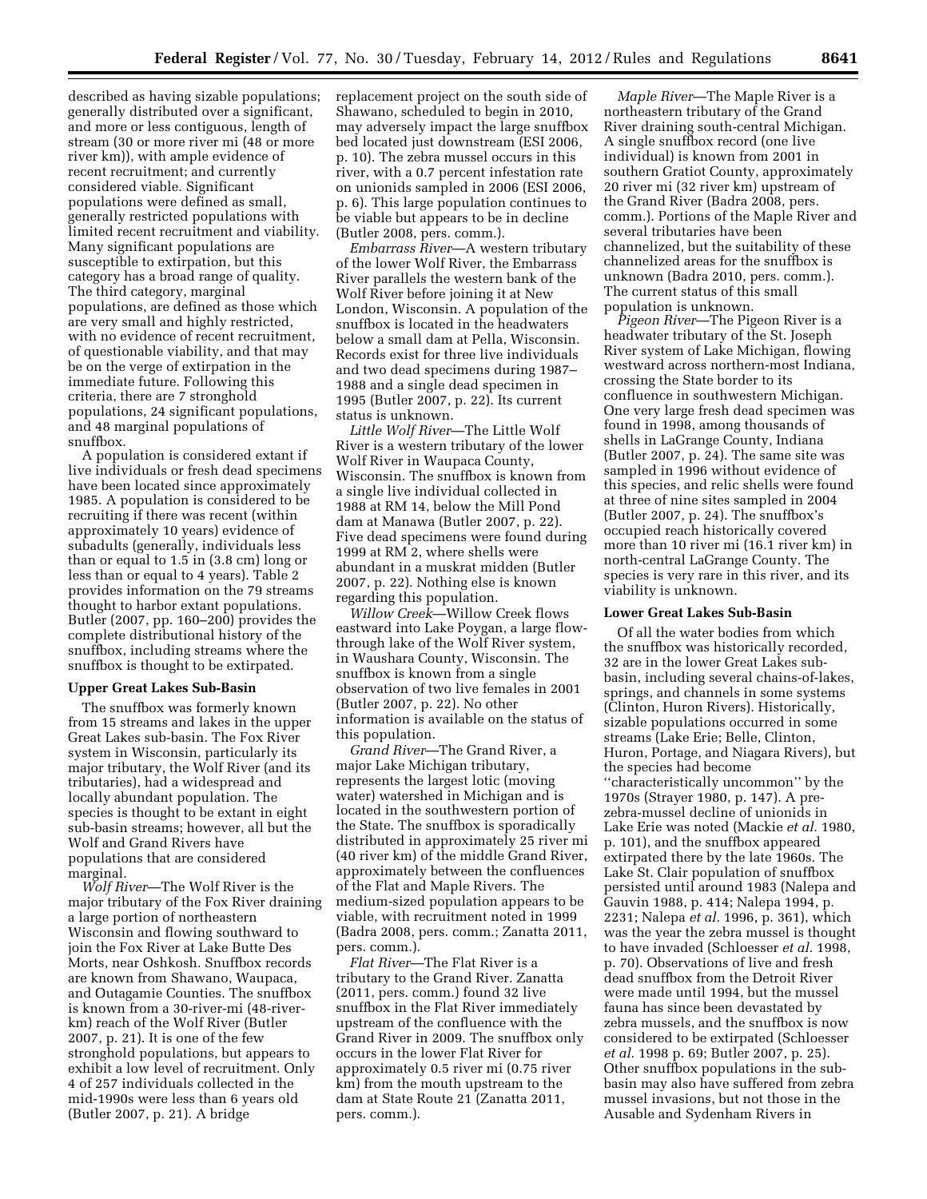described as having sizable populations; generally distributed over a significant, and more or less contiguous, length of stream (30 or more river mi (48 or more river km)), with ample evidence of recent recruitment; and currently considered viable. Significant populations were defined as small, generally restricted populations with limited recent recruitment and viability. Many significant populations are susceptible to extirpation, but this category has a broad range of quality. The third category, marginal populations, are defined as those which are very small and highly restricted, with no evidence of recent recruitment, of questionable viability, and that may be on the verge of extirpation in the immediate future. Following this criteria, there are 7 stronghold populations, 24 significant populations, and 48 marginal populations of snuffbox.

A population is considered extant if live individuals or fresh dead specimens have been located since approximately 1985. A population is considered to be recruiting if there was recent (within approximately 10 years) evidence of subadults (generally, individuals less than or equal to 1.5 in (3.8 cm) long or less than or equal to 4 years). Table 2 provides information on the 79 streams thought to harbor extant populations. Butler (2007, pp. 160–200) provides the complete distributional history of the snuffbox, including streams where the snuffbox is thought to be extirpated.

**Upper Great Lakes Sub-Basin**

The snuffbox was formerly known from 15 streams and lakes in the upper Great Lakes sub-basin. The Fox River system in Wisconsin, particularly its major tributary, the Wolf River (and its tributaries), had a widespread and locally abundant population. The species is thought to be extant in eight sub-basin streams; however, all but the Wolf and Grand Rivers have populations that are considered marginal.

*Wolf River*—The Wolf River is the major tributary of the Fox River draining a large portion of northeastern Wisconsin and flowing southward to join the Fox River at Lake Butte Des Morts, near Oshkosh. Snuffbox records are known from Shawano, Waupaca, and Outagamie Counties. The snuffbox is known from a 30-river-mi (48-river-km) reach of the Wolf River (Butler 2007, p. 21). It is one of the few stronghold populations, but appears to exhibit a low level of recruitment. Only 4 of 257 individuals collected in the mid-1990s were less than 6 years old (Butler 2007, p. 21). A bridge replacement project on the south side of Shawano, scheduled to begin in 2010, may adversely impact the large snuffbox bed located just downstream (ESI 2006, p. 10). The zebra mussel occurs in this river, with a 0.7 percent infestation rate on unionids sampled in 2006 (ESI 2006, p. 6). This large population continues to be viable but appears to be in decline (Butler 2008, pers. comm.).

*Embarrass River*—A western tributary of the lower Wolf River, the Embarrass River parallels the western bank of the Wolf River before joining it at New London, Wisconsin. A population of the snuffbox is located in the headwaters below a small dam at Pella, Wisconsin. Records exist for three live individuals and two dead specimens during 1987–1988 and a single dead specimen in 1995 (Butler 2007, p. 22). Its current status is unknown.

*Little Wolf River*—The Little Wolf River is a western tributary of the lower Wolf River in Waupaca County, Wisconsin. The snuffbox is known from a single live individual collected in 1988 at RM 14, below the Mill Pond dam at Manawa (Butler 2007, p. 22). Five dead specimens were found during 1999 at RM 2, where shells were abundant in a muskrat midden (Butler 2007, p. 22). Nothing else is known regarding this population.

*Willow Creek*—Willow Creek flows eastward into Lake Poygan, a large flow-through lake of the Wolf River system, in Waushara County, Wisconsin. The snuffbox is known from a single observation of two live females in 2001 (Butler 2007, p. 22). No other information is available on the status of this population.

*Grand River*—The Grand River, a major Lake Michigan tributary, represents the largest lotic (moving water) watershed in Michigan and is located in the southwestern portion of the State. The snuffbox is sporadically distributed in approximately 25 river mi (40 river km) of the middle Grand River, approximately between the confluences of the Flat and Maple Rivers. The medium-sized population appears to be viable, with recruitment noted in 1999 (Badra 2008, pers. comm.; Zanatta 2011, pers. comm.).

*Flat River*—The Flat River is a tributary to the Grand River. Zanatta (2011, pers. comm.) found 32 live snuffbox in the Flat River immediately upstream of the confluence with the Grand River in 2009. The snuffbox only occurs in the lower Flat River for approximately 0.5 river mi (0.75 river km) from the mouth upstream to the dam at State Route 21 (Zanatta 2011, pers. comm.).

*Maple River*—The Maple River is a northeastern tributary of the Grand River draining south-central Michigan. A single snuffbox record (one live individual) is known from 2001 in southern Gratiot County, approximately 20 river mi (32 river km) upstream of the Grand River (Badra 2008, pers. comm.). Portions of the Maple River and several tributaries have been channelized, but the suitability of these channelized areas for the snuffbox is unknown (Badra 2010, pers. comm.). The current status of this small population is unknown.

*Pigeon River*—The Pigeon River is a headwater tributary of the St. Joseph River system of Lake Michigan, flowing westward across northern-most Indiana, crossing the State border to its confluence in southwestern Michigan. One very large fresh dead specimen was found in 1998, among thousands of shells in LaGrange County, Indiana (Butler 2007, p. 24). The same site was sampled in 1996 without evidence of this species, and relic shells were found at three of nine sites sampled in 2004 (Butler 2007, p. 24). The snuffbox's occupied reach historically covered more than 10 river mi (16.1 river km) in north-central LaGrange County. The species is very rare in this river, and its viability is unknown.

**Lower Great Lakes Sub-Basin**

Of all the water bodies from which the snuffbox was historically recorded, 32 are in the lower Great Lakes sub-basin, including several chains-of-lakes, springs, and channels in some systems (Clinton, Huron Rivers). Historically, sizable populations occurred in some streams (Lake Erie; Belle, Clinton, Huron, Portage, and Niagara Rivers), but the species had become ''characteristically uncommon'' by the 1970s (Strayer 1980, p. 147). A pre-zebra-mussel decline of unionids in Lake Erie was noted (Mackie *et al.* 1980, p. 101), and the snuffbox appeared extirpated there by the late 1960s. The Lake St. Clair population of snuffbox persisted until around 1983 (Nalepa and Gauvin 1988, p. 414; Nalepa 1994, p. 2231; Nalepa *et al.* 1996, p. 361), which was the year the zebra mussel is thought to have invaded (Schloesser *et al.* 1998, p. 70). Observations of live and fresh dead snuffbox from the Detroit River were made until 1994, but the mussel fauna has since been devastated by zebra mussels, and the snuffbox is now considered to be extirpated (Schloesser *et al.* 1998 p. 69; Butler 2007, p. 25). Other snuffbox populations in the sub-basin may also have suffered from zebra mussel invasions, but not those in the Ausable and Sydenham Rivers in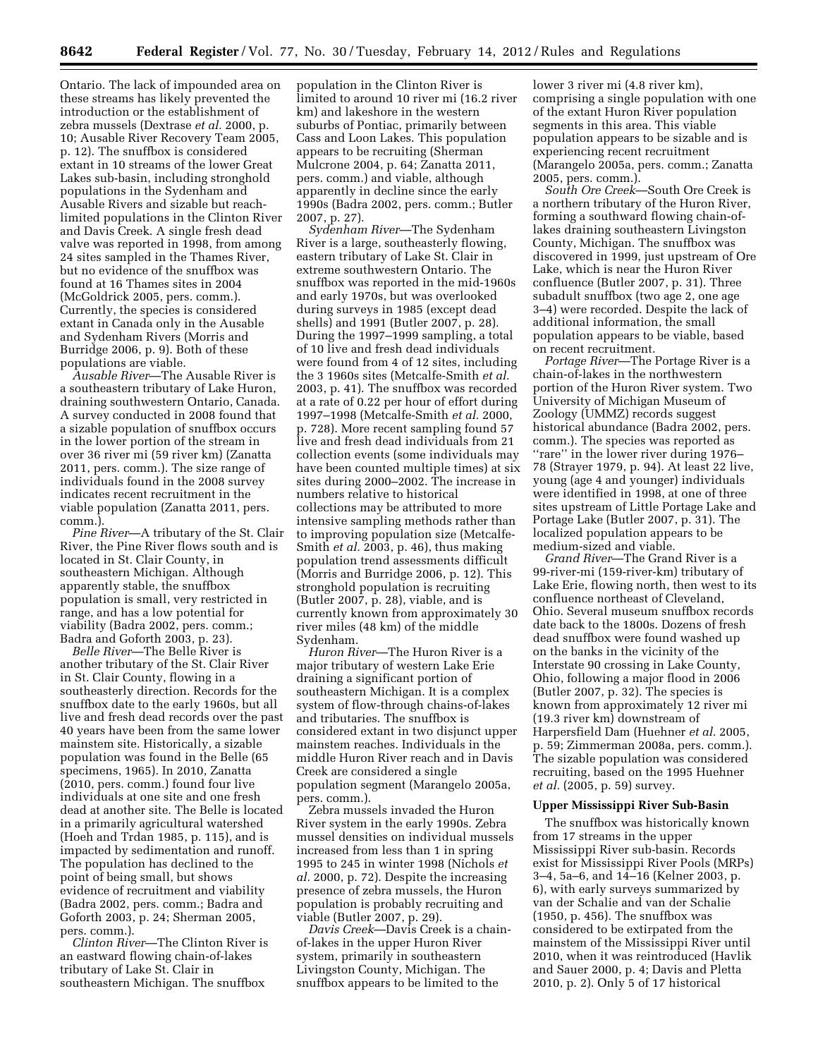Ontario. The lack of impounded area on these streams has likely prevented the introduction or the establishment of zebra mussels (Dextrase *et al.* 2000, p. 10; Ausable River Recovery Team 2005, p. 12). The snuffbox is considered extant in 10 streams of the lower Great Lakes sub-basin, including stronghold populations in the Sydenham and Ausable Rivers and sizable but reach-limited populations in the Clinton River and Davis Creek. A single fresh dead valve was reported in 1998, from among 24 sites sampled in the Thames River, but no evidence of the snuffbox was found at 16 Thames sites in 2004 (McGoldrick 2005, pers. comm.). Currently, the species is considered extant in Canada only in the Ausable and Sydenham Rivers (Morris and Burridge 2006, p. 9). Both of these populations are viable.

*Ausable River*—The Ausable River is a southeastern tributary of Lake Huron, draining southwestern Ontario, Canada. A survey conducted in 2008 found that a sizable population of snuffbox occurs in the lower portion of the stream in over 36 river mi (59 river km) (Zanatta 2011, pers. comm.). The size range of individuals found in the 2008 survey indicates recent recruitment in the viable population (Zanatta 2011, pers. comm.).

*Pine River*—A tributary of the St. Clair River, the Pine River flows south and is located in St. Clair County, in southeastern Michigan. Although apparently stable, the snuffbox population is small, very restricted in range, and has a low potential for viability (Badra 2002, pers. comm.; Badra and Goforth 2003, p. 23).

*Belle River*—The Belle River is another tributary of the St. Clair River in St. Clair County, flowing in a southeasterly direction. Records for the snuffbox date to the early 1960s, but all live and fresh dead records over the past 40 years have been from the same lower mainstem site. Historically, a sizable population was found in the Belle (65 specimens, 1965). In 2010, Zanatta (2010, pers. comm.) found four live individuals at one site and one fresh dead at another site. The Belle is located in a primarily agricultural watershed (Hoeh and Trdan 1985, p. 115), and is impacted by sedimentation and runoff. The population has declined to the point of being small, but shows evidence of recruitment and viability (Badra 2002, pers. comm.; Badra and Goforth 2003, p. 24; Sherman 2005, pers. comm.).

*Clinton River*—The Clinton River is an eastward flowing chain-of-lakes tributary of Lake St. Clair in southeastern Michigan. The snuffbox population in the Clinton River is limited to around 10 river mi (16.2 river km) and lakeshore in the western suburbs of Pontiac, primarily between Cass and Loon Lakes. This population appears to be recruiting (Sherman Mulcrone 2004, p. 64; Zanatta 2011, pers. comm.) and viable, although apparently in decline since the early 1990s (Badra 2002, pers. comm.; Butler 2007, p. 27).

*Sydenham River*—The Sydenham River is a large, southeasterly flowing, eastern tributary of Lake St. Clair in extreme southwestern Ontario. The snuffbox was reported in the mid-1960s and early 1970s, but was overlooked during surveys in 1985 (except dead shells) and 1991 (Butler 2007, p. 28). During the 1997–1999 sampling, a total of 10 live and fresh dead individuals were found from 4 of 12 sites, including the 3 1960s sites (Metcalfe-Smith *et al.* 2003, p. 41). The snuffbox was recorded at a rate of 0.22 per hour of effort during 1997–1998 (Metcalfe-Smith *et al.* 2000, p. 728). More recent sampling found 57 live and fresh dead individuals from 21 collection events (some individuals may have been counted multiple times) at six sites during 2000–2002. The increase in numbers relative to historical collections may be attributed to more intensive sampling methods rather than to improving population size (Metcalfe-Smith *et al.* 2003, p. 46), thus making population trend assessments difficult (Morris and Burridge 2006, p. 12). This stronghold population is recruiting (Butler 2007, p. 28), viable, and is currently known from approximately 30 river miles (48 km) of the middle Sydenham.

*Huron River*—The Huron River is a major tributary of western Lake Erie draining a significant portion of southeastern Michigan. It is a complex system of flow-through chains-of-lakes and tributaries. The snuffbox is considered extant in two disjunct upper mainstem reaches. Individuals in the middle Huron River reach and in Davis Creek are considered a single population segment (Marangelo 2005a, pers. comm.).

Zebra mussels invaded the Huron River system in the early 1990s. Zebra mussel densities on individual mussels increased from less than 1 in spring 1995 to 245 in winter 1998 (Nichols *et al.* 2000, p. 72). Despite the increasing presence of zebra mussels, the Huron population is probably recruiting and viable (Butler 2007, p. 29).

*Davis Creek*—Davis Creek is a chain-of-lakes in the upper Huron River system, primarily in southeastern Livingston County, Michigan. The snuffbox appears to be limited to the lower 3 river mi (4.8 river km), comprising a single population with one of the extant Huron River population segments in this area. This viable population appears to be sizable and is experiencing recent recruitment (Marangelo 2005a, pers. comm.; Zanatta 2005, pers. comm.).

*South Ore Creek*—South Ore Creek is a northern tributary of the Huron River, forming a southward flowing chain-of-lakes draining southeastern Livingston County, Michigan. The snuffbox was discovered in 1999, just upstream of Ore Lake, which is near the Huron River confluence (Butler 2007, p. 31). Three subadult snuffbox (two age 2, one age 3–4) were recorded. Despite the lack of additional information, the small population appears to be viable, based on recent recruitment.

*Portage River*—The Portage River is a chain-of-lakes in the northwestern portion of the Huron River system. Two University of Michigan Museum of Zoology (UMMZ) records suggest historical abundance (Badra 2002, pers. comm.). The species was reported as ''rare'' in the lower river during 1976–78 (Strayer 1979, p. 94). At least 22 live, young (age 4 and younger) individuals were identified in 1998, at one of three sites upstream of Little Portage Lake and Portage Lake (Butler 2007, p. 31). The localized population appears to be medium-sized and viable.

*Grand River*—The Grand River is a 99-river-mi (159-river-km) tributary of Lake Erie, flowing north, then west to its confluence northeast of Cleveland, Ohio. Several museum snuffbox records date back to the 1800s. Dozens of fresh dead snuffbox were found washed up on the banks in the vicinity of the Interstate 90 crossing in Lake County, Ohio, following a major flood in 2006 (Butler 2007, p. 32). The species is known from approximately 12 river mi (19.3 river km) downstream of Harpersfield Dam (Huehner *et al.* 2005, p. 59; Zimmerman 2008a, pers. comm.). The sizable population was considered recruiting, based on the 1995 Huehner *et al.* (2005, p. 59) survey.

## Upper Mississippi River Sub-Basin

The snuffbox was historically known from 17 streams in the upper Mississippi River sub-basin. Records exist for Mississippi River Pools (MRPs) 3–4, 5a–6, and 14–16 (Kelner 2003, p. 6), with early surveys summarized by van der Schalie and van der Schalie (1950, p. 456). The snuffbox was considered to be extirpated from the mainstem of the Mississippi River until 2010, when it was reintroduced (Havlik and Sauer 2000, p. 4; Davis and Pletta 2010, p. 2). Only 5 of 17 historical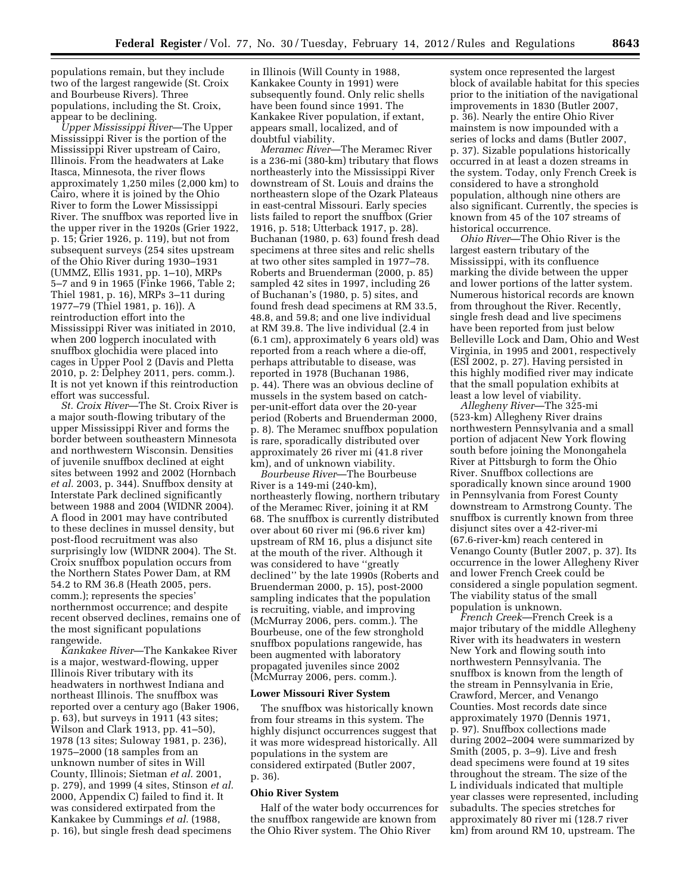populations remain, but they include two of the largest rangewide (St. Croix and Bourbeuse Rivers). Three populations, including the St. Croix, appear to be declining.

*Upper Mississippi River*—The Upper Mississippi River is the portion of the Mississippi River upstream of Cairo, Illinois. From the headwaters at Lake Itasca, Minnesota, the river flows approximately 1,250 miles (2,000 km) to Cairo, where it is joined by the Ohio River to form the Lower Mississippi River. The snuffbox was reported live in the upper river in the 1920s (Grier 1922, p. 15; Grier 1926, p. 119), but not from subsequent surveys (254 sites upstream of the Ohio River during 1930–1931 (UMMZ, Ellis 1931, pp. 1–10), MRPs 5–7 and 9 in 1965 (Finke 1966, Table 2; Thiel 1981, p. 16), MRPs 3–11 during 1977–79 (Thiel 1981, p. 16)). A reintroduction effort into the Mississippi River was initiated in 2010, when 200 logperch inoculated with snuffbox glochidia were placed into cages in Upper Pool 2 (Davis and Pletta 2010, p. 2: Delphey 2011, pers. comm.). It is not yet known if this reintroduction effort was successful.

*St. Croix River*—The St. Croix River is a major south-flowing tributary of the upper Mississippi River and forms the border between southeastern Minnesota and northwestern Wisconsin. Densities of juvenile snuffbox declined at eight sites between 1992 and 2002 (Hornbach *et al.* 2003, p. 344). Snuffbox density at Interstate Park declined significantly between 1988 and 2004 (WIDNR 2004). A flood in 2001 may have contributed to these declines in mussel density, but post-flood recruitment was also surprisingly low (WIDNR 2004). The St. Croix snuffbox population occurs from the Northern States Power Dam, at RM 54.2 to RM 36.8 (Heath 2005, pers. comm.); represents the species' northernmost occurrence; and despite recent observed declines, remains one of the most significant populations rangewide.

*Kankakee River*—The Kankakee River is a major, westward-flowing, upper Illinois River tributary with its headwaters in northwest Indiana and northeast Illinois. The snuffbox was reported over a century ago (Baker 1906, p. 63), but surveys in 1911 (43 sites; Wilson and Clark 1913, pp. 41–50), 1978 (13 sites; Suloway 1981, p. 236), 1975–2000 (18 samples from an unknown number of sites in Will County, Illinois; Sietman *et al.* 2001, p. 279), and 1999 (4 sites, Stinson *et al.* 2000, Appendix C) failed to find it. It was considered extirpated from the Kankakee by Cummings *et al.* (1988, p. 16), but single fresh dead specimens in Illinois (Will County in 1988, Kankakee County in 1991) were subsequently found. Only relic shells have been found since 1991. The Kankakee River population, if extant, appears small, localized, and of doubtful viability.

*Meramec River*—The Meramec River is a 236-mi (380-km) tributary that flows northeasterly into the Mississippi River downstream of St. Louis and drains the northeastern slope of the Ozark Plateaus in east-central Missouri. Early species lists failed to report the snuffbox (Grier 1916, p. 518; Utterback 1917, p. 28). Buchanan (1980, p. 63) found fresh dead specimens at three sites and relic shells at two other sites sampled in 1977–78. Roberts and Bruenderman (2000, p. 85) sampled 42 sites in 1997, including 26 of Buchanan's (1980, p. 5) sites, and found fresh dead specimens at RM 33.5, 48.8, and 59.8; and one live individual at RM 39.8. The live individual (2.4 in (6.1 cm), approximately 6 years old) was reported from a reach where a die-off, perhaps attributable to disease, was reported in 1978 (Buchanan 1986, p. 44). There was an obvious decline of mussels in the system based on catch-per-unit-effort data over the 20-year period (Roberts and Bruenderman 2000, p. 8). The Meramec snuffbox population is rare, sporadically distributed over approximately 26 river mi (41.8 river km), and of unknown viability.

*Bourbeuse River*—The Bourbeuse River is a 149-mi (240-km), northeasterly flowing, northern tributary of the Meramec River, joining it at RM 68. The snuffbox is currently distributed over about 60 river mi (96.6 river km) upstream of RM 16, plus a disjunct site at the mouth of the river. Although it was considered to have ''greatly declined'' by the late 1990s (Roberts and Bruenderman 2000, p. 15), post-2000 sampling indicates that the population is recruiting, viable, and improving (McMurray 2006, pers. comm.). The Bourbeuse, one of the few stronghold snuffbox populations rangewide, has been augmented with laboratory propagated juveniles since 2002 (McMurray 2006, pers. comm.).

**Lower Missouri River System**

The snuffbox was historically known from four streams in this system. The highly disjunct occurrences suggest that it was more widespread historically. All populations in the system are considered extirpated (Butler 2007, p. 36).

**Ohio River System**

Half of the water body occurrences for the snuffbox rangewide are known from the Ohio River system. The Ohio River system once represented the largest block of available habitat for this species prior to the initiation of the navigational improvements in 1830 (Butler 2007, p. 36). Nearly the entire Ohio River mainstem is now impounded with a series of locks and dams (Butler 2007, p. 37). Sizable populations historically occurred in at least a dozen streams in the system. Today, only French Creek is considered to have a stronghold population, although nine others are also significant. Currently, the species is known from 45 of the 107 streams of historical occurrence.

*Ohio River*—The Ohio River is the largest eastern tributary of the Mississippi, with its confluence marking the divide between the upper and lower portions of the latter system. Numerous historical records are known from throughout the River. Recently, single fresh dead and live specimens have been reported from just below Belleville Lock and Dam, Ohio and West Virginia, in 1995 and 2001, respectively (ESI 2002, p. 27). Having persisted in this highly modified river may indicate that the small population exhibits at least a low level of viability.

*Allegheny River*—The 325-mi (523-km) Allegheny River drains northwestern Pennsylvania and a small portion of adjacent New York flowing south before joining the Monongahela River at Pittsburgh to form the Ohio River. Snuffbox collections are sporadically known since around 1900 in Pennsylvania from Forest County downstream to Armstrong County. The snuffbox is currently known from three disjunct sites over a 42-river-mi (67.6-river-km) reach centered in Venango County (Butler 2007, p. 37). Its occurrence in the lower Allegheny River and lower French Creek could be considered a single population segment. The viability status of the small population is unknown.

*French Creek*—French Creek is a major tributary of the middle Allegheny River with its headwaters in western New York and flowing south into northwestern Pennsylvania. The snuffbox is known from the length of the stream in Pennsylvania in Erie, Crawford, Mercer, and Venango Counties. Most records date since approximately 1970 (Dennis 1971, p. 97). Snuffbox collections made during 2002–2004 were summarized by Smith (2005, p. 3–9). Live and fresh dead specimens were found at 19 sites throughout the stream. The size of the L individuals indicated that multiple year classes were represented, including subadults. The species stretches for approximately 80 river mi (128.7 river km) from around RM 10, upstream. The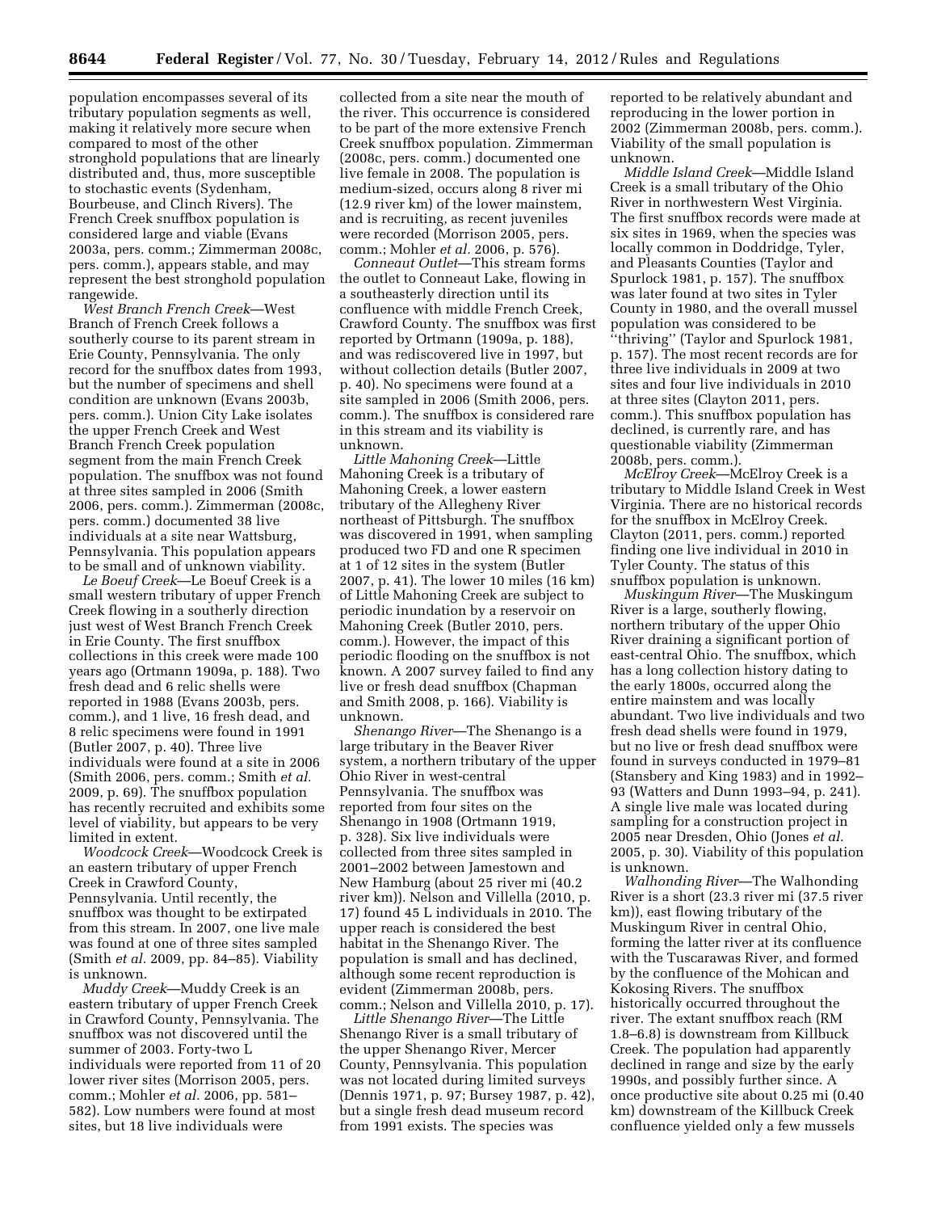population encompasses several of its tributary population segments as well, making it relatively more secure when compared to most of the other stronghold populations that are linearly distributed and, thus, more susceptible to stochastic events (Sydenham, Bourbeuse, and Clinch Rivers). The French Creek snuffbox population is considered large and viable (Evans 2003a, pers. comm.; Zimmerman 2008c, pers. comm.), appears stable, and may represent the best stronghold population rangewide.

*West Branch French Creek*—West Branch of French Creek follows a southerly course to its parent stream in Erie County, Pennsylvania. The only record for the snuffbox dates from 1993, but the number of specimens and shell condition are unknown (Evans 2003b, pers. comm.). Union City Lake isolates the upper French Creek and West Branch French Creek population segment from the main French Creek population. The snuffbox was not found at three sites sampled in 2006 (Smith 2006, pers. comm.). Zimmerman (2008c, pers. comm.) documented 38 live individuals at a site near Wattsburg, Pennsylvania. This population appears to be small and of unknown viability.

*Le Boeuf Creek*—Le Boeuf Creek is a small western tributary of upper French Creek flowing in a southerly direction just west of West Branch French Creek in Erie County. The first snuffbox collections in this creek were made 100 years ago (Ortmann 1909a, p. 188). Two fresh dead and 6 relic shells were reported in 1988 (Evans 2003b, pers. comm.), and 1 live, 16 fresh dead, and 8 relic specimens were found in 1991 (Butler 2007, p. 40). Three live individuals were found at a site in 2006 (Smith 2006, pers. comm.; Smith *et al.* 2009, p. 69). The snuffbox population has recently recruited and exhibits some level of viability, but appears to be very limited in extent.

*Woodcock Creek*—Woodcock Creek is an eastern tributary of upper French Creek in Crawford County, Pennsylvania. Until recently, the snuffbox was thought to be extirpated from this stream. In 2007, one live male was found at one of three sites sampled (Smith *et al.* 2009, pp. 84–85). Viability is unknown.

*Muddy Creek*—Muddy Creek is an eastern tributary of upper French Creek in Crawford County, Pennsylvania. The snuffbox was not discovered until the summer of 2003. Forty-two L individuals were reported from 11 of 20 lower river sites (Morrison 2005, pers. comm.; Mohler *et al.* 2006, pp. 581–582). Low numbers were found at most sites, but 18 live individuals were collected from a site near the mouth of the river. This occurrence is considered to be part of the more extensive French Creek snuffbox population. Zimmerman (2008c, pers. comm.) documented one live female in 2008. The population is medium-sized, occurs along 8 river mi (12.9 river km) of the lower mainstem, and is recruiting, as recent juveniles were recorded (Morrison 2005, pers. comm.; Mohler *et al.* 2006, p. 576).

*Conneaut Outlet*—This stream forms the outlet to Conneaut Lake, flowing in a southeasterly direction until its confluence with middle French Creek, Crawford County. The snuffbox was first reported by Ortmann (1909a, p. 188), and was rediscovered live in 1997, but without collection details (Butler 2007, p. 40). No specimens were found at a site sampled in 2006 (Smith 2006, pers. comm.). The snuffbox is considered rare in this stream and its viability is unknown.

*Little Mahoning Creek*—Little Mahoning Creek is a tributary of Mahoning Creek, a lower eastern tributary of the Allegheny River northeast of Pittsburgh. The snuffbox was discovered in 1991, when sampling produced two FD and one R specimen at 1 of 12 sites in the system (Butler 2007, p. 41). The lower 10 miles (16 km) of Little Mahoning Creek are subject to periodic inundation by a reservoir on Mahoning Creek (Butler 2010, pers. comm.). However, the impact of this periodic flooding on the snuffbox is not known. A 2007 survey failed to find any live or fresh dead snuffbox (Chapman and Smith 2008, p. 166). Viability is unknown.

*Shenango River*—The Shenango is a large tributary in the Beaver River system, a northern tributary of the upper Ohio River in west-central Pennsylvania. The snuffbox was reported from four sites on the Shenango in 1908 (Ortmann 1919, p. 328). Six live individuals were collected from three sites sampled in 2001–2002 between Jamestown and New Hamburg (about 25 river mi (40.2 river km)). Nelson and Villella (2010, p. 17) found 45 L individuals in 2010. The upper reach is considered the best habitat in the Shenango River. The population is small and has declined, although some recent reproduction is evident (Zimmerman 2008b, pers. comm.; Nelson and Villella 2010, p. 17).

*Little Shenango River*—The Little Shenango River is a small tributary of the upper Shenango River, Mercer County, Pennsylvania. This population was not located during limited surveys (Dennis 1971, p. 97; Bursey 1987, p. 42), but a single fresh dead museum record from 1991 exists. The species was reported to be relatively abundant and reproducing in the lower portion in 2002 (Zimmerman 2008b, pers. comm.). Viability of the small population is unknown.

*Middle Island Creek*—Middle Island Creek is a small tributary of the Ohio River in northwestern West Virginia. The first snuffbox records were made at six sites in 1969, when the species was locally common in Doddridge, Tyler, and Pleasants Counties (Taylor and Spurlock 1981, p. 157). The snuffbox was later found at two sites in Tyler County in 1980, and the overall mussel population was considered to be "thriving" (Taylor and Spurlock 1981, p. 157). The most recent records are for three live individuals in 2009 at two sites and four live individuals in 2010 at three sites (Clayton 2011, pers. comm.). This snuffbox population has declined, is currently rare, and has questionable viability (Zimmerman 2008b, pers. comm.).

*McElroy Creek*—McElroy Creek is a tributary to Middle Island Creek in West Virginia. There are no historical records for the snuffbox in McElroy Creek. Clayton (2011, pers. comm.) reported finding one live individual in 2010 in Tyler County. The status of this snuffbox population is unknown.

*Muskingum River*—The Muskingum River is a large, southerly flowing, northern tributary of the upper Ohio River draining a significant portion of east-central Ohio. The snuffbox, which has a long collection history dating to the early 1800s, occurred along the entire mainstem and was locally abundant. Two live individuals and two fresh dead shells were found in 1979, but no live or fresh dead snuffbox were found in surveys conducted in 1979–81 (Stansbery and King 1983) and in 1992–93 (Watters and Dunn 1993–94, p. 241). A single live male was located during sampling for a construction project in 2005 near Dresden, Ohio (Jones *et al.* 2005, p. 30). Viability of this population is unknown.

*Walhonding River*—The Walhonding River is a short (23.3 river mi (37.5 river km)), east flowing tributary of the Muskingum River in central Ohio, forming the latter river at its confluence with the Tuscarawas River, and formed by the confluence of the Mohican and Kokosing Rivers. The snuffbox historically occurred throughout the river. The extant snuffbox reach (RM 1.8–6.8) is downstream from Killbuck Creek. The population had apparently declined in range and size by the early 1990s, and possibly further since. A once productive site about 0.25 mi (0.40 km) downstream of the Killbuck Creek confluence yielded only a few mussels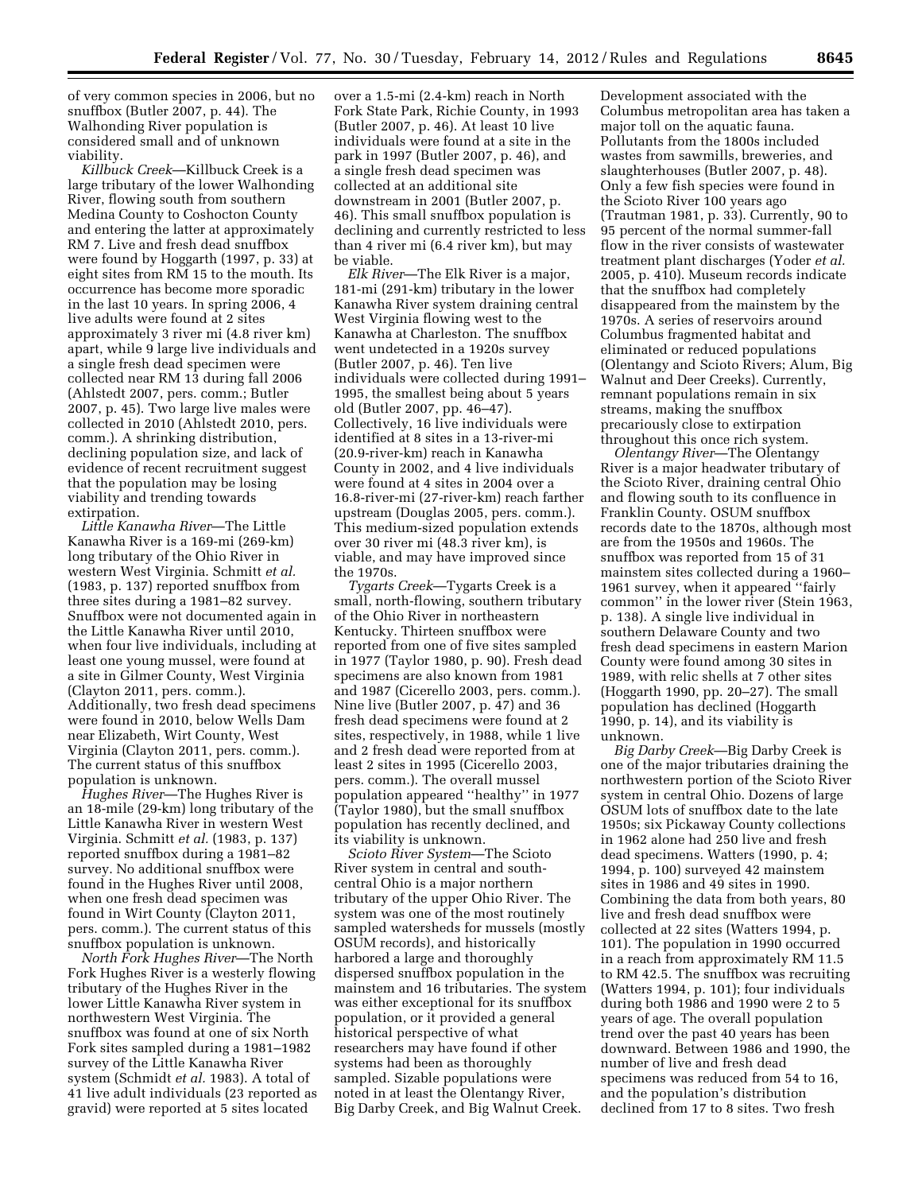of very common species in 2006, but no snuffbox (Butler 2007, p. 44). The Walhonding River population is considered small and of unknown viability.

*Killbuck Creek*—Killbuck Creek is a large tributary of the lower Walhonding River, flowing south from southern Medina County to Coshocton County and entering the latter at approximately RM 7. Live and fresh dead snuffbox were found by Hoggarth (1997, p. 33) at eight sites from RM 15 to the mouth. Its occurrence has become more sporadic in the last 10 years. In spring 2006, 4 live adults were found at 2 sites approximately 3 river mi (4.8 river km) apart, while 9 large live individuals and a single fresh dead specimen were collected near RM 13 during fall 2006 (Ahlstedt 2007, pers. comm.; Butler 2007, p. 45). Two large live males were collected in 2010 (Ahlstedt 2010, pers. comm.). A shrinking distribution, declining population size, and lack of evidence of recent recruitment suggest that the population may be losing viability and trending towards extirpation.

*Little Kanawha River*—The Little Kanawha River is a 169-mi (269-km) long tributary of the Ohio River in western West Virginia. Schmitt *et al.* (1983, p. 137) reported snuffbox from three sites during a 1981–82 survey. Snuffbox were not documented again in the Little Kanawha River until 2010, when four live individuals, including at least one young mussel, were found at a site in Gilmer County, West Virginia (Clayton 2011, pers. comm.). Additionally, two fresh dead specimens were found in 2010, below Wells Dam near Elizabeth, Wirt County, West Virginia (Clayton 2011, pers. comm.). The current status of this snuffbox population is unknown.

*Hughes River*—The Hughes River is an 18-mile (29-km) long tributary of the Little Kanawha River in western West Virginia. Schmitt *et al.* (1983, p. 137) reported snuffbox during a 1981–82 survey. No additional snuffbox were found in the Hughes River until 2008, when one fresh dead specimen was found in Wirt County (Clayton 2011, pers. comm.). The current status of this snuffbox population is unknown.

*North Fork Hughes River*—The North Fork Hughes River is a westerly flowing tributary of the Hughes River in the lower Little Kanawha River system in northwestern West Virginia. The snuffbox was found at one of six North Fork sites sampled during a 1981–1982 survey of the Little Kanawha River system (Schmidt *et al.* 1983). A total of 41 live adult individuals (23 reported as gravid) were reported at 5 sites located over a 1.5-mi (2.4-km) reach in North Fork State Park, Richie County, in 1993 (Butler 2007, p. 46). At least 10 live individuals were found at a site in the park in 1997 (Butler 2007, p. 46), and a single fresh dead specimen was collected at an additional site downstream in 2001 (Butler 2007, p. 46). This small snuffbox population is declining and currently restricted to less than 4 river mi (6.4 river km), but may be viable.

*Elk River*—The Elk River is a major, 181-mi (291-km) tributary in the lower Kanawha River system draining central West Virginia flowing west to the Kanawha at Charleston. The snuffbox went undetected in a 1920s survey (Butler 2007, p. 46). Ten live individuals were collected during 1991–1995, the smallest being about 5 years old (Butler 2007, pp. 46–47). Collectively, 16 live individuals were identified at 8 sites in a 13-river-mi (20.9-river-km) reach in Kanawha County in 2002, and 4 live individuals were found at 4 sites in 2004 over a 16.8-river-mi (27-river-km) reach farther upstream (Douglas 2005, pers. comm.). This medium-sized population extends over 30 river mi (48.3 river km), is viable, and may have improved since the 1970s.

*Tygarts Creek*—Tygarts Creek is a small, north-flowing, southern tributary of the Ohio River in northeastern Kentucky. Thirteen snuffbox were reported from one of five sites sampled in 1977 (Taylor 1980, p. 90). Fresh dead specimens are also known from 1981 and 1987 (Cicerello 2003, pers. comm.). Nine live (Butler 2007, p. 47) and 36 fresh dead specimens were found at 2 sites, respectively, in 1988, while 1 live and 2 fresh dead were reported from at least 2 sites in 1995 (Cicerello 2003, pers. comm.). The overall mussel population appeared ''healthy'' in 1977 (Taylor 1980), but the small snuffbox population has recently declined, and its viability is unknown.

*Scioto River System*—The Scioto River system in central and south-central Ohio is a major northern tributary of the upper Ohio River. The system was one of the most routinely sampled watersheds for mussels (mostly OSUM records), and historically harbored a large and thoroughly dispersed snuffbox population in the mainstem and 16 tributaries. The system was either exceptional for its snuffbox population, or it provided a general historical perspective of what researchers may have found if other systems had been as thoroughly sampled. Sizable populations were noted in at least the Olentangy River, Big Darby Creek, and Big Walnut Creek. Development associated with the Columbus metropolitan area has taken a major toll on the aquatic fauna. Pollutants from the 1800s included wastes from sawmills, breweries, and slaughterhouses (Butler 2007, p. 48). Only a few fish species were found in the Scioto River 100 years ago (Trautman 1981, p. 33). Currently, 90 to 95 percent of the normal summer-fall flow in the river consists of wastewater treatment plant discharges (Yoder *et al.* 2005, p. 410). Museum records indicate that the snuffbox had completely disappeared from the mainstem by the 1970s. A series of reservoirs around Columbus fragmented habitat and eliminated or reduced populations (Olentangy and Scioto Rivers; Alum, Big Walnut and Deer Creeks). Currently, remnant populations remain in six streams, making the snuffbox precariously close to extirpation throughout this once rich system.

*Olentangy River*—The Olentangy River is a major headwater tributary of the Scioto River, draining central Ohio and flowing south to its confluence in Franklin County. OSUM snuffbox records date to the 1870s, although most are from the 1950s and 1960s. The snuffbox was reported from 15 of 31 mainstem sites collected during a 1960–1961 survey, when it appeared ''fairly common'' in the lower river (Stein 1963, p. 138). A single live individual in southern Delaware County and two fresh dead specimens in eastern Marion County were found among 30 sites in 1989, with relic shells at 7 other sites (Hoggarth 1990, pp. 20–27). The small population has declined (Hoggarth 1990, p. 14), and its viability is unknown.

*Big Darby Creek*—Big Darby Creek is one of the major tributaries draining the northwestern portion of the Scioto River system in central Ohio. Dozens of large OSUM lots of snuffbox date to the late 1950s; six Pickaway County collections in 1962 alone had 250 live and fresh dead specimens. Watters (1990, p. 4; 1994, p. 100) surveyed 42 mainstem sites in 1986 and 49 sites in 1990. Combining the data from both years, 80 live and fresh dead snuffbox were collected at 22 sites (Watters 1994, p. 101). The population in 1990 occurred in a reach from approximately RM 11.5 to RM 42.5. The snuffbox was recruiting (Watters 1994, p. 101); four individuals during both 1986 and 1990 were 2 to 5 years of age. The overall population trend over the past 40 years has been downward. Between 1986 and 1990, the number of live and fresh dead specimens was reduced from 54 to 16, and the population's distribution declined from 17 to 8 sites. Two fresh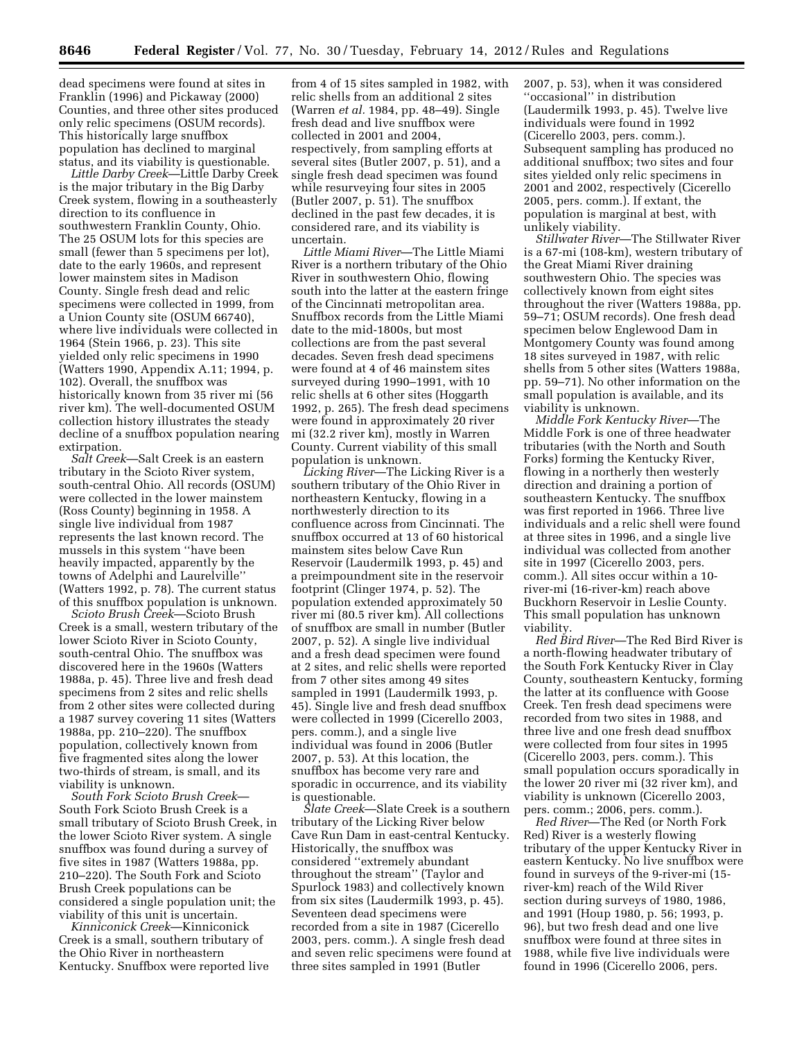dead specimens were found at sites in Franklin (1996) and Pickaway (2000) Counties, and three other sites produced only relic specimens (OSUM records). This historically large snuffbox population has declined to marginal status, and its viability is questionable.

*Little Darby Creek*—Little Darby Creek is the major tributary in the Big Darby Creek system, flowing in a southeasterly direction to its confluence in southwestern Franklin County, Ohio. The 25 OSUM lots for this species are small (fewer than 5 specimens per lot), date to the early 1960s, and represent lower mainstem sites in Madison County. Single fresh dead and relic specimens were collected in 1999, from a Union County site (OSUM 66740), where live individuals were collected in 1964 (Stein 1966, p. 23). This site yielded only relic specimens in 1990 (Watters 1990, Appendix A.11; 1994, p. 102). Overall, the snuffbox was historically known from 35 river mi (56 river km). The well-documented OSUM collection history illustrates the steady decline of a snuffbox population nearing extirpation.

*Salt Creek*—Salt Creek is an eastern tributary in the Scioto River system, south-central Ohio. All records (OSUM) were collected in the lower mainstem (Ross County) beginning in 1958. A single live individual from 1987 represents the last known record. The mussels in this system ''have been heavily impacted, apparently by the towns of Adelphi and Laurelville'' (Watters 1992, p. 78). The current status of this snuffbox population is unknown.

*Scioto Brush Creek*—Scioto Brush Creek is a small, western tributary of the lower Scioto River in Scioto County, south-central Ohio. The snuffbox was discovered here in the 1960s (Watters 1988a, p. 45). Three live and fresh dead specimens from 2 sites and relic shells from 2 other sites were collected during a 1987 survey covering 11 sites (Watters 1988a, pp. 210–220). The snuffbox population, collectively known from five fragmented sites along the lower two-thirds of stream, is small, and its viability is unknown.

*South Fork Scioto Brush Creek*—South Fork Scioto Brush Creek is a small tributary of Scioto Brush Creek, in the lower Scioto River system. A single snuffbox was found during a survey of five sites in 1987 (Watters 1988a, pp. 210–220). The South Fork and Scioto Brush Creek populations can be considered a single population unit; the viability of this unit is uncertain.

*Kinniconick Creek*—Kinniconick Creek is a small, southern tributary of the Ohio River in northeastern Kentucky. Snuffbox were reported live from 4 of 15 sites sampled in 1982, with relic shells from an additional 2 sites (Warren *et al.* 1984, pp. 48–49). Single fresh dead and live snuffbox were collected in 2001 and 2004, respectively, from sampling efforts at several sites (Butler 2007, p. 51), and a single fresh dead specimen was found while resurveying four sites in 2005 (Butler 2007, p. 51). The snuffbox declined in the past few decades, it is considered rare, and its viability is uncertain.

*Little Miami River*—The Little Miami River is a northern tributary of the Ohio River in southwestern Ohio, flowing south into the latter at the eastern fringe of the Cincinnati metropolitan area. Snuffbox records from the Little Miami date to the mid-1800s, but most collections are from the past several decades. Seven fresh dead specimens were found at 4 of 46 mainstem sites surveyed during 1990–1991, with 10 relic shells at 6 other sites (Hoggarth 1992, p. 265). The fresh dead specimens were found in approximately 20 river mi (32.2 river km), mostly in Warren County. Current viability of this small population is unknown.

*Licking River*—The Licking River is a southern tributary of the Ohio River in northeastern Kentucky, flowing in a northwesterly direction to its confluence across from Cincinnati. The snuffbox occurred at 13 of 60 historical mainstem sites below Cave Run Reservoir (Laudermilk 1993, p. 45) and a preimpoundment site in the reservoir footprint (Clinger 1974, p. 52). The population extended approximately 50 river mi (80.5 river km). All collections of snuffbox are small in number (Butler 2007, p. 52). A single live individual and a fresh dead specimen were found at 2 sites, and relic shells were reported from 7 other sites among 49 sites sampled in 1991 (Laudermilk 1993, p. 45). Single live and fresh dead snuffbox were collected in 1999 (Cicerello 2003, pers. comm.), and a single live individual was found in 2006 (Butler 2007, p. 53). At this location, the snuffbox has become very rare and sporadic in occurrence, and its viability is questionable.

*Slate Creek*—Slate Creek is a southern tributary of the Licking River below Cave Run Dam in east-central Kentucky. Historically, the snuffbox was considered ''extremely abundant throughout the stream'' (Taylor and Spurlock 1983) and collectively known from six sites (Laudermilk 1993, p. 45). Seventeen dead specimens were recorded from a site in 1987 (Cicerello 2003, pers. comm.). A single fresh dead and seven relic specimens were found at three sites sampled in 1991 (Butler 2007, p. 53), when it was considered ''occasional'' in distribution (Laudermilk 1993, p. 45). Twelve live individuals were found in 1992 (Cicerello 2003, pers. comm.). Subsequent sampling has produced no additional snuffbox; two sites and four sites yielded only relic specimens in 2001 and 2002, respectively (Cicerello 2005, pers. comm.). If extant, the population is marginal at best, with unlikely viability.

*Stillwater River*—The Stillwater River is a 67-mi (108-km), western tributary of the Great Miami River draining southwestern Ohio. The species was collectively known from eight sites throughout the river (Watters 1988a, pp. 59–71; OSUM records). One fresh dead specimen below Englewood Dam in Montgomery County was found among 18 sites surveyed in 1987, with relic shells from 5 other sites (Watters 1988a, pp. 59–71). No other information on the small population is available, and its viability is unknown.

*Middle Fork Kentucky River*—The Middle Fork is one of three headwater tributaries (with the North and South Forks) forming the Kentucky River, flowing in a northerly then westerly direction and draining a portion of southeastern Kentucky. The snuffbox was first reported in 1966. Three live individuals and a relic shell were found at three sites in 1996, and a single live individual was collected from another site in 1997 (Cicerello 2003, pers. comm.). All sites occur within a 10-river-mi (16-river-km) reach above Buckhorn Reservoir in Leslie County. This small population has unknown viability.

*Red Bird River*—The Red Bird River is a north-flowing headwater tributary of the South Fork Kentucky River in Clay County, southeastern Kentucky, forming the latter at its confluence with Goose Creek. Ten fresh dead specimens were recorded from two sites in 1988, and three live and one fresh dead snuffbox were collected from four sites in 1995 (Cicerello 2003, pers. comm.). This small population occurs sporadically in the lower 20 river mi (32 river km), and viability is unknown (Cicerello 2003, pers. comm.; 2006, pers. comm.).

*Red River*—The Red (or North Fork Red) River is a westerly flowing tributary of the upper Kentucky River in eastern Kentucky. No live snuffbox were found in surveys of the 9-river-mi (15-river-km) reach of the Wild River section during surveys of 1980, 1986, and 1991 (Houp 1980, p. 56; 1993, p. 96), but two fresh dead and one live snuffbox were found at three sites in 1988, while five live individuals were found in 1996 (Cicerello 2006, pers.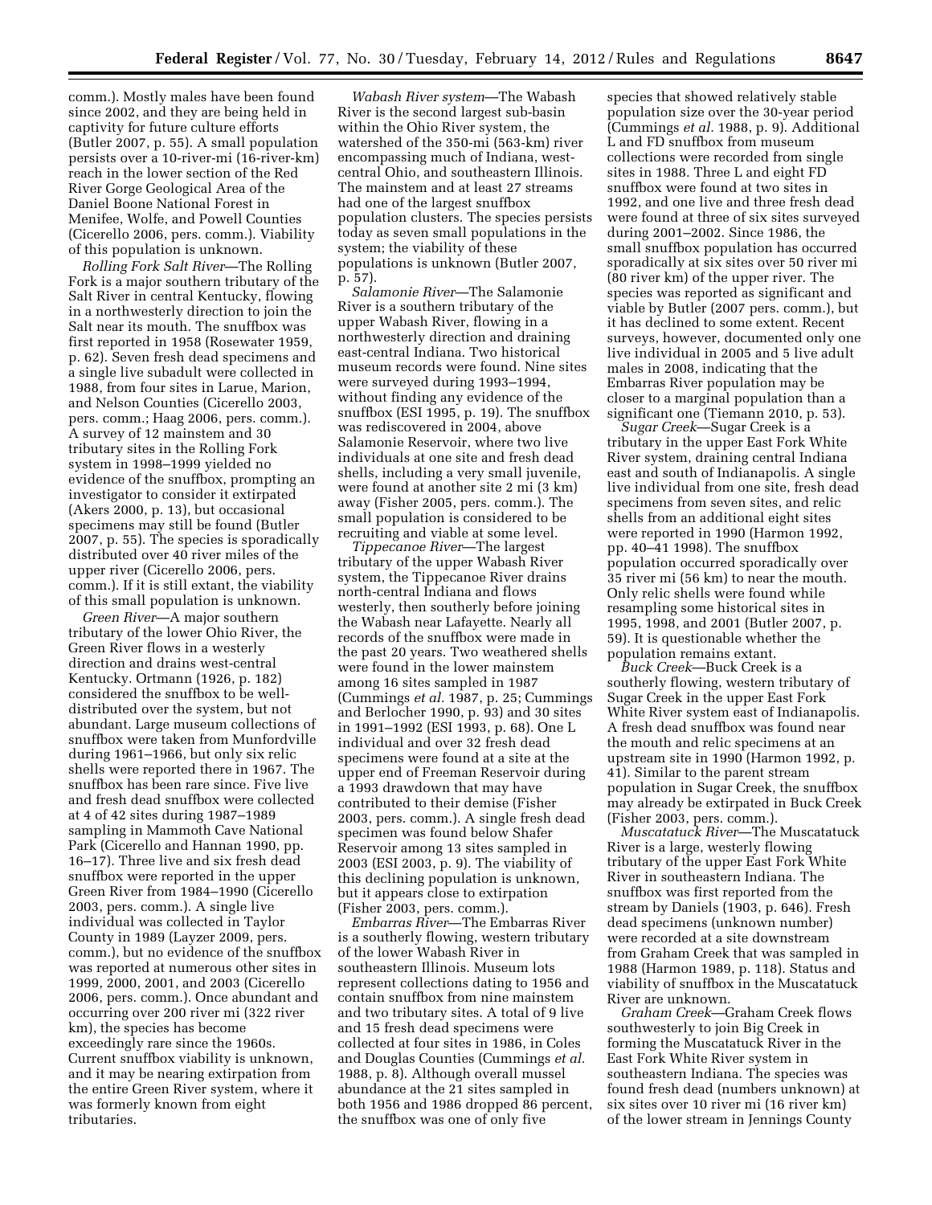comm.). Mostly males have been found since 2002, and they are being held in captivity for future culture efforts (Butler 2007, p. 55). A small population persists over a 10-river-mi (16-river-km) reach in the lower section of the Red River Gorge Geological Area of the Daniel Boone National Forest in Menifee, Wolfe, and Powell Counties (Cicerello 2006, pers. comm.). Viability of this population is unknown.

*Rolling Fork Salt River*—The Rolling Fork is a major southern tributary of the Salt River in central Kentucky, flowing in a northwesterly direction to join the Salt near its mouth. The snuffbox was first reported in 1958 (Rosewater 1959, p. 62). Seven fresh dead specimens and a single live subadult were collected in 1988, from four sites in Larue, Marion, and Nelson Counties (Cicerello 2003, pers. comm.; Haag 2006, pers. comm.). A survey of 12 mainstem and 30 tributary sites in the Rolling Fork system in 1998–1999 yielded no evidence of the snuffbox, prompting an investigator to consider it extirpated (Akers 2000, p. 13), but occasional specimens may still be found (Butler 2007, p. 55). The species is sporadically distributed over 40 river miles of the upper river (Cicerello 2006, pers. comm.). If it is still extant, the viability of this small population is unknown.

*Green River*—A major southern tributary of the lower Ohio River, the Green River flows in a westerly direction and drains west-central Kentucky. Ortmann (1926, p. 182) considered the snuffbox to be well-distributed over the system, but not abundant. Large museum collections of snuffbox were taken from Munfordville during 1961–1966, but only six relic shells were reported there in 1967. The snuffbox has been rare since. Five live and fresh dead snuffbox were collected at 4 of 42 sites during 1987–1989 sampling in Mammoth Cave National Park (Cicerello and Hannan 1990, pp. 16–17). Three live and six fresh dead snuffbox were reported in the upper Green River from 1984–1990 (Cicerello 2003, pers. comm.). A single live individual was collected in Taylor County in 1989 (Layzer 2009, pers. comm.), but no evidence of the snuffbox was reported at numerous other sites in 1999, 2000, 2001, and 2003 (Cicerello 2006, pers. comm.). Once abundant and occurring over 200 river mi (322 river km), the species has become exceedingly rare since the 1960s. Current snuffbox viability is unknown, and it may be nearing extirpation from the entire Green River system, where it was formerly known from eight tributaries.

*Wabash River system*—The Wabash River is the second largest sub-basin within the Ohio River system, the watershed of the 350-mi (563-km) river encompassing much of Indiana, west-central Ohio, and southeastern Illinois. The mainstem and at least 27 streams had one of the largest snuffbox population clusters. The species persists today as seven small populations in the system; the viability of these populations is unknown (Butler 2007, p. 57).

*Salamonie River*—The Salamonie River is a southern tributary of the upper Wabash River, flowing in a northwesterly direction and draining east-central Indiana. Two historical museum records were found. Nine sites were surveyed during 1993–1994, without finding any evidence of the snuffbox (ESI 1995, p. 19). The snuffbox was rediscovered in 2004, above Salamonie Reservoir, where two live individuals at one site and fresh dead shells, including a very small juvenile, were found at another site 2 mi (3 km) away (Fisher 2005, pers. comm.). The small population is considered to be recruiting and viable at some level.

*Tippecanoe River*—The largest tributary of the upper Wabash River system, the Tippecanoe River drains north-central Indiana and flows westerly, then southerly before joining the Wabash near Lafayette. Nearly all records of the snuffbox were made in the past 20 years. Two weathered shells were found in the lower mainstem among 16 sites sampled in 1987 (Cummings *et al.* 1987, p. 25; Cummings and Berlocher 1990, p. 93) and 30 sites in 1991–1992 (ESI 1993, p. 68). One L individual and over 32 fresh dead specimens were found at a site at the upper end of Freeman Reservoir during a 1993 drawdown that may have contributed to their demise (Fisher 2003, pers. comm.). A single fresh dead specimen was found below Shafer Reservoir among 13 sites sampled in 2003 (ESI 2003, p. 9). The viability of this declining population is unknown, but it appears close to extirpation (Fisher 2003, pers. comm.).

*Embarras River*—The Embarras River is a southerly flowing, western tributary of the lower Wabash River in southeastern Illinois. Museum lots represent collections dating to 1956 and contain snuffbox from nine mainstem and two tributary sites. A total of 9 live and 15 fresh dead specimens were collected at four sites in 1986, in Coles and Douglas Counties (Cummings *et al.* 1988, p. 8). Although overall mussel abundance at the 21 sites sampled in both 1956 and 1986 dropped 86 percent, the snuffbox was one of only five species that showed relatively stable population size over the 30-year period (Cummings *et al.* 1988, p. 9). Additional L and FD snuffbox from museum collections were recorded from single sites in 1988. Three L and eight FD snuffbox were found at two sites in 1992, and one live and three fresh dead were found at three of six sites surveyed during 2001–2002. Since 1986, the small snuffbox population has occurred sporadically at six sites over 50 river mi (80 river km) of the upper river. The species was reported as significant and viable by Butler (2007 pers. comm.), but it has declined to some extent. Recent surveys, however, documented only one live individual in 2005 and 5 live adult males in 2008, indicating that the Embarras River population may be closer to a marginal population than a significant one (Tiemann 2010, p. 53).

*Sugar Creek*—Sugar Creek is a tributary in the upper East Fork White River system, draining central Indiana east and south of Indianapolis. A single live individual from one site, fresh dead specimens from seven sites, and relic shells from an additional eight sites were reported in 1990 (Harmon 1992, pp. 40–41 1998). The snuffbox population occurred sporadically over 35 river mi (56 km) to near the mouth. Only relic shells were found while resampling some historical sites in 1995, 1998, and 2001 (Butler 2007, p. 59). It is questionable whether the population remains extant.

*Buck Creek*—Buck Creek is a southerly flowing, western tributary of Sugar Creek in the upper East Fork White River system east of Indianapolis. A fresh dead snuffbox was found near the mouth and relic specimens at an upstream site in 1990 (Harmon 1992, p. 41). Similar to the parent stream population in Sugar Creek, the snuffbox may already be extirpated in Buck Creek (Fisher 2003, pers. comm.).

*Muscatatuck River*—The Muscatatuck River is a large, westerly flowing tributary of the upper East Fork White River in southeastern Indiana. The snuffbox was first reported from the stream by Daniels (1903, p. 646). Fresh dead specimens (unknown number) were recorded at a site downstream from Graham Creek that was sampled in 1988 (Harmon 1989, p. 118). Status and viability of snuffbox in the Muscatatuck River are unknown.

*Graham Creek*—Graham Creek flows southwesterly to join Big Creek in forming the Muscatatuck River in the East Fork White River system in southeastern Indiana. The species was found fresh dead (numbers unknown) at six sites over 10 river mi (16 river km) of the lower stream in Jennings County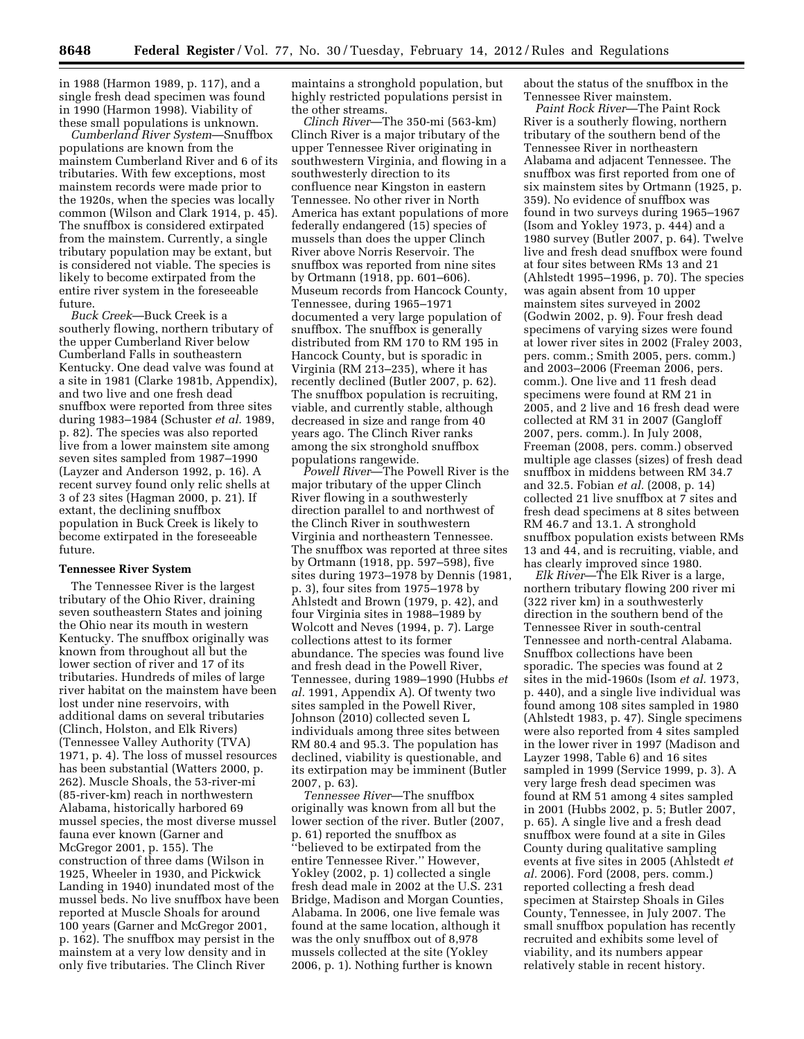in 1988 (Harmon 1989, p. 117), and a single fresh dead specimen was found in 1990 (Harmon 1998). Viability of these small populations is unknown.

*Cumberland River System*—Snuffbox populations are known from the mainstem Cumberland River and 6 of its tributaries. With few exceptions, most mainstem records were made prior to the 1920s, when the species was locally common (Wilson and Clark 1914, p. 45). The snuffbox is considered extirpated from the mainstem. Currently, a single tributary population may be extant, but is considered not viable. The species is likely to become extirpated from the entire river system in the foreseeable future.

*Buck Creek*—Buck Creek is a southerly flowing, northern tributary of the upper Cumberland River below Cumberland Falls in southeastern Kentucky. One dead valve was found at a site in 1981 (Clarke 1981b, Appendix), and two live and one fresh dead snuffbox were reported from three sites during 1983–1984 (Schuster *et al.* 1989, p. 82). The species was also reported live from a lower mainstem site among seven sites sampled from 1987–1990 (Layzer and Anderson 1992, p. 16). A recent survey found only relic shells at 3 of 23 sites (Hagman 2000, p. 21). If extant, the declining snuffbox population in Buck Creek is likely to become extirpated in the foreseeable future.

**Tennessee River System**

The Tennessee River is the largest tributary of the Ohio River, draining seven southeastern States and joining the Ohio near its mouth in western Kentucky. The snuffbox originally was known from throughout all but the lower section of river and 17 of its tributaries. Hundreds of miles of large river habitat on the mainstem have been lost under nine reservoirs, with additional dams on several tributaries (Clinch, Holston, and Elk Rivers) (Tennessee Valley Authority (TVA) 1971, p. 4). The loss of mussel resources has been substantial (Watters 2000, p. 262). Muscle Shoals, the 53-river-mi (85-river-km) reach in northwestern Alabama, historically harbored 69 mussel species, the most diverse mussel fauna ever known (Garner and McGregor 2001, p. 155). The construction of three dams (Wilson in 1925, Wheeler in 1930, and Pickwick Landing in 1940) inundated most of the mussel beds. No live snuffbox have been reported at Muscle Shoals for around 100 years (Garner and McGregor 2001, p. 162). The snuffbox may persist in the mainstem at a very low density and in only five tributaries. The Clinch River maintains a stronghold population, but highly restricted populations persist in the other streams.

*Clinch River*—The 350-mi (563-km) Clinch River is a major tributary of the upper Tennessee River originating in southwestern Virginia, and flowing in a southwesterly direction to its confluence near Kingston in eastern Tennessee. No other river in North America has extant populations of more federally endangered (15) species of mussels than does the upper Clinch River above Norris Reservoir. The snuffbox was reported from nine sites by Ortmann (1918, pp. 601–606). Museum records from Hancock County, Tennessee, during 1965–1971 documented a very large population of snuffbox. The snuffbox is generally distributed from RM 170 to RM 195 in Hancock County, but is sporadic in Virginia (RM 213–235), where it has recently declined (Butler 2007, p. 62). The snuffbox population is recruiting, viable, and currently stable, although decreased in size and range from 40 years ago. The Clinch River ranks among the six stronghold snuffbox populations rangewide.

*Powell River*—The Powell River is the major tributary of the upper Clinch River flowing in a southwesterly direction parallel to and northwest of the Clinch River in southwestern Virginia and northeastern Tennessee. The snuffbox was reported at three sites by Ortmann (1918, pp. 597–598), five sites during 1973–1978 by Dennis (1981, p. 3), four sites from 1975–1978 by Ahlstedt and Brown (1979, p. 42), and four Virginia sites in 1988–1989 by Wolcott and Neves (1994, p. 7). Large collections attest to its former abundance. The species was found live and fresh dead in the Powell River, Tennessee, during 1989–1990 (Hubbs *et al.* 1991, Appendix A). Of twenty two sites sampled in the Powell River, Johnson (2010) collected seven L individuals among three sites between RM 80.4 and 95.3. The population has declined, viability is questionable, and its extirpation may be imminent (Butler 2007, p. 63).

*Tennessee River*—The snuffbox originally was known from all but the lower section of the river. Butler (2007, p. 61) reported the snuffbox as "believed to be extirpated from the entire Tennessee River." However, Yokley (2002, p. 1) collected a single fresh dead male in 2002 at the U.S. 231 Bridge, Madison and Morgan Counties, Alabama. In 2006, one live female was found at the same location, although it was the only snuffbox out of 8,978 mussels collected at the site (Yokley 2006, p. 1). Nothing further is known about the status of the snuffbox in the Tennessee River mainstem.

*Paint Rock River*—The Paint Rock River is a southerly flowing, northern tributary of the southern bend of the Tennessee River in northeastern Alabama and adjacent Tennessee. The snuffbox was first reported from one of six mainstem sites by Ortmann (1925, p. 359). No evidence of snuffbox was found in two surveys during 1965–1967 (Isom and Yokley 1973, p. 444) and a 1980 survey (Butler 2007, p. 64). Twelve live and fresh dead snuffbox were found at four sites between RMs 13 and 21 (Ahlstedt 1995–1996, p. 70). The species was again absent from 10 upper mainstem sites surveyed in 2002 (Godwin 2002, p. 9). Four fresh dead specimens of varying sizes were found at lower river sites in 2002 (Fraley 2003, pers. comm.; Smith 2005, pers. comm.) and 2003–2006 (Freeman 2006, pers. comm.). One live and 11 fresh dead specimens were found at RM 21 in 2005, and 2 live and 16 fresh dead were collected at RM 31 in 2007 (Gangloff 2007, pers. comm.). In July 2008, Freeman (2008, pers. comm.) observed multiple age classes (sizes) of fresh dead snuffbox in middens between RM 34.7 and 32.5. Fobian *et al.* (2008, p. 14) collected 21 live snuffbox at 7 sites and fresh dead specimens at 8 sites between RM 46.7 and 13.1. A stronghold snuffbox population exists between RMs 13 and 44, and is recruiting, viable, and has clearly improved since 1980.

*Elk River*—The Elk River is a large, northern tributary flowing 200 river mi (322 river km) in a southwesterly direction in the southern bend of the Tennessee River in south-central Tennessee and north-central Alabama. Snuffbox collections have been sporadic. The species was found at 2 sites in the mid-1960s (Isom *et al.* 1973, p. 440), and a single live individual was found among 108 sites sampled in 1980 (Ahlstedt 1983, p. 47). Single specimens were also reported from 4 sites sampled in the lower river in 1997 (Madison and Layzer 1998, Table 6) and 16 sites sampled in 1999 (Service 1999, p. 3). A very large fresh dead specimen was found at RM 51 among 4 sites sampled in 2001 (Hubbs 2002, p. 5; Butler 2007, p. 65). A single live and a fresh dead snuffbox were found at a site in Giles County during qualitative sampling events at five sites in 2005 (Ahlstedt *et al.* 2006). Ford (2008, pers. comm.) reported collecting a fresh dead specimen at Stairstep Shoals in Giles County, Tennessee, in July 2007. The small snuffbox population has recently recruited and exhibits some level of viability, and its numbers appear relatively stable in recent history.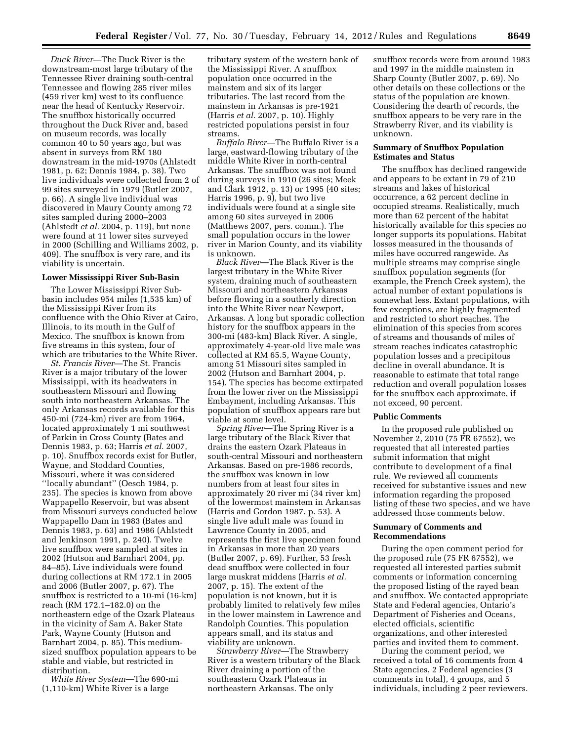*Duck River*—The Duck River is the downstream-most large tributary of the Tennessee River draining south-central Tennessee and flowing 285 river miles (459 river km) west to its confluence near the head of Kentucky Reservoir. The snuffbox historically occurred throughout the Duck River and, based on museum records, was locally common 40 to 50 years ago, but was absent in surveys from RM 180 downstream in the mid-1970s (Ahlstedt 1981, p. 62; Dennis 1984, p. 38). Two live individuals were collected from 2 of 99 sites surveyed in 1979 (Butler 2007, p. 66). A single live individual was discovered in Maury County among 72 sites sampled during 2000–2003 (Ahlstedt *et al.* 2004, p. 119), but none were found at 11 lower sites surveyed in 2000 (Schilling and Williams 2002, p. 409). The snuffbox is very rare, and its viability is uncertain.

## Lower Mississippi River Sub-Basin

The Lower Mississippi River Sub-basin includes 954 miles (1,535 km) of the Mississippi River from its confluence with the Ohio River at Cairo, Illinois, to its mouth in the Gulf of Mexico. The snuffbox is known from five streams in this system, four of which are tributaries to the White River.

*St. Francis River*—The St. Francis River is a major tributary of the lower Mississippi, with its headwaters in southeastern Missouri and flowing south into northeastern Arkansas. The only Arkansas records available for this 450-mi (724-km) river are from 1964, located approximately 1 mi southwest of Parkin in Cross County (Bates and Dennis 1983, p. 63; Harris *et al.* 2007, p. 10). Snuffbox records exist for Butler, Wayne, and Stoddard Counties, Missouri, where it was considered ''locally abundant'' (Oesch 1984, p. 235). The species is known from above Wappapello Reservoir, but was absent from Missouri surveys conducted below Wappapello Dam in 1983 (Bates and Dennis 1983, p. 63) and 1986 (Ahlstedt and Jenkinson 1991, p. 240). Twelve live snuffbox were sampled at sites in 2002 (Hutson and Barnhart 2004, pp. 84–85). Live individuals were found during collections at RM 172.1 in 2005 and 2006 (Butler 2007, p. 67). The snuffbox is restricted to a 10-mi (16-km) reach (RM 172.1–182.0) on the northeastern edge of the Ozark Plateaus in the vicinity of Sam A. Baker State Park, Wayne County (Hutson and Barnhart 2004, p. 85). This medium-sized snuffbox population appears to be stable and viable, but restricted in distribution.

*White River System*—The 690-mi (1,110-km) White River is a large tributary system of the western bank of the Mississippi River. A snuffbox population once occurred in the mainstem and six of its larger tributaries. The last record from the mainstem in Arkansas is pre-1921 (Harris *et al.* 2007, p. 10). Highly restricted populations persist in four streams.

*Buffalo River*—The Buffalo River is a large, eastward-flowing tributary of the middle White River in north-central Arkansas. The snuffbox was not found during surveys in 1910 (26 sites; Meek and Clark 1912, p. 13) or 1995 (40 sites; Harris 1996, p. 9), but two live individuals were found at a single site among 60 sites surveyed in 2006 (Matthews 2007, pers. comm.). The small population occurs in the lower river in Marion County, and its viability is unknown.

*Black River*—The Black River is the largest tributary in the White River system, draining much of southeastern Missouri and northeastern Arkansas before flowing in a southerly direction into the White River near Newport, Arkansas. A long but sporadic collection history for the snuffbox appears in the 300-mi (483-km) Black River. A single, approximately 4-year-old live male was collected at RM 65.5, Wayne County, among 51 Missouri sites sampled in 2002 (Hutson and Barnhart 2004, p. 154). The species has become extirpated from the lower river on the Mississippi Embayment, including Arkansas. This population of snuffbox appears rare but viable at some level.

*Spring River*—The Spring River is a large tributary of the Black River that drains the eastern Ozark Plateaus in south-central Missouri and northeastern Arkansas. Based on pre-1986 records, the snuffbox was known in low numbers from at least four sites in approximately 20 river mi (34 river km) of the lowermost mainstem in Arkansas (Harris and Gordon 1987, p. 53). A single live adult male was found in Lawrence County in 2005, and represents the first live specimen found in Arkansas in more than 20 years (Butler 2007, p. 69). Further, 53 fresh dead snuffbox were collected in four large muskrat middens (Harris *et al.* 2007, p. 15). The extent of the population is not known, but it is probably limited to relatively few miles in the lower mainstem in Lawrence and Randolph Counties. This population appears small, and its status and viability are unknown.

*Strawberry River*—The Strawberry River is a western tributary of the Black River draining a portion of the southeastern Ozark Plateaus in northeastern Arkansas. The only snuffbox records were from around 1983 and 1997 in the middle mainstem in Sharp County (Butler 2007, p. 69). No other details on these collections or the status of the population are known. Considering the dearth of records, the snuffbox appears to be very rare in the Strawberry River, and its viability is unknown.

## Summary of Snuffbox Population Estimates and Status

The snuffbox has declined rangewide and appears to be extant in 79 of 210 streams and lakes of historical occurrence, a 62 percent decline in occupied streams. Realistically, much more than 62 percent of the habitat historically available for this species no longer supports its populations. Habitat losses measured in the thousands of miles have occurred rangewide. As multiple streams may comprise single snuffbox population segments (for example, the French Creek system), the actual number of extant populations is somewhat less. Extant populations, with few exceptions, are highly fragmented and restricted to short reaches. The elimination of this species from scores of streams and thousands of miles of stream reaches indicates catastrophic population losses and a precipitous decline in overall abundance. It is reasonable to estimate that total range reduction and overall population losses for the snuffbox each approximate, if not exceed, 90 percent.

## Public Comments

In the proposed rule published on November 2, 2010 (75 FR 67552), we requested that all interested parties submit information that might contribute to development of a final rule. We reviewed all comments received for substantive issues and new information regarding the proposed listing of these two species, and we have addressed those comments below.

## Summary of Comments and Recommendations

During the open comment period for the proposed rule (75 FR 67552), we requested all interested parties submit comments or information concerning the proposed listing of the rayed bean and snuffbox. We contacted appropriate State and Federal agencies, Ontario's Department of Fisheries and Oceans, elected officials, scientific organizations, and other interested parties and invited them to comment.

During the comment period, we received a total of 16 comments from 4 State agencies, 2 Federal agencies (3 comments in total), 4 groups, and 5 individuals, including 2 peer reviewers.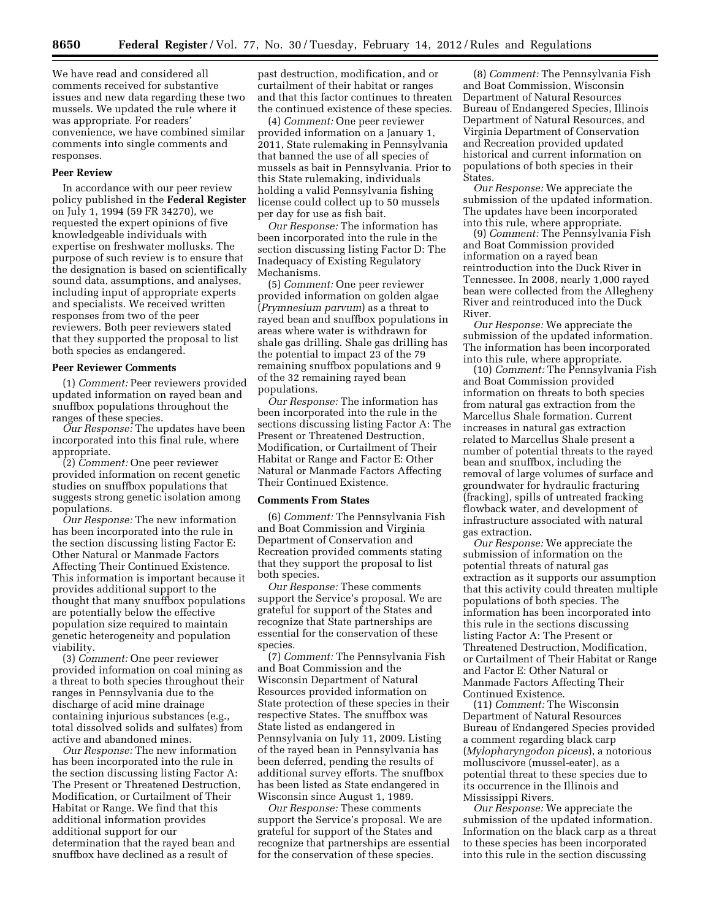We have read and considered all comments received for substantive issues and new data regarding these two mussels. We updated the rule where it was appropriate. For readers' convenience, we have combined similar comments into single comments and responses.

**Peer Review**

In accordance with our peer review policy published in the **Federal Register** on July 1, 1994 (59 FR 34270), we requested the expert opinions of five knowledgeable individuals with expertise on freshwater mollusks. The purpose of such review is to ensure that the designation is based on scientifically sound data, assumptions, and analyses, including input of appropriate experts and specialists. We received written responses from two of the peer reviewers. Both peer reviewers stated that they supported the proposal to list both species as endangered.

**Peer Reviewer Comments**

(1) *Comment:* Peer reviewers provided updated information on rayed bean and snuffbox populations throughout the ranges of these species.

*Our Response:* The updates have been incorporated into this final rule, where appropriate.

(2) *Comment:* One peer reviewer provided information on recent genetic studies on snuffbox populations that suggests strong genetic isolation among populations.

*Our Response:* The new information has been incorporated into the rule in the section discussing listing Factor E: Other Natural or Manmade Factors Affecting Their Continued Existence. This information is important because it provides additional support to the thought that many snuffbox populations are potentially below the effective population size required to maintain genetic heterogeneity and population viability.

(3) *Comment:* One peer reviewer provided information on coal mining as a threat to both species throughout their ranges in Pennsylvania due to the discharge of acid mine drainage containing injurious substances (e.g., total dissolved solids and sulfates) from active and abandoned mines.

*Our Response:* The new information has been incorporated into the rule in the section discussing listing Factor A: The Present or Threatened Destruction, Modification, or Curtailment of Their Habitat or Range. We find that this additional information provides additional support for our determination that the rayed bean and snuffbox have declined as a result of past destruction, modification, and or curtailment of their habitat or ranges and that this factor continues to threaten the continued existence of these species.

(4) *Comment:* One peer reviewer provided information on a January 1, 2011, State rulemaking in Pennsylvania that banned the use of all species of mussels as bait in Pennsylvania. Prior to this State rulemaking, individuals holding a valid Pennsylvania fishing license could collect up to 50 mussels per day for use as fish bait.

*Our Response:* The information has been incorporated into the rule in the section discussing listing Factor D: The Inadequacy of Existing Regulatory Mechanisms.

(5) *Comment:* One peer reviewer provided information on golden algae (*Prymnesium parvum*) as a threat to rayed bean and snuffbox populations in areas where water is withdrawn for shale gas drilling. Shale gas drilling has the potential to impact 23 of the 79 remaining snuffbox populations and 9 of the 32 remaining rayed bean populations.

*Our Response:* The information has been incorporated into the rule in the sections discussing listing Factor A: The Present or Threatened Destruction, Modification, or Curtailment of Their Habitat or Range and Factor E: Other Natural or Manmade Factors Affecting Their Continued Existence.

**Comments From States**

(6) *Comment:* The Pennsylvania Fish and Boat Commission and Virginia Department of Conservation and Recreation provided comments stating that they support the proposal to list both species.

*Our Response:* These comments support the Service's proposal. We are grateful for support of the States and recognize that State partnerships are essential for the conservation of these species.

(7) *Comment:* The Pennsylvania Fish and Boat Commission and the Wisconsin Department of Natural Resources provided information on State protection of these species in their respective States. The snuffbox was State listed as endangered in Pennsylvania on July 11, 2009. Listing of the rayed bean in Pennsylvania has been deferred, pending the results of additional survey efforts. The snuffbox has been listed as State endangered in Wisconsin since August 1, 1989.

*Our Response:* These comments support the Service's proposal. We are grateful for support of the States and recognize that partnerships are essential for the conservation of these species.

(8) *Comment:* The Pennsylvania Fish and Boat Commission, Wisconsin Department of Natural Resources Bureau of Endangered Species, Illinois Department of Natural Resources, and Virginia Department of Conservation and Recreation provided updated historical and current information on populations of both species in their States.

*Our Response:* We appreciate the submission of the updated information. The updates have been incorporated into this rule, where appropriate.

(9) *Comment:* The Pennsylvania Fish and Boat Commission provided information on a rayed bean reintroduction into the Duck River in Tennessee. In 2008, nearly 1,000 rayed bean were collected from the Allegheny River and reintroduced into the Duck River.

*Our Response:* We appreciate the submission of the updated information. The information has been incorporated into this rule, where appropriate.

(10) *Comment:* The Pennsylvania Fish and Boat Commission provided information on threats to both species from natural gas extraction from the Marcellus Shale formation. Current increases in natural gas extraction related to Marcellus Shale present a number of potential threats to the rayed bean and snuffbox, including the removal of large volumes of surface and groundwater for hydraulic fracturing (fracking), spills of untreated fracking flowback water, and development of infrastructure associated with natural gas extraction.

*Our Response:* We appreciate the submission of information on the potential threats of natural gas extraction as it supports our assumption that this activity could threaten multiple populations of both species. The information has been incorporated into this rule in the sections discussing listing Factor A: The Present or Threatened Destruction, Modification, or Curtailment of Their Habitat or Range and Factor E: Other Natural or Manmade Factors Affecting Their Continued Existence.

(11) *Comment:* The Wisconsin Department of Natural Resources Bureau of Endangered Species provided a comment regarding black carp (*Mylopharyngodon piceus*), a notorious molluscivore (mussel-eater), as a potential threat to these species due to its occurrence in the Illinois and Mississippi Rivers.

*Our Response:* We appreciate the submission of the updated information. Information on the black carp as a threat to these species has been incorporated into this rule in the section discussing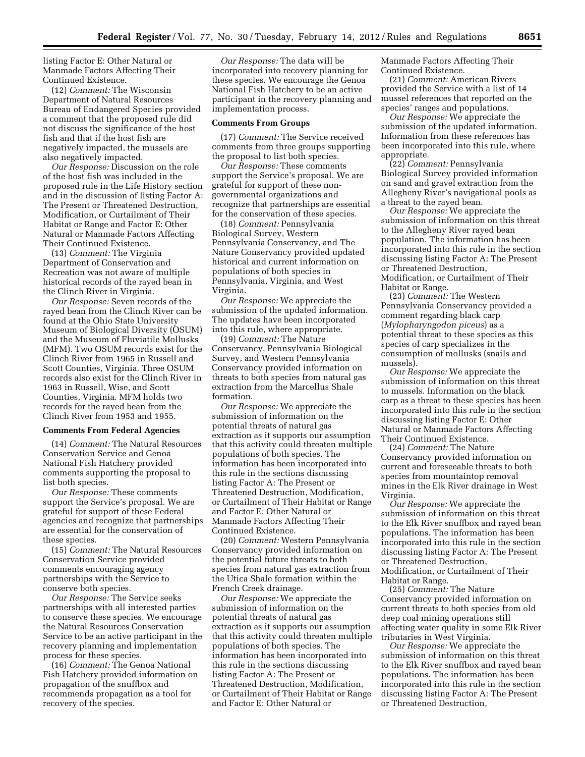listing Factor E: Other Natural or Manmade Factors Affecting Their Continued Existence.

(12) *Comment:* The Wisconsin Department of Natural Resources Bureau of Endangered Species provided a comment that the proposed rule did not discuss the significance of the host fish and that if the host fish are negatively impacted, the mussels are also negatively impacted.

*Our Response:* Discussion on the role of the host fish was included in the proposed rule in the Life History section and in the discussion of listing Factor A: The Present or Threatened Destruction, Modification, or Curtailment of Their Habitat or Range and Factor E: Other Natural or Manmade Factors Affecting Their Continued Existence.

(13) *Comment:* The Virginia Department of Conservation and Recreation was not aware of multiple historical records of the rayed bean in the Clinch River in Virginia.

*Our Response:* Seven records of the rayed bean from the Clinch River can be found at the Ohio State University Museum of Biological Diversity (OSUM) and the Museum of Fluviatile Mollusks (MFM). Two OSUM records exist for the Clinch River from 1965 in Russell and Scott Counties, Virginia. Three OSUM records also exist for the Clinch River in 1963 in Russell, Wise, and Scott Counties, Virginia. MFM holds two records for the rayed bean from the Clinch River from 1953 and 1955.

**Comments From Federal Agencies**

(14) *Comment:* The Natural Resources Conservation Service and Genoa National Fish Hatchery provided comments supporting the proposal to list both species.

*Our Response:* These comments support the Service's proposal. We are grateful for support of these Federal agencies and recognize that partnerships are essential for the conservation of these species.

(15) *Comment:* The Natural Resources Conservation Service provided comments encouraging agency partnerships with the Service to conserve both species.

*Our Response:* The Service seeks partnerships with all interested parties to conserve these species. We encourage the Natural Resources Conservation Service to be an active participant in the recovery planning and implementation process for these species.

(16) *Comment:* The Genoa National Fish Hatchery provided information on propagation of the snuffbox and recommends propagation as a tool for recovery of the species.

*Our Response:* The data will be incorporated into recovery planning for these species. We encourage the Genoa National Fish Hatchery to be an active participant in the recovery planning and implementation process.

**Comments From Groups**

(17) *Comment:* The Service received comments from three groups supporting the proposal to list both species.

*Our Response:* These comments support the Service's proposal. We are grateful for support of these non-governmental organizations and recognize that partnerships are essential for the conservation of these species.

(18) *Comment:* Pennsylvania Biological Survey, Western Pennsylvania Conservancy, and The Nature Conservancy provided updated historical and current information on populations of both species in Pennsylvania, Virginia, and West Virginia.

*Our Response:* We appreciate the submission of the updated information. The updates have been incorporated into this rule, where appropriate.

(19) *Comment:* The Nature Conservancy, Pennsylvania Biological Survey, and Western Pennsylvania Conservancy provided information on threats to both species from natural gas extraction from the Marcellus Shale formation.

*Our Response:* We appreciate the submission of information on the potential threats of natural gas extraction as it supports our assumption that this activity could threaten multiple populations of both species. The information has been incorporated into this rule in the sections discussing listing Factor A: The Present or Threatened Destruction, Modification, or Curtailment of Their Habitat or Range and Factor E: Other Natural or Manmade Factors Affecting Their Continued Existence.

(20) *Comment:* Western Pennsylvania Conservancy provided information on the potential future threats to both species from natural gas extraction from the Utica Shale formation within the French Creek drainage.

*Our Response:* We appreciate the submission of information on the potential threats of natural gas extraction as it supports our assumption that this activity could threaten multiple populations of both species. The information has been incorporated into this rule in the sections discussing listing Factor A: The Present or Threatened Destruction, Modification, or Curtailment of Their Habitat or Range and Factor E: Other Natural or Manmade Factors Affecting Their Continued Existence.

(21) *Comment:* American Rivers provided the Service with a list of 14 mussel references that reported on the species' ranges and populations.

*Our Response:* We appreciate the submission of the updated information. Information from these references has been incorporated into this rule, where appropriate.

(22) *Comment:* Pennsylvania Biological Survey provided information on sand and gravel extraction from the Allegheny River's navigational pools as a threat to the rayed bean.

*Our Response:* We appreciate the submission of information on this threat to the Allegheny River rayed bean population. The information has been incorporated into this rule in the section discussing listing Factor A: The Present or Threatened Destruction, Modification, or Curtailment of Their Habitat or Range.

(23) *Comment:* The Western Pennsylvania Conservancy provided a comment regarding black carp (*Mylopharyngodon piceus*) as a potential threat to these species as this species of carp specializes in the consumption of mollusks (snails and mussels).

*Our Response:* We appreciate the submission of information on this threat to mussels. Information on the black carp as a threat to these species has been incorporated into this rule in the section discussing listing Factor E: Other Natural or Manmade Factors Affecting Their Continued Existence.

(24) *Comment:* The Nature Conservancy provided information on current and foreseeable threats to both species from mountaintop removal mines in the Elk River drainage in West Virginia.

*Our Response:* We appreciate the submission of information on this threat to the Elk River snuffbox and rayed bean populations. The information has been incorporated into this rule in the section discussing listing Factor A: The Present or Threatened Destruction, Modification, or Curtailment of Their Habitat or Range.

(25) *Comment:* The Nature Conservancy provided information on current threats to both species from old deep coal mining operations still affecting water quality in some Elk River tributaries in West Virginia.

*Our Response:* We appreciate the submission of information on this threat to the Elk River snuffbox and rayed bean populations. The information has been incorporated into this rule in the section discussing listing Factor A: The Present or Threatened Destruction,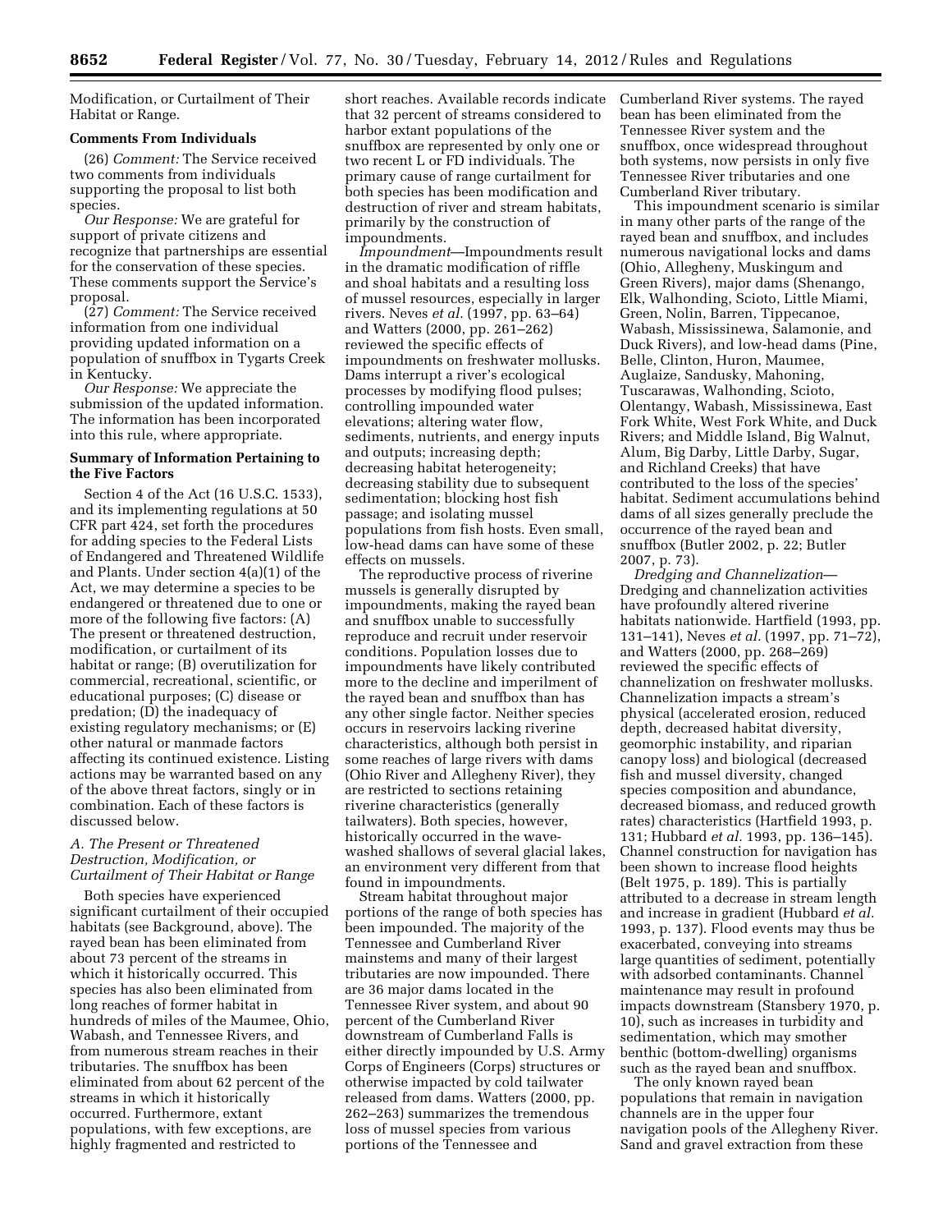Modification, or Curtailment of Their Habitat or Range.

**Comments From Individuals**

(26) *Comment:* The Service received two comments from individuals supporting the proposal to list both species.

*Our Response:* We are grateful for support of private citizens and recognize that partnerships are essential for the conservation of these species. These comments support the Service's proposal.

(27) *Comment:* The Service received information from one individual providing updated information on a population of snuffbox in Tygarts Creek in Kentucky.

*Our Response:* We appreciate the submission of the updated information. The information has been incorporated into this rule, where appropriate.

**Summary of Information Pertaining to the Five Factors**

Section 4 of the Act (16 U.S.C. 1533), and its implementing regulations at 50 CFR part 424, set forth the procedures for adding species to the Federal Lists of Endangered and Threatened Wildlife and Plants. Under section 4(a)(1) of the Act, we may determine a species to be endangered or threatened due to one or more of the following five factors: (A) The present or threatened destruction, modification, or curtailment of its habitat or range; (B) overutilization for commercial, recreational, scientific, or educational purposes; (C) disease or predation; (D) the inadequacy of existing regulatory mechanisms; or (E) other natural or manmade factors affecting its continued existence. Listing actions may be warranted based on any of the above threat factors, singly or in combination. Each of these factors is discussed below.

*A. The Present or Threatened Destruction, Modification, or Curtailment of Their Habitat or Range*

Both species have experienced significant curtailment of their occupied habitats (see Background, above). The rayed bean has been eliminated from about 73 percent of the streams in which it historically occurred. This species has also been eliminated from long reaches of former habitat in hundreds of miles of the Maumee, Ohio, Wabash, and Tennessee Rivers, and from numerous stream reaches in their tributaries. The snuffbox has been eliminated from about 62 percent of the streams in which it historically occurred. Furthermore, extant populations, with few exceptions, are highly fragmented and restricted to short reaches. Available records indicate that 32 percent of streams considered to harbor extant populations of the snuffbox are represented by only one or two recent L or FD individuals. The primary cause of range curtailment for both species has been modification and destruction of river and stream habitats, primarily by the construction of impoundments.

*Impoundment*—Impoundments result in the dramatic modification of riffle and shoal habitats and a resulting loss of mussel resources, especially in larger rivers. Neves *et al.* (1997, pp. 63–64) and Watters (2000, pp. 261–262) reviewed the specific effects of impoundments on freshwater mollusks. Dams interrupt a river's ecological processes by modifying flood pulses; controlling impounded water elevations; altering water flow, sediments, nutrients, and energy inputs and outputs; increasing depth; decreasing habitat heterogeneity; decreasing stability due to subsequent sedimentation; blocking host fish passage; and isolating mussel populations from fish hosts. Even small, low-head dams can have some of these effects on mussels.

The reproductive process of riverine mussels is generally disrupted by impoundments, making the rayed bean and snuffbox unable to successfully reproduce and recruit under reservoir conditions. Population losses due to impoundments have likely contributed more to the decline and imperilment of the rayed bean and snuffbox than has any other single factor. Neither species occurs in reservoirs lacking riverine characteristics, although both persist in some reaches of large rivers with dams (Ohio River and Allegheny River), they are restricted to sections retaining riverine characteristics (generally tailwaters). Both species, however, historically occurred in the wave-washed shallows of several glacial lakes, an environment very different from that found in impoundments.

Stream habitat throughout major portions of the range of both species has been impounded. The majority of the Tennessee and Cumberland River mainstems and many of their largest tributaries are now impounded. There are 36 major dams located in the Tennessee River system, and about 90 percent of the Cumberland River downstream of Cumberland Falls is either directly impounded by U.S. Army Corps of Engineers (Corps) structures or otherwise impacted by cold tailwater released from dams. Watters (2000, pp. 262–263) summarizes the tremendous loss of mussel species from various portions of the Tennessee and Cumberland River systems. The rayed bean has been eliminated from the Tennessee River system and the snuffbox, once widespread throughout both systems, now persists in only five Tennessee River tributaries and one Cumberland River tributary.

This impoundment scenario is similar in many other parts of the range of the rayed bean and snuffbox, and includes numerous navigational locks and dams (Ohio, Allegheny, Muskingum and Green Rivers), major dams (Shenango, Elk, Walhonding, Scioto, Little Miami, Green, Nolin, Barren, Tippecanoe, Wabash, Mississinewa, Salamonie, and Duck Rivers), and low-head dams (Pine, Belle, Clinton, Huron, Maumee, Auglaize, Sandusky, Mahoning, Tuscarawas, Walhonding, Scioto, Olentangy, Wabash, Mississinewa, East Fork White, West Fork White, and Duck Rivers; and Middle Island, Big Walnut, Alum, Big Darby, Little Darby, Sugar, and Richland Creeks) that have contributed to the loss of the species' habitat. Sediment accumulations behind dams of all sizes generally preclude the occurrence of the rayed bean and snuffbox (Butler 2002, p. 22; Butler 2007, p. 73).

*Dredging and Channelization*—Dredging and channelization activities have profoundly altered riverine habitats nationwide. Hartfield (1993, pp. 131–141), Neves *et al.* (1997, pp. 71–72), and Watters (2000, pp. 268–269) reviewed the specific effects of channelization on freshwater mollusks. Channelization impacts a stream's physical (accelerated erosion, reduced depth, decreased habitat diversity, geomorphic instability, and riparian canopy loss) and biological (decreased fish and mussel diversity, changed species composition and abundance, decreased biomass, and reduced growth rates) characteristics (Hartfield 1993, p. 131; Hubbard *et al.* 1993, pp. 136–145). Channel construction for navigation has been shown to increase flood heights (Belt 1975, p. 189). This is partially attributed to a decrease in stream length and increase in gradient (Hubbard *et al.* 1993, p. 137). Flood events may thus be exacerbated, conveying into streams large quantities of sediment, potentially with adsorbed contaminants. Channel maintenance may result in profound impacts downstream (Stansbery 1970, p. 10), such as increases in turbidity and sedimentation, which may smother benthic (bottom-dwelling) organisms such as the rayed bean and snuffbox.

The only known rayed bean populations that remain in navigation channels are in the upper four navigation pools of the Allegheny River. Sand and gravel extraction from these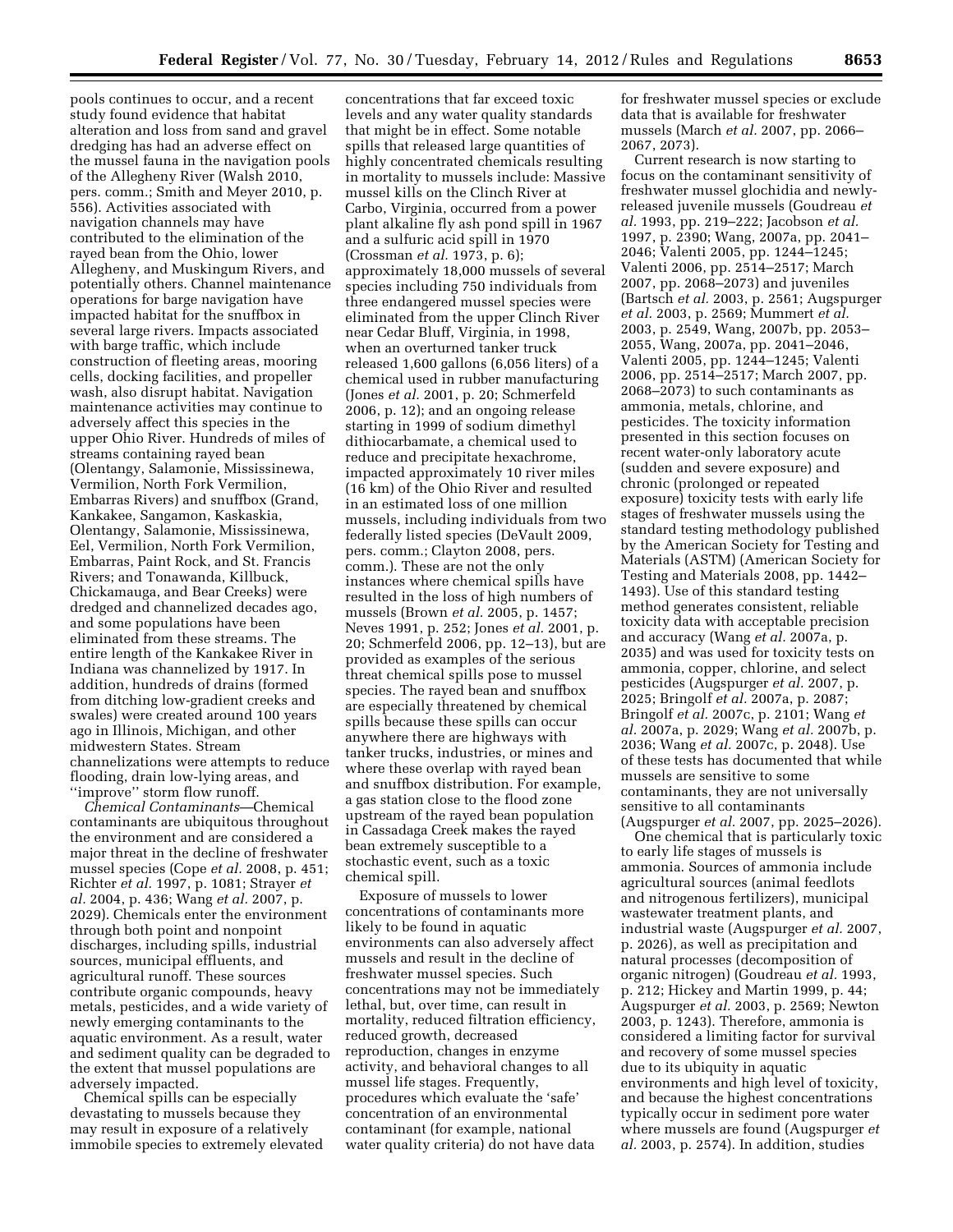pools continues to occur, and a recent study found evidence that habitat alteration and loss from sand and gravel dredging has had an adverse effect on the mussel fauna in the navigation pools of the Allegheny River (Walsh 2010, pers. comm.; Smith and Meyer 2010, p. 556). Activities associated with navigation channels may have contributed to the elimination of the rayed bean from the Ohio, lower Allegheny, and Muskingum Rivers, and potentially others. Channel maintenance operations for barge navigation have impacted habitat for the snuffbox in several large rivers. Impacts associated with barge traffic, which include construction of fleeting areas, mooring cells, docking facilities, and propeller wash, also disrupt habitat. Navigation maintenance activities may continue to adversely affect this species in the upper Ohio River. Hundreds of miles of streams containing rayed bean (Olentangy, Salamonie, Mississinewa, Vermilion, North Fork Vermilion, Embarras Rivers) and snuffbox (Grand, Kankakee, Sangamon, Kaskaskia, Olentangy, Salamonie, Mississinewa, Eel, Vermilion, North Fork Vermilion, Embarras, Paint Rock, and St. Francis Rivers; and Tonawanda, Killbuck, Chickamauga, and Bear Creeks) were dredged and channelized decades ago, and some populations have been eliminated from these streams. The entire length of the Kankakee River in Indiana was channelized by 1917. In addition, hundreds of drains (formed from ditching low-gradient creeks and swales) were created around 100 years ago in Illinois, Michigan, and other midwestern States. Stream channelizations were attempts to reduce flooding, drain low-lying areas, and ''improve'' storm flow runoff.

*Chemical Contaminants*—Chemical contaminants are ubiquitous throughout the environment and are considered a major threat in the decline of freshwater mussel species (Cope *et al.* 2008, p. 451; Richter *et al.* 1997, p. 1081; Strayer *et al.* 2004, p. 436; Wang *et al.* 2007, p. 2029). Chemicals enter the environment through both point and nonpoint discharges, including spills, industrial sources, municipal effluents, and agricultural runoff. These sources contribute organic compounds, heavy metals, pesticides, and a wide variety of newly emerging contaminants to the aquatic environment. As a result, water and sediment quality can be degraded to the extent that mussel populations are adversely impacted.

Chemical spills can be especially devastating to mussels because they may result in exposure of a relatively immobile species to extremely elevated concentrations that far exceed toxic levels and any water quality standards that might be in effect. Some notable spills that released large quantities of highly concentrated chemicals resulting in mortality to mussels include: Massive mussel kills on the Clinch River at Carbo, Virginia, occurred from a power plant alkaline fly ash pond spill in 1967 and a sulfuric acid spill in 1970 (Crossman *et al.* 1973, p. 6); approximately 18,000 mussels of several species including 750 individuals from three endangered mussel species were eliminated from the upper Clinch River near Cedar Bluff, Virginia, in 1998, when an overturned tanker truck released 1,600 gallons (6,056 liters) of a chemical used in rubber manufacturing (Jones *et al.* 2001, p. 20; Schmerfeld 2006, p. 12); and an ongoing release starting in 1999 of sodium dimethyl dithiocarbamate, a chemical used to reduce and precipitate hexachrome, impacted approximately 10 river miles (16 km) of the Ohio River and resulted in an estimated loss of one million mussels, including individuals from two federally listed species (DeVault 2009, pers. comm.; Clayton 2008, pers. comm.). These are not the only instances where chemical spills have resulted in the loss of high numbers of mussels (Brown *et al.* 2005, p. 1457; Neves 1991, p. 252; Jones *et al.* 2001, p. 20; Schmerfeld 2006, pp. 12–13), but are provided as examples of the serious threat chemical spills pose to mussel species. The rayed bean and snuffbox are especially threatened by chemical spills because these spills can occur anywhere there are highways with tanker trucks, industries, or mines and where these overlap with rayed bean and snuffbox distribution. For example, a gas station close to the flood zone upstream of the rayed bean population in Cassadaga Creek makes the rayed bean extremely susceptible to a stochastic event, such as a toxic chemical spill.

Exposure of mussels to lower concentrations of contaminants more likely to be found in aquatic environments can also adversely affect mussels and result in the decline of freshwater mussel species. Such concentrations may not be immediately lethal, but, over time, can result in mortality, reduced filtration efficiency, reduced growth, decreased reproduction, changes in enzyme activity, and behavioral changes to all mussel life stages. Frequently, procedures which evaluate the 'safe' concentration of an environmental contaminant (for example, national water quality criteria) do not have data for freshwater mussel species or exclude data that is available for freshwater mussels (March *et al.* 2007, pp. 2066–2067, 2073).

Current research is now starting to focus on the contaminant sensitivity of freshwater mussel glochidia and newly-released juvenile mussels (Goudreau *et al.* 1993, pp. 219–222; Jacobson *et al.* 1997, p. 2390; Wang, 2007a, pp. 2041–2046; Valenti 2005, pp. 1244–1245; Valenti 2006, pp. 2514–2517; March 2007, pp. 2068–2073) and juveniles (Bartsch *et al.* 2003, p. 2561; Augspurger *et al.* 2003, p. 2569; Mummert *et al.* 2003, p. 2549, Wang, 2007b, pp. 2053–2055, Wang, 2007a, pp. 2041–2046, Valenti 2005, pp. 1244–1245; Valenti 2006, pp. 2514–2517; March 2007, pp. 2068–2073) to such contaminants as ammonia, metals, chlorine, and pesticides. The toxicity information presented in this section focuses on recent water-only laboratory acute (sudden and severe exposure) and chronic (prolonged or repeated exposure) toxicity tests with early life stages of freshwater mussels using the standard testing methodology published by the American Society for Testing and Materials (ASTM) (American Society for Testing and Materials 2008, pp. 1442–1493). Use of this standard testing method generates consistent, reliable toxicity data with acceptable precision and accuracy (Wang *et al.* 2007a, p. 2035) and was used for toxicity tests on ammonia, copper, chlorine, and select pesticides (Augspurger *et al.* 2007, p. 2025; Bringolf *et al.* 2007a, p. 2087; Bringolf *et al.* 2007c, p. 2101; Wang *et al.* 2007a, p. 2029; Wang *et al.* 2007b, p. 2036; Wang *et al.* 2007c, p. 2048). Use of these tests has documented that while mussels are sensitive to some contaminants, they are not universally sensitive to all contaminants (Augspurger *et al.* 2007, pp. 2025–2026).

One chemical that is particularly toxic to early life stages of mussels is ammonia. Sources of ammonia include agricultural sources (animal feedlots and nitrogenous fertilizers), municipal wastewater treatment plants, and industrial waste (Augspurger *et al.* 2007, p. 2026), as well as precipitation and natural processes (decomposition of organic nitrogen) (Goudreau *et al.* 1993, p. 212; Hickey and Martin 1999, p. 44; Augspurger *et al.* 2003, p. 2569; Newton 2003, p. 1243). Therefore, ammonia is considered a limiting factor for survival and recovery of some mussel species due to its ubiquity in aquatic environments and high level of toxicity, and because the highest concentrations typically occur in sediment pore water where mussels are found (Augspurger *et al.* 2003, p. 2574). In addition, studies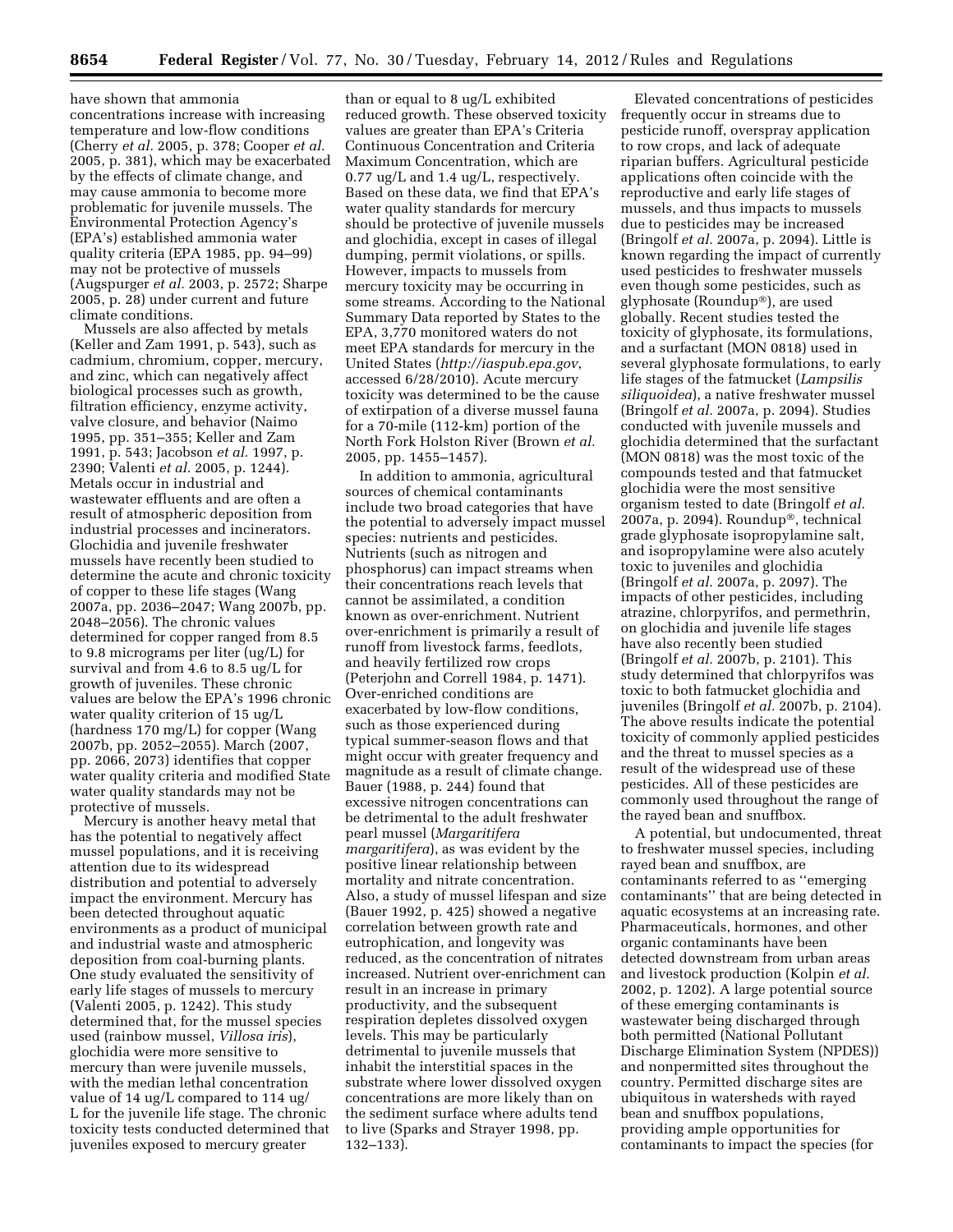have shown that ammonia concentrations increase with increasing temperature and low-flow conditions (Cherry *et al.* 2005, p. 378; Cooper *et al.* 2005, p. 381), which may be exacerbated by the effects of climate change, and may cause ammonia to become more problematic for juvenile mussels. The Environmental Protection Agency's (EPA's) established ammonia water quality criteria (EPA 1985, pp. 94–99) may not be protective of mussels (Augspurger *et al.* 2003, p. 2572; Sharpe 2005, p. 28) under current and future climate conditions.

Mussels are also affected by metals (Keller and Zam 1991, p. 543), such as cadmium, chromium, copper, mercury, and zinc, which can negatively affect biological processes such as growth, filtration efficiency, enzyme activity, valve closure, and behavior (Naimo 1995, pp. 351–355; Keller and Zam 1991, p. 543; Jacobson *et al.* 1997, p. 2390; Valenti *et al.* 2005, p. 1244). Metals occur in industrial and wastewater effluents and are often a result of atmospheric deposition from industrial processes and incinerators. Glochidia and juvenile freshwater mussels have recently been studied to determine the acute and chronic toxicity of copper to these life stages (Wang 2007a, pp. 2036–2047; Wang 2007b, pp. 2048–2056). The chronic values determined for copper ranged from 8.5 to 9.8 micrograms per liter (ug/L) for survival and from 4.6 to 8.5 ug/L for growth of juveniles. These chronic values are below the EPA's 1996 chronic water quality criterion of 15 ug/L (hardness 170 mg/L) for copper (Wang 2007b, pp. 2052–2055). March (2007, pp. 2066, 2073) identifies that copper water quality criteria and modified State water quality standards may not be protective of mussels.

Mercury is another heavy metal that has the potential to negatively affect mussel populations, and it is receiving attention due to its widespread distribution and potential to adversely impact the environment. Mercury has been detected throughout aquatic environments as a product of municipal and industrial waste and atmospheric deposition from coal-burning plants. One study evaluated the sensitivity of early life stages of mussels to mercury (Valenti 2005, p. 1242). This study determined that, for the mussel species used (rainbow mussel, *Villosa iris*), glochidia were more sensitive to mercury than were juvenile mussels, with the median lethal concentration value of 14 ug/L compared to 114 ug/L for the juvenile life stage. The chronic toxicity tests conducted determined that juveniles exposed to mercury greater than or equal to 8 ug/L exhibited reduced growth. These observed toxicity values are greater than EPA's Criteria Continuous Concentration and Criteria Maximum Concentration, which are 0.77 ug/L and 1.4 ug/L, respectively. Based on these data, we find that EPA's water quality standards for mercury should be protective of juvenile mussels and glochidia, except in cases of illegal dumping, permit violations, or spills. However, impacts to mussels from mercury toxicity may be occurring in some streams. According to the National Summary Data reported by States to the EPA, 3,770 monitored waters do not meet EPA standards for mercury in the United States (*http://iaspub.epa.gov*, accessed 6/28/2010). Acute mercury toxicity was determined to be the cause of extirpation of a diverse mussel fauna for a 70-mile (112-km) portion of the North Fork Holston River (Brown *et al.* 2005, pp. 1455–1457).

In addition to ammonia, agricultural sources of chemical contaminants include two broad categories that have the potential to adversely impact mussel species: nutrients and pesticides. Nutrients (such as nitrogen and phosphorus) can impact streams when their concentrations reach levels that cannot be assimilated, a condition known as over-enrichment. Nutrient over-enrichment is primarily a result of runoff from livestock farms, feedlots, and heavily fertilized row crops (Peterjohn and Correll 1984, p. 1471). Over-enriched conditions are exacerbated by low-flow conditions, such as those experienced during typical summer-season flows and that might occur with greater frequency and magnitude as a result of climate change. Bauer (1988, p. 244) found that excessive nitrogen concentrations can be detrimental to the adult freshwater pearl mussel (*Margaritifera margaritifera*), as was evident by the positive linear relationship between mortality and nitrate concentration. Also, a study of mussel lifespan and size (Bauer 1992, p. 425) showed a negative correlation between growth rate and eutrophication, and longevity was reduced, as the concentration of nitrates increased. Nutrient over-enrichment can result in an increase in primary productivity, and the subsequent respiration depletes dissolved oxygen levels. This may be particularly detrimental to juvenile mussels that inhabit the interstitial spaces in the substrate where lower dissolved oxygen concentrations are more likely than on the sediment surface where adults tend to live (Sparks and Strayer 1998, pp. 132–133).

Elevated concentrations of pesticides frequently occur in streams due to pesticide runoff, overspray application to row crops, and lack of adequate riparian buffers. Agricultural pesticide applications often coincide with the reproductive and early life stages of mussels, and thus impacts to mussels due to pesticides may be increased (Bringolf *et al.* 2007a, p. 2094). Little is known regarding the impact of currently used pesticides to freshwater mussels even though some pesticides, such as glyphosate (Roundup®), are used globally. Recent studies tested the toxicity of glyphosate, its formulations, and a surfactant (MON 0818) used in several glyphosate formulations, to early life stages of the fatmucket (*Lampsilis siliquoidea*), a native freshwater mussel (Bringolf *et al.* 2007a, p. 2094). Studies conducted with juvenile mussels and glochidia determined that the surfactant (MON 0818) was the most toxic of the compounds tested and that fatmucket glochidia were the most sensitive organism tested to date (Bringolf *et al.* 2007a, p. 2094). Roundup®, technical grade glyphosate isopropylamine salt, and isopropylamine were also acutely toxic to juveniles and glochidia (Bringolf *et al.* 2007a, p. 2097). The impacts of other pesticides, including atrazine, chlorpyrifos, and permethrin, on glochidia and juvenile life stages have also recently been studied (Bringolf *et al.* 2007b, p. 2101). This study determined that chlorpyrifos was toxic to both fatmucket glochidia and juveniles (Bringolf *et al.* 2007b, p. 2104). The above results indicate the potential toxicity of commonly applied pesticides and the threat to mussel species as a result of the widespread use of these pesticides. All of these pesticides are commonly used throughout the range of the rayed bean and snuffbox.

A potential, but undocumented, threat to freshwater mussel species, including rayed bean and snuffbox, are contaminants referred to as "emerging contaminants" that are being detected in aquatic ecosystems at an increasing rate. Pharmaceuticals, hormones, and other organic contaminants have been detected downstream from urban areas and livestock production (Kolpin *et al.* 2002, p. 1202). A large potential source of these emerging contaminants is wastewater being discharged through both permitted (National Pollutant Discharge Elimination System (NPDES)) and nonpermitted sites throughout the country. Permitted discharge sites are ubiquitous in watersheds with rayed bean and snuffbox populations, providing ample opportunities for contaminants to impact the species (for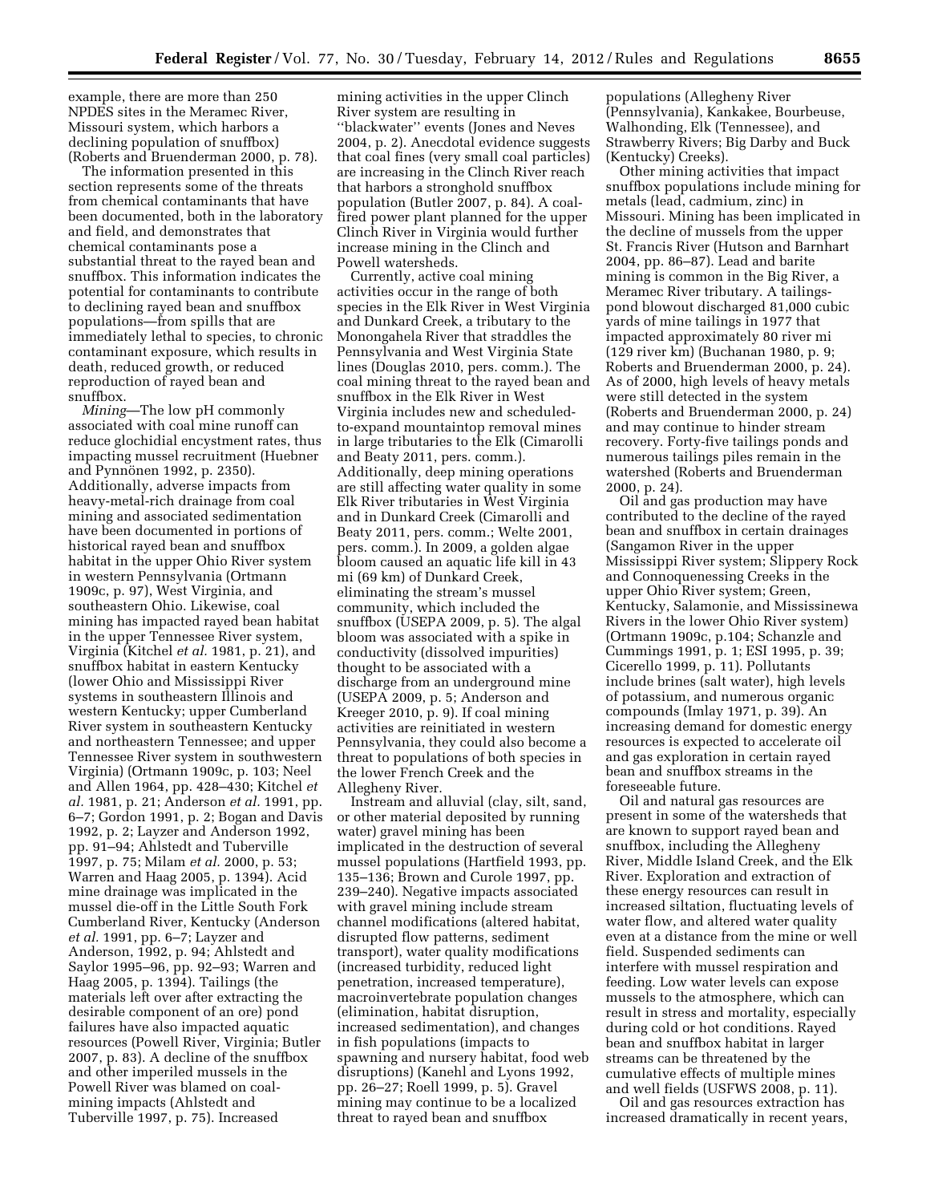example, there are more than 250 NPDES sites in the Meramec River, Missouri system, which harbors a declining population of snuffbox) (Roberts and Bruenderman 2000, p. 78).

The information presented in this section represents some of the threats from chemical contaminants that have been documented, both in the laboratory and field, and demonstrates that chemical contaminants pose a substantial threat to the rayed bean and snuffbox. This information indicates the potential for contaminants to contribute to declining rayed bean and snuffbox populations—from spills that are immediately lethal to species, to chronic contaminant exposure, which results in death, reduced growth, or reduced reproduction of rayed bean and snuffbox.

*Mining*—The low pH commonly associated with coal mine runoff can reduce glochidial encystment rates, thus impacting mussel recruitment (Huebner and Pynnönen 1992, p. 2350). Additionally, adverse impacts from heavy-metal-rich drainage from coal mining and associated sedimentation have been documented in portions of historical rayed bean and snuffbox habitat in the upper Ohio River system in western Pennsylvania (Ortmann 1909c, p. 97), West Virginia, and southeastern Ohio. Likewise, coal mining has impacted rayed bean habitat in the upper Tennessee River system, Virginia (Kitchel *et al.* 1981, p. 21), and snuffbox habitat in eastern Kentucky (lower Ohio and Mississippi River systems in southeastern Illinois and western Kentucky; upper Cumberland River system in southeastern Kentucky and northeastern Tennessee; and upper Tennessee River system in southwestern Virginia) (Ortmann 1909c, p. 103; Neel and Allen 1964, pp. 428–430; Kitchel *et al.* 1981, p. 21; Anderson *et al.* 1991, pp. 6–7; Gordon 1991, p. 2; Bogan and Davis 1992, p. 2; Layzer and Anderson 1992, pp. 91–94; Ahlstedt and Tuberville 1997, p. 75; Milam *et al.* 2000, p. 53; Warren and Haag 2005, p. 1394). Acid mine drainage was implicated in the mussel die-off in the Little South Fork Cumberland River, Kentucky (Anderson *et al.* 1991, pp. 6–7; Layzer and Anderson, 1992, p. 94; Ahlstedt and Saylor 1995–96, pp. 92–93; Warren and Haag 2005, p. 1394). Tailings (the materials left over after extracting the desirable component of an ore) pond failures have also impacted aquatic resources (Powell River, Virginia; Butler 2007, p. 83). A decline of the snuffbox and other imperiled mussels in the Powell River was blamed on coal-mining impacts (Ahlstedt and Tuberville 1997, p. 75). Increased mining activities in the upper Clinch River system are resulting in ''blackwater'' events (Jones and Neves 2004, p. 2). Anecdotal evidence suggests that coal fines (very small coal particles) are increasing in the Clinch River reach that harbors a stronghold snuffbox population (Butler 2007, p. 84). A coal-fired power plant planned for the upper Clinch River in Virginia would further increase mining in the Clinch and Powell watersheds.

Currently, active coal mining activities occur in the range of both species in the Elk River in West Virginia and Dunkard Creek, a tributary to the Monongahela River that straddles the Pennsylvania and West Virginia State lines (Douglas 2010, pers. comm.). The coal mining threat to the rayed bean and snuffbox in the Elk River in West Virginia includes new and scheduled-to-expand mountaintop removal mines in large tributaries to the Elk (Cimarolli and Beaty 2011, pers. comm.). Additionally, deep mining operations are still affecting water quality in some Elk River tributaries in West Virginia and in Dunkard Creek (Cimarolli and Beaty 2011, pers. comm.; Welte 2001, pers. comm.). In 2009, a golden algae bloom caused an aquatic life kill in 43 mi (69 km) of Dunkard Creek, eliminating the stream's mussel community, which included the snuffbox (USEPA 2009, p. 5). The algal bloom was associated with a spike in conductivity (dissolved impurities) thought to be associated with a discharge from an underground mine (USEPA 2009, p. 5; Anderson and Kreeger 2010, p. 9). If coal mining activities are reinitiated in western Pennsylvania, they could also become a threat to populations of both species in the lower French Creek and the Allegheny River.

Instream and alluvial (clay, silt, sand, or other material deposited by running water) gravel mining has been implicated in the destruction of several mussel populations (Hartfield 1993, pp. 135–136; Brown and Curole 1997, pp. 239–240). Negative impacts associated with gravel mining include stream channel modifications (altered habitat, disrupted flow patterns, sediment transport), water quality modifications (increased turbidity, reduced light penetration, increased temperature), macroinvertebrate population changes (elimination, habitat disruption, increased sedimentation), and changes in fish populations (impacts to spawning and nursery habitat, food web disruptions) (Kanehl and Lyons 1992, pp. 26–27; Roell 1999, p. 5). Gravel mining may continue to be a localized threat to rayed bean and snuffbox populations (Allegheny River (Pennsylvania), Kankakee, Bourbeuse, Walhonding, Elk (Tennessee), and Strawberry Rivers; Big Darby and Buck (Kentucky) Creeks).

Other mining activities that impact snuffbox populations include mining for metals (lead, cadmium, zinc) in Missouri. Mining has been implicated in the decline of mussels from the upper St. Francis River (Hutson and Barnhart 2004, pp. 86–87). Lead and barite mining is common in the Big River, a Meramec River tributary. A tailings-pond blowout discharged 81,000 cubic yards of mine tailings in 1977 that impacted approximately 80 river mi (129 river km) (Buchanan 1980, p. 9; Roberts and Bruenderman 2000, p. 24). As of 2000, high levels of heavy metals were still detected in the system (Roberts and Bruenderman 2000, p. 24) and may continue to hinder stream recovery. Forty-five tailings ponds and numerous tailings piles remain in the watershed (Roberts and Bruenderman 2000, p. 24).

Oil and gas production may have contributed to the decline of the rayed bean and snuffbox in certain drainages (Sangamon River in the upper Mississippi River system; Slippery Rock and Connoquenessing Creeks in the upper Ohio River system; Green, Kentucky, Salamonie, and Mississinewa Rivers in the lower Ohio River system) (Ortmann 1909c, p.104; Schanzle and Cummings 1991, p. 1; ESI 1995, p. 39; Cicerello 1999, p. 11). Pollutants include brines (salt water), high levels of potassium, and numerous organic compounds (Imlay 1971, p. 39). An increasing demand for domestic energy resources is expected to accelerate oil and gas exploration in certain rayed bean and snuffbox streams in the foreseeable future.

Oil and natural gas resources are present in some of the watersheds that are known to support rayed bean and snuffbox, including the Allegheny River, Middle Island Creek, and the Elk River. Exploration and extraction of these energy resources can result in increased siltation, fluctuating levels of water flow, and altered water quality even at a distance from the mine or well field. Suspended sediments can interfere with mussel respiration and feeding. Low water levels can expose mussels to the atmosphere, which can result in stress and mortality, especially during cold or hot conditions. Rayed bean and snuffbox habitat in larger streams can be threatened by the cumulative effects of multiple mines and well fields (USFWS 2008, p. 11).

Oil and gas resources extraction has increased dramatically in recent years,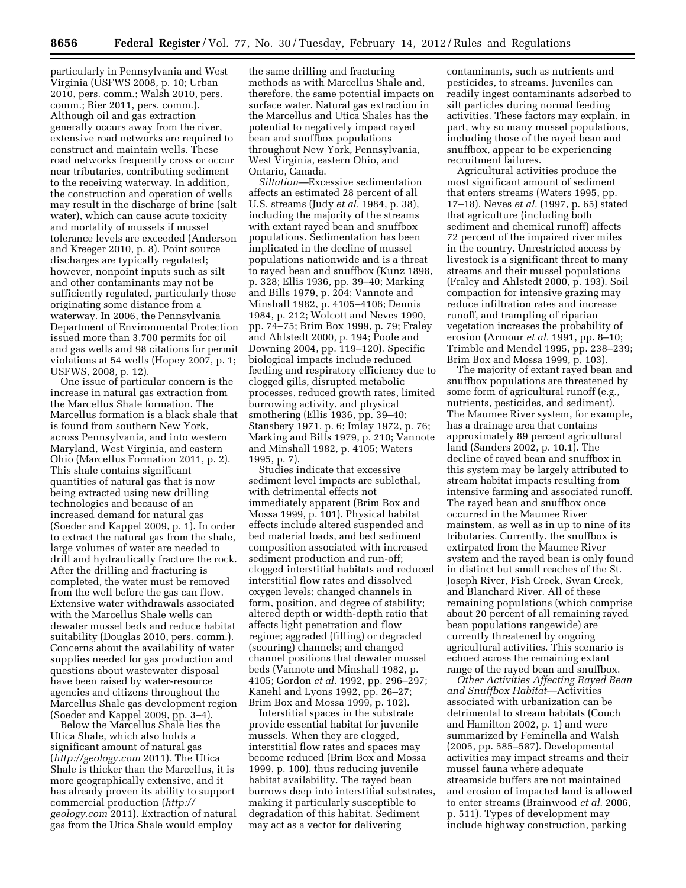particularly in Pennsylvania and West Virginia (USFWS 2008, p. 10; Urban 2010, pers. comm.; Walsh 2010, pers. comm.; Bier 2011, pers. comm.). Although oil and gas extraction generally occurs away from the river, extensive road networks are required to construct and maintain wells. These road networks frequently cross or occur near tributaries, contributing sediment to the receiving waterway. In addition, the construction and operation of wells may result in the discharge of brine (salt water), which can cause acute toxicity and mortality of mussels if mussel tolerance levels are exceeded (Anderson and Kreeger 2010, p. 8). Point source discharges are typically regulated; however, nonpoint inputs such as silt and other contaminants may not be sufficiently regulated, particularly those originating some distance from a waterway. In 2006, the Pennsylvania Department of Environmental Protection issued more than 3,700 permits for oil and gas wells and 98 citations for permit violations at 54 wells (Hopey 2007, p. 1; USFWS, 2008, p. 12).

One issue of particular concern is the increase in natural gas extraction from the Marcellus Shale formation. The Marcellus formation is a black shale that is found from southern New York, across Pennsylvania, and into western Maryland, West Virginia, and eastern Ohio (Marcellus Formation 2011, p. 2). This shale contains significant quantities of natural gas that is now being extracted using new drilling technologies and because of an increased demand for natural gas (Soeder and Kappel 2009, p. 1). In order to extract the natural gas from the shale, large volumes of water are needed to drill and hydraulically fracture the rock. After the drilling and fracturing is completed, the water must be removed from the well before the gas can flow. Extensive water withdrawals associated with the Marcellus Shale wells can dewater mussel beds and reduce habitat suitability (Douglas 2010, pers. comm.). Concerns about the availability of water supplies needed for gas production and questions about wastewater disposal have been raised by water-resource agencies and citizens throughout the Marcellus Shale gas development region (Soeder and Kappel 2009, pp. 3–4).

Below the Marcellus Shale lies the Utica Shale, which also holds a significant amount of natural gas (*http://geology.com* 2011). The Utica Shale is thicker than the Marcellus, it is more geographically extensive, and it has already proven its ability to support commercial production (*http://geology.com* 2011). Extraction of natural gas from the Utica Shale would employ the same drilling and fracturing methods as with Marcellus Shale and, therefore, the same potential impacts on surface water. Natural gas extraction in the Marcellus and Utica Shales has the potential to negatively impact rayed bean and snuffbox populations throughout New York, Pennsylvania, West Virginia, eastern Ohio, and Ontario, Canada.

*Siltation*—Excessive sedimentation affects an estimated 28 percent of all U.S. streams (Judy *et al.* 1984, p. 38), including the majority of the streams with extant rayed bean and snuffbox populations. Sedimentation has been implicated in the decline of mussel populations nationwide and is a threat to rayed bean and snuffbox (Kunz 1898, p. 328; Ellis 1936, pp. 39–40; Marking and Bills 1979, p. 204; Vannote and Minshall 1982, pp. 4105–4106; Dennis 1984, p. 212; Wolcott and Neves 1990, pp. 74–75; Brim Box 1999, p. 79; Fraley and Ahlstedt 2000, p. 194; Poole and Downing 2004, pp. 119–120). Specific biological impacts include reduced feeding and respiratory efficiency due to clogged gills, disrupted metabolic processes, reduced growth rates, limited burrowing activity, and physical smothering (Ellis 1936, pp. 39–40; Stansbery 1971, p. 6; Imlay 1972, p. 76; Marking and Bills 1979, p. 210; Vannote and Minshall 1982, p. 4105; Waters 1995, p. 7).

Studies indicate that excessive sediment level impacts are sublethal, with detrimental effects not immediately apparent (Brim Box and Mossa 1999, p. 101). Physical habitat effects include altered suspended and bed material loads, and bed sediment composition associated with increased sediment production and run-off; clogged interstitial habitats and reduced interstitial flow rates and dissolved oxygen levels; changed channels in form, position, and degree of stability; altered depth or width-depth ratio that affects light penetration and flow regime; aggraded (filling) or degraded (scouring) channels; and changed channel positions that dewater mussel beds (Vannote and Minshall 1982, p. 4105; Gordon *et al.* 1992, pp. 296–297; Kanehl and Lyons 1992, pp. 26–27; Brim Box and Mossa 1999, p. 102).

Interstitial spaces in the substrate provide essential habitat for juvenile mussels. When they are clogged, interstitial flow rates and spaces may become reduced (Brim Box and Mossa 1999, p. 100), thus reducing juvenile habitat availability. The rayed bean burrows deep into interstitial substrates, making it particularly susceptible to degradation of this habitat. Sediment may act as a vector for delivering contaminants, such as nutrients and pesticides, to streams. Juveniles can readily ingest contaminants adsorbed to silt particles during normal feeding activities. These factors may explain, in part, why so many mussel populations, including those of the rayed bean and snuffbox, appear to be experiencing recruitment failures.

Agricultural activities produce the most significant amount of sediment that enters streams (Waters 1995, pp. 17–18). Neves *et al.* (1997, p. 65) stated that agriculture (including both sediment and chemical runoff) affects 72 percent of the impaired river miles in the country. Unrestricted access by livestock is a significant threat to many streams and their mussel populations (Fraley and Ahlstedt 2000, p. 193). Soil compaction for intensive grazing may reduce infiltration rates and increase runoff, and trampling of riparian vegetation increases the probability of erosion (Armour *et al.* 1991, pp. 8–10; Trimble and Mendel 1995, pp. 238–239; Brim Box and Mossa 1999, p. 103).

The majority of extant rayed bean and snuffbox populations are threatened by some form of agricultural runoff (e.g., nutrients, pesticides, and sediment). The Maumee River system, for example, has a drainage area that contains approximately 89 percent agricultural land (Sanders 2002, p. 10.1). The decline of rayed bean and snuffbox in this system may be largely attributed to stream habitat impacts resulting from intensive farming and associated runoff. The rayed bean and snuffbox once occurred in the Maumee River mainstem, as well as in up to nine of its tributaries. Currently, the snuffbox is extirpated from the Maumee River system and the rayed bean is only found in distinct but small reaches of the St. Joseph River, Fish Creek, Swan Creek, and Blanchard River. All of these remaining populations (which comprise about 20 percent of all remaining rayed bean populations rangewide) are currently threatened by ongoing agricultural activities. This scenario is echoed across the remaining extant range of the rayed bean and snuffbox.

*Other Activities Affecting Rayed Bean and Snuffbox Habitat*—Activities associated with urbanization can be detrimental to stream habitats (Couch and Hamilton 2002, p. 1) and were summarized by Feminella and Walsh (2005, pp. 585–587). Developmental activities may impact streams and their mussel fauna where adequate streamside buffers are not maintained and erosion of impacted land is allowed to enter streams (Brainwood *et al.* 2006, p. 511). Types of development may include highway construction, parking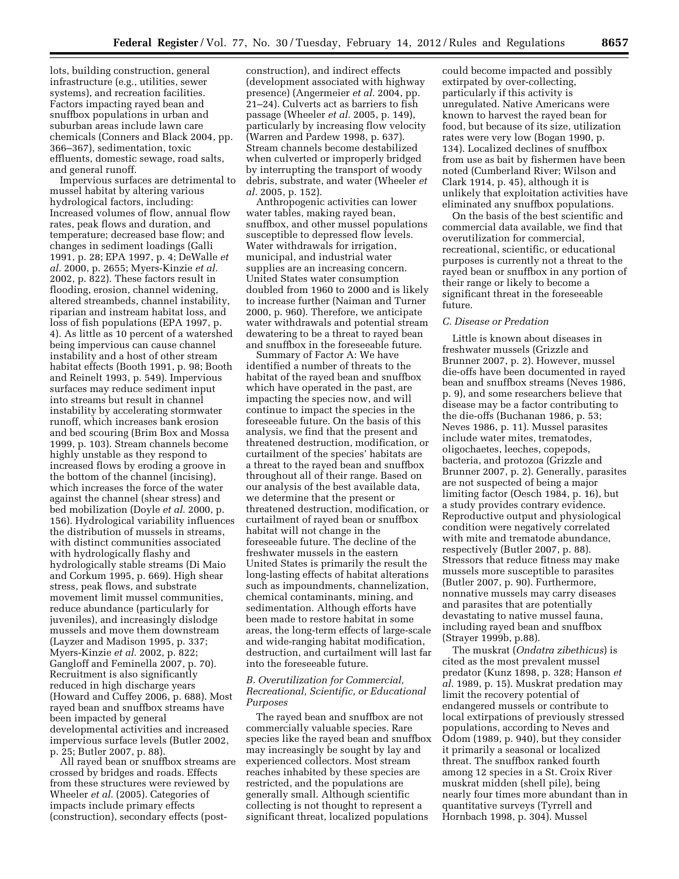lots, building construction, general infrastructure (e.g., utilities, sewer systems), and recreation facilities. Factors impacting rayed bean and snuffbox populations in urban and suburban areas include lawn care chemicals (Conners and Black 2004, pp. 366–367), sedimentation, toxic effluents, domestic sewage, road salts, and general runoff.

Impervious surfaces are detrimental to mussel habitat by altering various hydrological factors, including: Increased volumes of flow, annual flow rates, peak flows and duration, and temperature; decreased base flow; and changes in sediment loadings (Galli 1991, p. 28; EPA 1997, p. 4; DeWalle *et al.* 2000, p. 2655; Myers-Kinzie *et al.* 2002, p. 822). These factors result in flooding, erosion, channel widening, altered streambeds, channel instability, riparian and instream habitat loss, and loss of fish populations (EPA 1997, p. 4). As little as 10 percent of a watershed being impervious can cause channel instability and a host of other stream habitat effects (Booth 1991, p. 98; Booth and Reinelt 1993, p. 549). Impervious surfaces may reduce sediment input into streams but result in channel instability by accelerating stormwater runoff, which increases bank erosion and bed scouring (Brim Box and Mossa 1999, p. 103). Stream channels become highly unstable as they respond to increased flows by eroding a groove in the bottom of the channel (incising), which increases the force of the water against the channel (shear stress) and bed mobilization (Doyle *et al.* 2000, p. 156). Hydrological variability influences the distribution of mussels in streams, with distinct communities associated with hydrologically flashy and hydrologically stable streams (Di Maio and Corkum 1995, p. 669). High shear stress, peak flows, and substrate movement limit mussel communities, reduce abundance (particularly for juveniles), and increasingly dislodge mussels and move them downstream (Layzer and Madison 1995, p. 337; Myers-Kinzie *et al.* 2002, p. 822; Gangloff and Feminella 2007, p. 70). Recruitment is also significantly reduced in high discharge years (Howard and Cuffey 2006, p. 688). Most rayed bean and snuffbox streams have been impacted by general developmental activities and increased impervious surface levels (Butler 2002, p. 25; Butler 2007, p. 88).

All rayed bean or snuffbox streams are crossed by bridges and roads. Effects from these structures were reviewed by Wheeler *et al.* (2005). Categories of impacts include primary effects (construction), secondary effects (post-construction), and indirect effects (development associated with highway presence) (Angermeier *et al.* 2004, pp. 21–24). Culverts act as barriers to fish passage (Wheeler *et al.* 2005, p. 149), particularly by increasing flow velocity (Warren and Pardew 1998, p. 637). Stream channels become destabilized when culverted or improperly bridged by interrupting the transport of woody debris, substrate, and water (Wheeler *et al.* 2005, p. 152).

Anthropogenic activities can lower water tables, making rayed bean, snuffbox, and other mussel populations susceptible to depressed flow levels. Water withdrawals for irrigation, municipal, and industrial water supplies are an increasing concern. United States water consumption doubled from 1960 to 2000 and is likely to increase further (Naiman and Turner 2000, p. 960). Therefore, we anticipate water withdrawals and potential stream dewatering to be a threat to rayed bean and snuffbox in the foreseeable future.

Summary of Factor A: We have identified a number of threats to the habitat of the rayed bean and snuffbox which have operated in the past, are impacting the species now, and will continue to impact the species in the foreseeable future. On the basis of this analysis, we find that the present and threatened destruction, modification, or curtailment of the species' habitats are a threat to the rayed bean and snuffbox throughout all of their range. Based on our analysis of the best available data, we determine that the present or threatened destruction, modification, or curtailment of rayed bean or snuffbox habitat will not change in the foreseeable future. The decline of the freshwater mussels in the eastern United States is primarily the result the long-lasting effects of habitat alterations such as impoundments, channelization, chemical contaminants, mining, and sedimentation. Although efforts have been made to restore habitat in some areas, the long-term effects of large-scale and wide-ranging habitat modification, destruction, and curtailment will last far into the foreseeable future.

### *B. Overutilization for Commercial, Recreational, Scientific, or Educational Purposes*

The rayed bean and snuffbox are not commercially valuable species. Rare species like the rayed bean and snuffbox may increasingly be sought by lay and experienced collectors. Most stream reaches inhabited by these species are restricted, and the populations are generally small. Although scientific collecting is not thought to represent a significant threat, localized populations could become impacted and possibly extirpated by over-collecting, particularly if this activity is unregulated. Native Americans were known to harvest the rayed bean for food, but because of its size, utilization rates were very low (Bogan 1990, p. 134). Localized declines of snuffbox from use as bait by fishermen have been noted (Cumberland River; Wilson and Clark 1914, p. 45), although it is unlikely that exploitation activities have eliminated any snuffbox populations.

On the basis of the best scientific and commercial data available, we find that overutilization for commercial, recreational, scientific, or educational purposes is currently not a threat to the rayed bean or snuffbox in any portion of their range or likely to become a significant threat in the foreseeable future.

### *C. Disease or Predation*

Little is known about diseases in freshwater mussels (Grizzle and Brunner 2007, p. 2). However, mussel die-offs have been documented in rayed bean and snuffbox streams (Neves 1986, p. 9), and some researchers believe that disease may be a factor contributing to the die-offs (Buchanan 1986, p. 53; Neves 1986, p. 11). Mussel parasites include water mites, trematodes, oligochaetes, leeches, copepods, bacteria, and protozoa (Grizzle and Brunner 2007, p. 2). Generally, parasites are not suspected of being a major limiting factor (Oesch 1984, p. 16), but a study provides contrary evidence. Reproductive output and physiological condition were negatively correlated with mite and trematode abundance, respectively (Butler 2007, p. 88). Stressors that reduce fitness may make mussels more susceptible to parasites (Butler 2007, p. 90). Furthermore, nonnative mussels may carry diseases and parasites that are potentially devastating to native mussel fauna, including rayed bean and snuffbox (Strayer 1999b, p.88).

The muskrat (*Ondatra zibethicus*) is cited as the most prevalent mussel predator (Kunz 1898, p. 328; Hanson *et al.* 1989, p. 15). Muskrat predation may limit the recovery potential of endangered mussels or contribute to local extirpations of previously stressed populations, according to Neves and Odom (1989, p. 940), but they consider it primarily a seasonal or localized threat. The snuffbox ranked fourth among 12 species in a St. Croix River muskrat midden (shell pile), being nearly four times more abundant than in quantitative surveys (Tyrrell and Hornbach 1998, p. 304). Mussel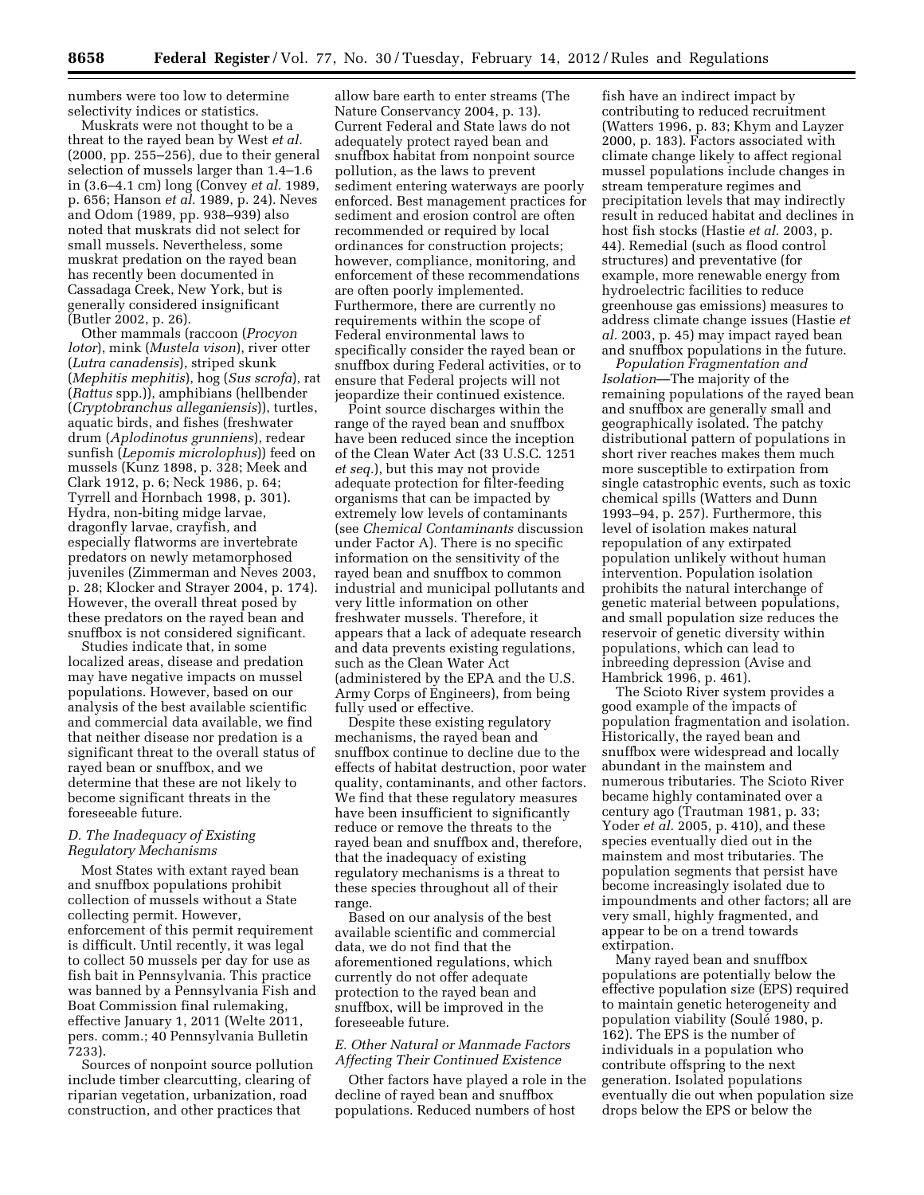numbers were too low to determine selectivity indices or statistics.

Muskrats were not thought to be a threat to the rayed bean by West *et al.* (2000, pp. 255–256), due to their general selection of mussels larger than 1.4–1.6 in (3.6–4.1 cm) long (Convey *et al.* 1989, p. 656; Hanson *et al.* 1989, p. 24). Neves and Odom (1989, pp. 938–939) also noted that muskrats did not select for small mussels. Nevertheless, some muskrat predation on the rayed bean has recently been documented in Cassadaga Creek, New York, but is generally considered insignificant (Butler 2002, p. 26).

Other mammals (raccoon (*Procyon lotor*), mink (*Mustela vison*), river otter (*Lutra canadensis*), striped skunk (*Mephitis mephitis*), hog (*Sus scrofa*), rat (*Rattus* spp.)), amphibians (hellbender (*Cryptobranchus alleganiensis*)), turtles, aquatic birds, and fishes (freshwater drum (*Aplodinotus grunniens*), redear sunfish (*Lepomis microlophus*)) feed on mussels (Kunz 1898, p. 328; Meek and Clark 1912, p. 6; Neck 1986, p. 64; Tyrrell and Hornbach 1998, p. 301). Hydra, non-biting midge larvae, dragonfly larvae, crayfish, and especially flatworms are invertebrate predators on newly metamorphosed juveniles (Zimmerman and Neves 2003, p. 28; Klocker and Strayer 2004, p. 174). However, the overall threat posed by these predators on the rayed bean and snuffbox is not considered significant.

Studies indicate that, in some localized areas, disease and predation may have negative impacts on mussel populations. However, based on our analysis of the best available scientific and commercial data available, we find that neither disease nor predation is a significant threat to the overall status of rayed bean or snuffbox, and we determine that these are not likely to become significant threats in the foreseeable future.

### *D. The Inadequacy of Existing Regulatory Mechanisms*

Most States with extant rayed bean and snuffbox populations prohibit collection of mussels without a State collecting permit. However, enforcement of this permit requirement is difficult. Until recently, it was legal to collect 50 mussels per day for use as fish bait in Pennsylvania. This practice was banned by a Pennsylvania Fish and Boat Commission final rulemaking, effective January 1, 2011 (Welte 2011, pers. comm.; 40 Pennsylvania Bulletin 7233).

Sources of nonpoint source pollution include timber clearcutting, clearing of riparian vegetation, urbanization, road construction, and other practices that allow bare earth to enter streams (The Nature Conservancy 2004, p. 13). Current Federal and State laws do not adequately protect rayed bean and snuffbox habitat from nonpoint source pollution, as the laws to prevent sediment entering waterways are poorly enforced. Best management practices for sediment and erosion control are often recommended or required by local ordinances for construction projects; however, compliance, monitoring, and enforcement of these recommendations are often poorly implemented. Furthermore, there are currently no requirements within the scope of Federal environmental laws to specifically consider the rayed bean or snuffbox during Federal activities, or to ensure that Federal projects will not jeopardize their continued existence.

Point source discharges within the range of the rayed bean and snuffbox have been reduced since the inception of the Clean Water Act (33 U.S.C. 1251 *et seq.*), but this may not provide adequate protection for filter-feeding organisms that can be impacted by extremely low levels of contaminants (see *Chemical Contaminants* discussion under Factor A). There is no specific information on the sensitivity of the rayed bean and snuffbox to common industrial and municipal pollutants and very little information on other freshwater mussels. Therefore, it appears that a lack of adequate research and data prevents existing regulations, such as the Clean Water Act (administered by the EPA and the U.S. Army Corps of Engineers), from being fully used or effective.

Despite these existing regulatory mechanisms, the rayed bean and snuffbox continue to decline due to the effects of habitat destruction, poor water quality, contaminants, and other factors. We find that these regulatory measures have been insufficient to significantly reduce or remove the threats to the rayed bean and snuffbox and, therefore, that the inadequacy of existing regulatory mechanisms is a threat to these species throughout all of their range.

Based on our analysis of the best available scientific and commercial data, we do not find that the aforementioned regulations, which currently do not offer adequate protection to the rayed bean and snuffbox, will be improved in the foreseeable future.

### *E. Other Natural or Manmade Factors Affecting Their Continued Existence*

Other factors have played a role in the decline of rayed bean and snuffbox populations. Reduced numbers of host fish have an indirect impact by contributing to reduced recruitment (Watters 1996, p. 83; Khym and Layzer 2000, p. 183). Factors associated with climate change likely to affect regional mussel populations include changes in stream temperature regimes and precipitation levels that may indirectly result in reduced habitat and declines in host fish stocks (Hastie *et al.* 2003, p. 44). Remedial (such as flood control structures) and preventative (for example, more renewable energy from hydroelectric facilities to reduce greenhouse gas emissions) measures to address climate change issues (Hastie *et al.* 2003, p. 45) may impact rayed bean and snuffbox populations in the future.

*Population Fragmentation and Isolation*—The majority of the remaining populations of the rayed bean and snuffbox are generally small and geographically isolated. The patchy distributional pattern of populations in short river reaches makes them much more susceptible to extirpation from single catastrophic events, such as toxic chemical spills (Watters and Dunn 1993–94, p. 257). Furthermore, this level of isolation makes natural repopulation of any extirpated population unlikely without human intervention. Population isolation prohibits the natural interchange of genetic material between populations, and small population size reduces the reservoir of genetic diversity within populations, which can lead to inbreeding depression (Avise and Hambrick 1996, p. 461).

The Scioto River system provides a good example of the impacts of population fragmentation and isolation. Historically, the rayed bean and snuffbox were widespread and locally abundant in the mainstem and numerous tributaries. The Scioto River became highly contaminated over a century ago (Trautman 1981, p. 33; Yoder *et al.* 2005, p. 410), and these species eventually died out in the mainstem and most tributaries. The population segments that persist have become increasingly isolated due to impoundments and other factors; all are very small, highly fragmented, and appear to be on a trend towards extirpation.

Many rayed bean and snuffbox populations are potentially below the effective population size (EPS) required to maintain genetic heterogeneity and population viability (Soulé 1980, p. 162). The EPS is the number of individuals in a population who contribute offspring to the next generation. Isolated populations eventually die out when population size drops below the EPS or below the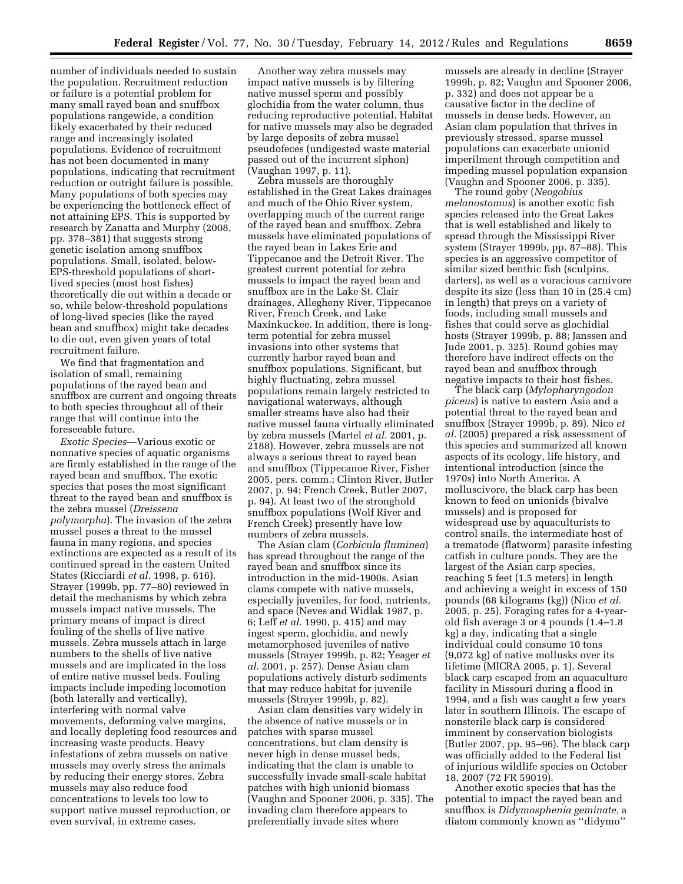number of individuals needed to sustain the population. Recruitment reduction or failure is a potential problem for many small rayed bean and snuffbox populations rangewide, a condition likely exacerbated by their reduced range and increasingly isolated populations. Evidence of recruitment has not been documented in many populations, indicating that recruitment reduction or outright failure is possible. Many populations of both species may be experiencing the bottleneck effect of not attaining EPS. This is supported by research by Zanatta and Murphy (2008, pp. 378–381) that suggests strong genetic isolation among snuffbox populations. Small, isolated, below-EPS-threshold populations of short-lived species (most host fishes) theoretically die out within a decade or so, while below-threshold populations of long-lived species (like the rayed bean and snuffbox) might take decades to die out, even given years of total recruitment failure.

We find that fragmentation and isolation of small, remaining populations of the rayed bean and snuffbox are current and ongoing threats to both species throughout all of their range that will continue into the foreseeable future.

*Exotic Species*—Various exotic or nonnative species of aquatic organisms are firmly established in the range of the rayed bean and snuffbox. The exotic species that poses the most significant threat to the rayed bean and snuffbox is the zebra mussel (*Dreissena polymorpha*). The invasion of the zebra mussel poses a threat to the mussel fauna in many regions, and species extinctions are expected as a result of its continued spread in the eastern United States (Ricciardi *et al.* 1998, p. 616). Strayer (1999b, pp. 77–80) reviewed in detail the mechanisms by which zebra mussels impact native mussels. The primary means of impact is direct fouling of the shells of live native mussels. Zebra mussels attach in large numbers to the shells of live native mussels and are implicated in the loss of entire native mussel beds. Fouling impacts include impeding locomotion (both laterally and vertically), interfering with normal valve movements, deforming valve margins, and locally depleting food resources and increasing waste products. Heavy infestations of zebra mussels on native mussels may overly stress the animals by reducing their energy stores. Zebra mussels may also reduce food concentrations to levels too low to support native mussel reproduction, or even survival, in extreme cases.

Another way zebra mussels may impact native mussels is by filtering native mussel sperm and possibly glochidia from the water column, thus reducing reproductive potential. Habitat for native mussels may also be degraded by large deposits of zebra mussel pseudofeces (undigested waste material passed out of the incurrent siphon) (Vaughan 1997, p. 11).

Zebra mussels are thoroughly established in the Great Lakes drainages and much of the Ohio River system, overlapping much of the current range of the rayed bean and snuffbox. Zebra mussels have eliminated populations of the rayed bean in Lakes Erie and Tippecanoe and the Detroit River. The greatest current potential for zebra mussels to impact the rayed bean and snuffbox are in the Lake St. Clair drainages, Allegheny River, Tippecanoe River, French Creek, and Lake Maxinkuckee. In addition, there is long-term potential for zebra mussel invasions into other systems that currently harbor rayed bean and snuffbox populations. Significant, but highly fluctuating, zebra mussel populations remain largely restricted to navigational waterways, although smaller streams have also had their native mussel fauna virtually eliminated by zebra mussels (Martel *et al.* 2001, p. 2188). However, zebra mussels are not always a serious threat to rayed bean and snuffbox (Tippecanoe River, Fisher 2005, pers. comm.; Clinton River, Butler 2007, p. 94; French Creek, Butler 2007, p. 94). At least two of the stronghold snuffbox populations (Wolf River and French Creek) presently have low numbers of zebra mussels.

The Asian clam (*Corbicula fluminea*) has spread throughout the range of the rayed bean and snuffbox since its introduction in the mid-1900s. Asian clams compete with native mussels, especially juveniles, for food, nutrients, and space (Neves and Widlak 1987, p. 6; Leff *et al.* 1990, p. 415) and may ingest sperm, glochidia, and newly metamorphosed juveniles of native mussels (Strayer 1999b, p. 82; Yeager *et al.* 2001, p. 257). Dense Asian clam populations actively disturb sediments that may reduce habitat for juvenile mussels (Strayer 1999b, p. 82).

Asian clam densities vary widely in the absence of native mussels or in patches with sparse mussel concentrations, but clam density is never high in dense mussel beds, indicating that the clam is unable to successfully invade small-scale habitat patches with high unionid biomass (Vaughn and Spooner 2006, p. 335). The invading clam therefore appears to preferentially invade sites where mussels are already in decline (Strayer 1999b, p. 82; Vaughn and Spooner 2006, p. 332) and does not appear be a causative factor in the decline of mussels in dense beds. However, an Asian clam population that thrives in previously stressed, sparse mussel populations can exacerbate unionid imperilment through competition and impeding mussel population expansion (Vaughn and Spooner 2006, p. 335).

The round goby (*Neogobius melanostomus*) is another exotic fish species released into the Great Lakes that is well established and likely to spread through the Mississippi River system (Strayer 1999b, pp. 87–88). This species is an aggressive competitor of similar sized benthic fish (sculpins, darters), as well as a voracious carnivore despite its size (less than 10 in (25.4 cm) in length) that preys on a variety of foods, including small mussels and fishes that could serve as glochidial hosts (Strayer 1999b, p. 88; Janssen and Jude 2001, p. 325). Round gobies may therefore have indirect effects on the rayed bean and snuffbox through negative impacts to their host fishes.

The black carp (*Mylopharyngodon piceus*) is native to eastern Asia and a potential threat to the rayed bean and snuffbox (Strayer 1999b, p. 89). Nico *et al.* (2005) prepared a risk assessment of this species and summarized all known aspects of its ecology, life history, and intentional introduction (since the 1970s) into North America. A molluscivore, the black carp has been known to feed on unionids (bivalve mussels) and is proposed for widespread use by aquaculturists to control snails, the intermediate host of a trematode (flatworm) parasite infesting catfish in culture ponds. They are the largest of the Asian carp species, reaching 5 feet (1.5 meters) in length and achieving a weight in excess of 150 pounds (68 kilograms (kg)) (Nico *et al.* 2005, p. 25). Foraging rates for a 4-year-old fish average 3 or 4 pounds (1.4–1.8 kg) a day, indicating that a single individual could consume 10 tons (9,072 kg) of native mollusks over its lifetime (MICRA 2005, p. 1). Several black carp escaped from an aquaculture facility in Missouri during a flood in 1994, and a fish was caught a few years later in southern Illinois. The escape of nonsterile black carp is considered imminent by conservation biologists (Butler 2007, pp. 95–96). The black carp was officially added to the Federal list of injurious wildlife species on October 18, 2007 (72 FR 59019).

Another exotic species that has the potential to impact the rayed bean and snuffbox is *Didymosphenia geminate,* a diatom commonly known as ''didymo''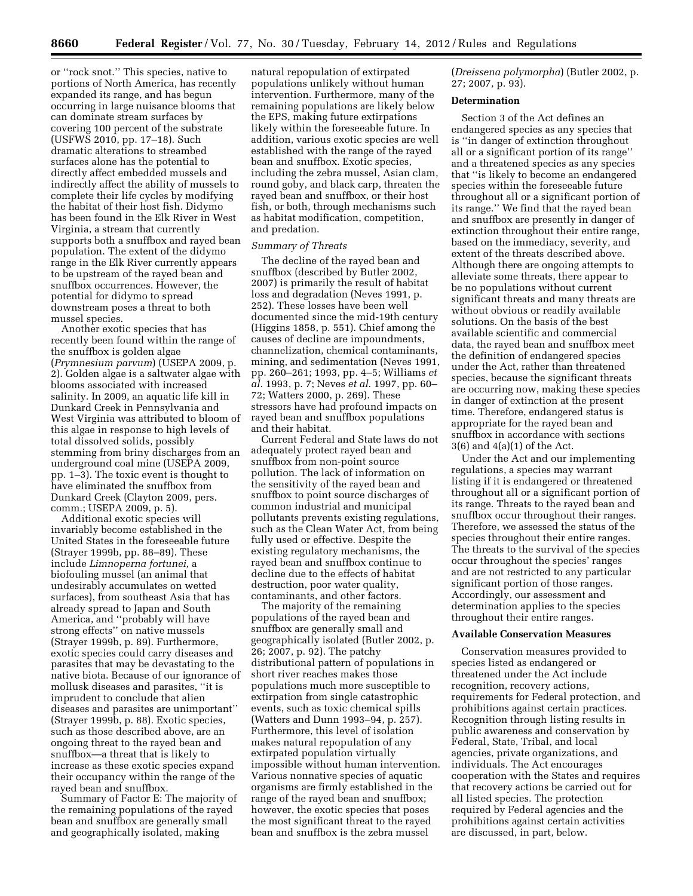or "rock snot." This species, native to portions of North America, has recently expanded its range, and has begun occurring in large nuisance blooms that can dominate stream surfaces by covering 100 percent of the substrate (USFWS 2010, pp. 17–18). Such dramatic alterations to streambed surfaces alone has the potential to directly affect embedded mussels and indirectly affect the ability of mussels to complete their life cycles by modifying the habitat of their host fish. Didymo has been found in the Elk River in West Virginia, a stream that currently supports both a snuffbox and rayed bean population. The extent of the didymo range in the Elk River currently appears to be upstream of the rayed bean and snuffbox occurrences. However, the potential for didymo to spread downstream poses a threat to both mussel species.

Another exotic species that has recently been found within the range of the snuffbox is golden algae (*Prymnesium parvum*) (USEPA 2009, p. 2). Golden algae is a saltwater algae with blooms associated with increased salinity. In 2009, an aquatic life kill in Dunkard Creek in Pennsylvania and West Virginia was attributed to bloom of this algae in response to high levels of total dissolved solids, possibly stemming from briny discharges from an underground coal mine (USEPA 2009, pp. 1–3). The toxic event is thought to have eliminated the snuffbox from Dunkard Creek (Clayton 2009, pers. comm.; USEPA 2009, p. 5).

Additional exotic species will invariably become established in the United States in the foreseeable future (Strayer 1999b, pp. 88–89). These include *Limnoperna fortunei,* a biofouling mussel (an animal that undesirably accumulates on wetted surfaces), from southeast Asia that has already spread to Japan and South America, and "probably will have strong effects" on native mussels (Strayer 1999b, p. 89). Furthermore, exotic species could carry diseases and parasites that may be devastating to the native biota. Because of our ignorance of mollusk diseases and parasites, "it is imprudent to conclude that alien diseases and parasites are unimportant" (Strayer 1999b, p. 88). Exotic species, such as those described above, are an ongoing threat to the rayed bean and snuffbox—a threat that is likely to increase as these exotic species expand their occupancy within the range of the rayed bean and snuffbox.

Summary of Factor E: The majority of the remaining populations of the rayed bean and snuffbox are generally small and geographically isolated, making natural repopulation of extirpated populations unlikely without human intervention. Furthermore, many of the remaining populations are likely below the EPS, making future extirpations likely within the foreseeable future. In addition, various exotic species are well established with the range of the rayed bean and snuffbox. Exotic species, including the zebra mussel, Asian clam, round goby, and black carp, threaten the rayed bean and snuffbox, or their host fish, or both, through mechanisms such as habitat modification, competition, and predation.

*Summary of Threats*

The decline of the rayed bean and snuffbox (described by Butler 2002, 2007) is primarily the result of habitat loss and degradation (Neves 1991, p. 252). These losses have been well documented since the mid-19th century (Higgins 1858, p. 551). Chief among the causes of decline are impoundments, channelization, chemical contaminants, mining, and sedimentation (Neves 1991, pp. 260–261; 1993, pp. 4–5; Williams *et al.* 1993, p. 7; Neves *et al.* 1997, pp. 60–72; Watters 2000, p. 269). These stressors have had profound impacts on rayed bean and snuffbox populations and their habitat.

Current Federal and State laws do not adequately protect rayed bean and snuffbox from non-point source pollution. The lack of information on the sensitivity of the rayed bean and snuffbox to point source discharges of common industrial and municipal pollutants prevents existing regulations, such as the Clean Water Act, from being fully used or effective. Despite the existing regulatory mechanisms, the rayed bean and snuffbox continue to decline due to the effects of habitat destruction, poor water quality, contaminants, and other factors.

The majority of the remaining populations of the rayed bean and snuffbox are generally small and geographically isolated (Butler 2002, p. 26; 2007, p. 92). The patchy distributional pattern of populations in short river reaches makes those populations much more susceptible to extirpation from single catastrophic events, such as toxic chemical spills (Watters and Dunn 1993–94, p. 257). Furthermore, this level of isolation makes natural repopulation of any extirpated population virtually impossible without human intervention. Various nonnative species of aquatic organisms are firmly established in the range of the rayed bean and snuffbox; however, the exotic species that poses the most significant threat to the rayed bean and snuffbox is the zebra mussel (*Dreissena polymorpha*) (Butler 2002, p. 27; 2007, p. 93).

**Determination**

Section 3 of the Act defines an endangered species as any species that is "in danger of extinction throughout all or a significant portion of its range" and a threatened species as any species that "is likely to become an endangered species within the foreseeable future throughout all or a significant portion of its range." We find that the rayed bean and snuffbox are presently in danger of extinction throughout their entire range, based on the immediacy, severity, and extent of the threats described above. Although there are ongoing attempts to alleviate some threats, there appear to be no populations without current significant threats and many threats are without obvious or readily available solutions. On the basis of the best available scientific and commercial data, the rayed bean and snuffbox meet the definition of endangered species under the Act, rather than threatened species, because the significant threats are occurring now, making these species in danger of extinction at the present time. Therefore, endangered status is appropriate for the rayed bean and snuffbox in accordance with sections 3(6) and 4(a)(1) of the Act.

Under the Act and our implementing regulations, a species may warrant listing if it is endangered or threatened throughout all or a significant portion of its range. Threats to the rayed bean and snuffbox occur throughout their ranges. Therefore, we assessed the status of the species throughout their entire ranges. The threats to the survival of the species occur throughout the species' ranges and are not restricted to any particular significant portion of those ranges. Accordingly, our assessment and determination applies to the species throughout their entire ranges.

**Available Conservation Measures**

Conservation measures provided to species listed as endangered or threatened under the Act include recognition, recovery actions, requirements for Federal protection, and prohibitions against certain practices. Recognition through listing results in public awareness and conservation by Federal, State, Tribal, and local agencies, private organizations, and individuals. The Act encourages cooperation with the States and requires that recovery actions be carried out for all listed species. The protection required by Federal agencies and the prohibitions against certain activities are discussed, in part, below.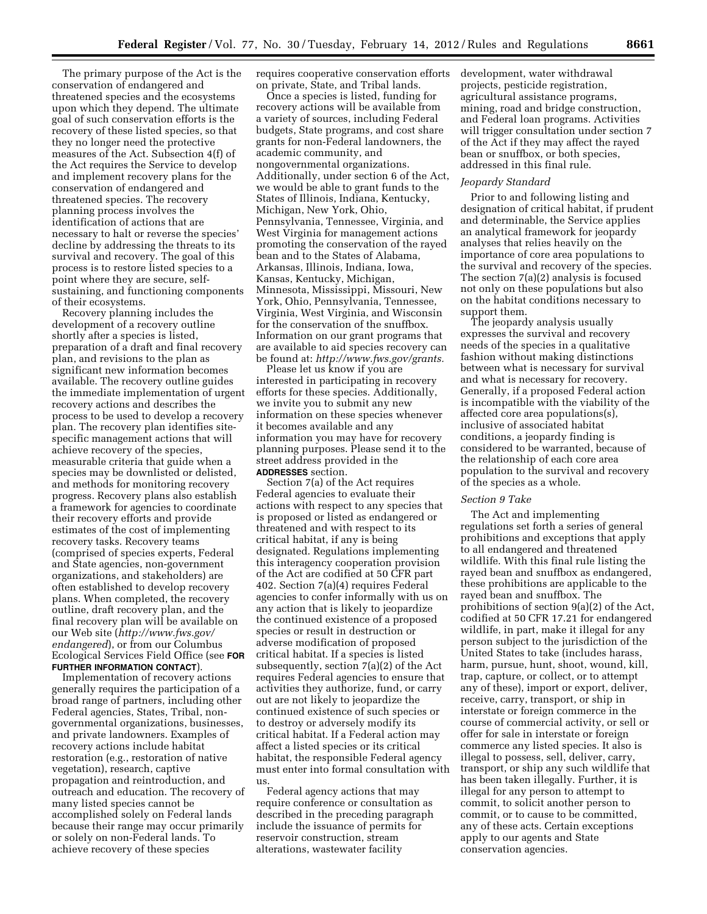The primary purpose of the Act is the conservation of endangered and threatened species and the ecosystems upon which they depend. The ultimate goal of such conservation efforts is the recovery of these listed species, so that they no longer need the protective measures of the Act. Subsection 4(f) of the Act requires the Service to develop and implement recovery plans for the conservation of endangered and threatened species. The recovery planning process involves the identification of actions that are necessary to halt or reverse the species' decline by addressing the threats to its survival and recovery. The goal of this process is to restore listed species to a point where they are secure, self-sustaining, and functioning components of their ecosystems.

Recovery planning includes the development of a recovery outline shortly after a species is listed, preparation of a draft and final recovery plan, and revisions to the plan as significant new information becomes available. The recovery outline guides the immediate implementation of urgent recovery actions and describes the process to be used to develop a recovery plan. The recovery plan identifies site-specific management actions that will achieve recovery of the species, measurable criteria that guide when a species may be downlisted or delisted, and methods for monitoring recovery progress. Recovery plans also establish a framework for agencies to coordinate their recovery efforts and provide estimates of the cost of implementing recovery tasks. Recovery teams (comprised of species experts, Federal and State agencies, non-government organizations, and stakeholders) are often established to develop recovery plans. When completed, the recovery outline, draft recovery plan, and the final recovery plan will be available on our Web site (*http://www.fws.gov/endangered*), or from our Columbus Ecological Services Field Office (see **FOR FURTHER INFORMATION CONTACT**).

Implementation of recovery actions generally requires the participation of a broad range of partners, including other Federal agencies, States, Tribal, non-governmental organizations, businesses, and private landowners. Examples of recovery actions include habitat restoration (e.g., restoration of native vegetation), research, captive propagation and reintroduction, and outreach and education. The recovery of many listed species cannot be accomplished solely on Federal lands because their range may occur primarily or solely on non-Federal lands. To achieve recovery of these species requires cooperative conservation efforts on private, State, and Tribal lands.

Once a species is listed, funding for recovery actions will be available from a variety of sources, including Federal budgets, State programs, and cost share grants for non-Federal landowners, the academic community, and nongovernmental organizations. Additionally, under section 6 of the Act, we would be able to grant funds to the States of Illinois, Indiana, Kentucky, Michigan, New York, Ohio, Pennsylvania, Tennessee, Virginia, and West Virginia for management actions promoting the conservation of the rayed bean and to the States of Alabama, Arkansas, Illinois, Indiana, Iowa, Kansas, Kentucky, Michigan, Minnesota, Mississippi, Missouri, New York, Ohio, Pennsylvania, Tennessee, Virginia, West Virginia, and Wisconsin for the conservation of the snuffbox. Information on our grant programs that are available to aid species recovery can be found at: *http://www.fws.gov/grants.*

Please let us know if you are interested in participating in recovery efforts for these species. Additionally, we invite you to submit any new information on these species whenever it becomes available and any information you may have for recovery planning purposes. Please send it to the street address provided in the **ADDRESSES** section.

Section 7(a) of the Act requires Federal agencies to evaluate their actions with respect to any species that is proposed or listed as endangered or threatened and with respect to its critical habitat, if any is being designated. Regulations implementing this interagency cooperation provision of the Act are codified at 50 CFR part 402. Section 7(a)(4) requires Federal agencies to confer informally with us on any action that is likely to jeopardize the continued existence of a proposed species or result in destruction or adverse modification of proposed critical habitat. If a species is listed subsequently, section 7(a)(2) of the Act requires Federal agencies to ensure that activities they authorize, fund, or carry out are not likely to jeopardize the continued existence of such species or to destroy or adversely modify its critical habitat. If a Federal action may affect a listed species or its critical habitat, the responsible Federal agency must enter into formal consultation with us.

Federal agency actions that may require conference or consultation as described in the preceding paragraph include the issuance of permits for reservoir construction, stream alterations, wastewater facility development, water withdrawal projects, pesticide registration, agricultural assistance programs, mining, road and bridge construction, and Federal loan programs. Activities will trigger consultation under section 7 of the Act if they may affect the rayed bean or snuffbox, or both species, addressed in this final rule.

*Jeopardy Standard*

Prior to and following listing and designation of critical habitat, if prudent and determinable, the Service applies an analytical framework for jeopardy analyses that relies heavily on the importance of core area populations to the survival and recovery of the species. The section 7(a)(2) analysis is focused not only on these populations but also on the habitat conditions necessary to support them.

The jeopardy analysis usually expresses the survival and recovery needs of the species in a qualitative fashion without making distinctions between what is necessary for survival and what is necessary for recovery. Generally, if a proposed Federal action is incompatible with the viability of the affected core area populations(s), inclusive of associated habitat conditions, a jeopardy finding is considered to be warranted, because of the relationship of each core area population to the survival and recovery of the species as a whole.

*Section 9 Take*

The Act and implementing regulations set forth a series of general prohibitions and exceptions that apply to all endangered and threatened wildlife. With this final rule listing the rayed bean and snuffbox as endangered, these prohibitions are applicable to the rayed bean and snuffbox. The prohibitions of section 9(a)(2) of the Act, codified at 50 CFR 17.21 for endangered wildlife, in part, make it illegal for any person subject to the jurisdiction of the United States to take (includes harass, harm, pursue, hunt, shoot, wound, kill, trap, capture, or collect, or to attempt any of these), import or export, deliver, receive, carry, transport, or ship in interstate or foreign commerce in the course of commercial activity, or sell or offer for sale in interstate or foreign commerce any listed species. It also is illegal to possess, sell, deliver, carry, transport, or ship any such wildlife that has been taken illegally. Further, it is illegal for any person to attempt to commit, to solicit another person to commit, or to cause to be committed, any of these acts. Certain exceptions apply to our agents and State conservation agencies.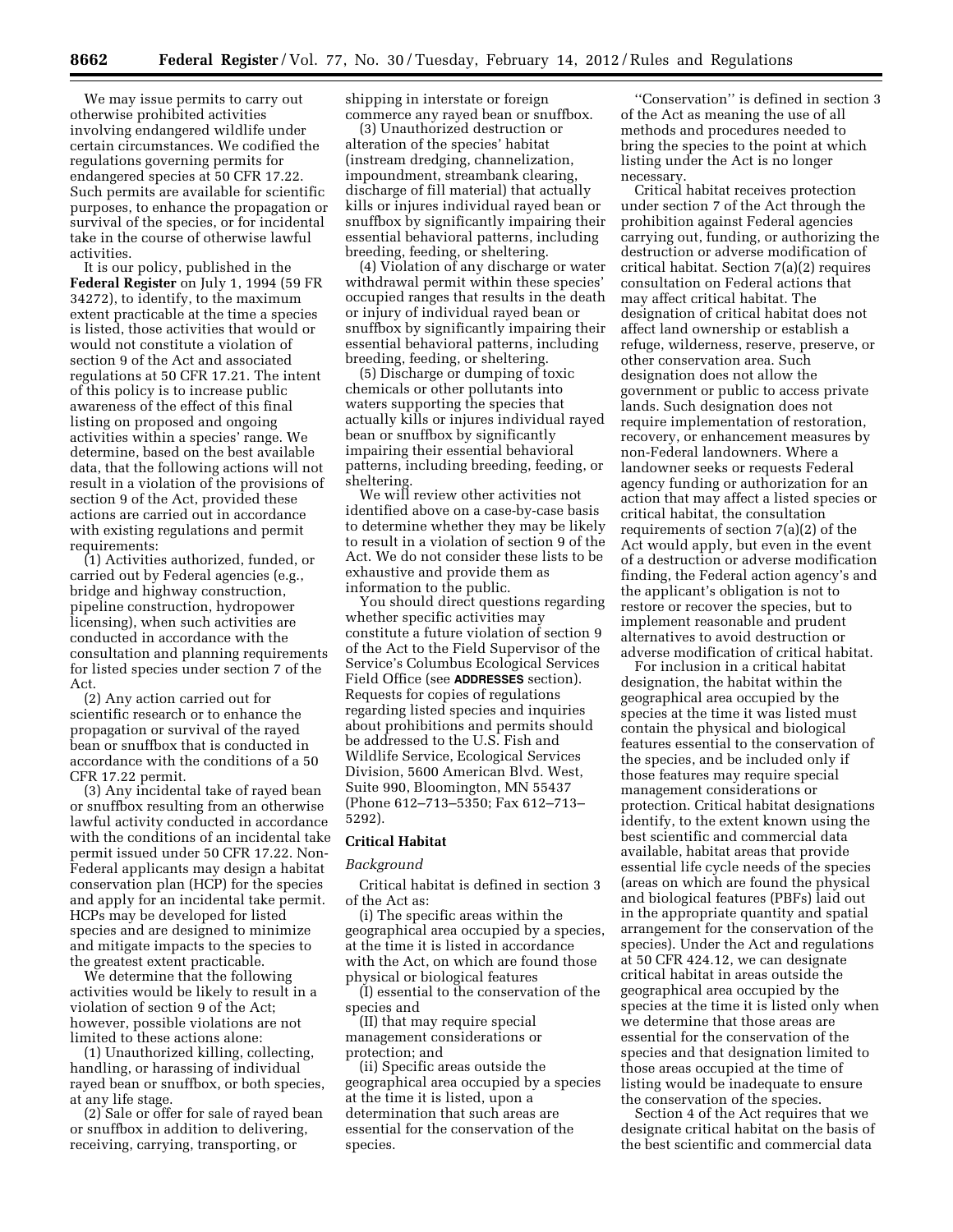We may issue permits to carry out otherwise prohibited activities involving endangered wildlife under certain circumstances. We codified the regulations governing permits for endangered species at 50 CFR 17.22. Such permits are available for scientific purposes, to enhance the propagation or survival of the species, or for incidental take in the course of otherwise lawful activities.

It is our policy, published in the **Federal Register** on July 1, 1994 (59 FR 34272), to identify, to the maximum extent practicable at the time a species is listed, those activities that would or would not constitute a violation of section 9 of the Act and associated regulations at 50 CFR 17.21. The intent of this policy is to increase public awareness of the effect of this final listing on proposed and ongoing activities within a species' range. We determine, based on the best available data, that the following actions will not result in a violation of the provisions of section 9 of the Act, provided these actions are carried out in accordance with existing regulations and permit requirements:

(1) Activities authorized, funded, or carried out by Federal agencies (e.g., bridge and highway construction, pipeline construction, hydropower licensing), when such activities are conducted in accordance with the consultation and planning requirements for listed species under section 7 of the Act.

(2) Any action carried out for scientific research or to enhance the propagation or survival of the rayed bean or snuffbox that is conducted in accordance with the conditions of a 50 CFR 17.22 permit.

(3) Any incidental take of rayed bean or snuffbox resulting from an otherwise lawful activity conducted in accordance with the conditions of an incidental take permit issued under 50 CFR 17.22. Non-Federal applicants may design a habitat conservation plan (HCP) for the species and apply for an incidental take permit. HCPs may be developed for listed species and are designed to minimize and mitigate impacts to the species to the greatest extent practicable.

We determine that the following activities would be likely to result in a violation of section 9 of the Act; however, possible violations are not limited to these actions alone:

(1) Unauthorized killing, collecting, handling, or harassing of individual rayed bean or snuffbox, or both species, at any life stage.

(2) Sale or offer for sale of rayed bean or snuffbox in addition to delivering, receiving, carrying, transporting, or shipping in interstate or foreign commerce any rayed bean or snuffbox.

(3) Unauthorized destruction or alteration of the species' habitat (instream dredging, channelization, impoundment, streambank clearing, discharge of fill material) that actually kills or injures individual rayed bean or snuffbox by significantly impairing their essential behavioral patterns, including breeding, feeding, or sheltering.

(4) Violation of any discharge or water withdrawal permit within these species' occupied ranges that results in the death or injury of individual rayed bean or snuffbox by significantly impairing their essential behavioral patterns, including breeding, feeding, or sheltering.

(5) Discharge or dumping of toxic chemicals or other pollutants into waters supporting the species that actually kills or injures individual rayed bean or snuffbox by significantly impairing their essential behavioral patterns, including breeding, feeding, or sheltering.

We will review other activities not identified above on a case-by-case basis to determine whether they may be likely to result in a violation of section 9 of the Act. We do not consider these lists to be exhaustive and provide them as information to the public.

You should direct questions regarding whether specific activities may constitute a future violation of section 9 of the Act to the Field Supervisor of the Service's Columbus Ecological Services Field Office (see **ADDRESSES** section). Requests for copies of regulations regarding listed species and inquiries about prohibitions and permits should be addressed to the U.S. Fish and Wildlife Service, Ecological Services Division, 5600 American Blvd. West, Suite 990, Bloomington, MN 55437 (Phone 612–713–5350; Fax 612–713–5292).

## Critical Habitat

### *Background*

Critical habitat is defined in section 3 of the Act as:

(i) The specific areas within the geographical area occupied by a species, at the time it is listed in accordance with the Act, on which are found those physical or biological features

(I) essential to the conservation of the species and

(II) that may require special management considerations or protection; and

(ii) Specific areas outside the geographical area occupied by a species at the time it is listed, upon a determination that such areas are essential for the conservation of the species.

''Conservation'' is defined in section 3 of the Act as meaning the use of all methods and procedures needed to bring the species to the point at which listing under the Act is no longer necessary.

Critical habitat receives protection under section 7 of the Act through the prohibition against Federal agencies carrying out, funding, or authorizing the destruction or adverse modification of critical habitat. Section 7(a)(2) requires consultation on Federal actions that may affect critical habitat. The designation of critical habitat does not affect land ownership or establish a refuge, wilderness, reserve, preserve, or other conservation area. Such designation does not allow the government or public to access private lands. Such designation does not require implementation of restoration, recovery, or enhancement measures by non-Federal landowners. Where a landowner seeks or requests Federal agency funding or authorization for an action that may affect a listed species or critical habitat, the consultation requirements of section 7(a)(2) of the Act would apply, but even in the event of a destruction or adverse modification finding, the Federal action agency's and the applicant's obligation is not to restore or recover the species, but to implement reasonable and prudent alternatives to avoid destruction or adverse modification of critical habitat.

For inclusion in a critical habitat designation, the habitat within the geographical area occupied by the species at the time it was listed must contain the physical and biological features essential to the conservation of the species, and be included only if those features may require special management considerations or protection. Critical habitat designations identify, to the extent known using the best scientific and commercial data available, habitat areas that provide essential life cycle needs of the species (areas on which are found the physical and biological features (PBFs) laid out in the appropriate quantity and spatial arrangement for the conservation of the species). Under the Act and regulations at 50 CFR 424.12, we can designate critical habitat in areas outside the geographical area occupied by the species at the time it is listed only when we determine that those areas are essential for the conservation of the species and that designation limited to those areas occupied at the time of listing would be inadequate to ensure the conservation of the species.

Section 4 of the Act requires that we designate critical habitat on the basis of the best scientific and commercial data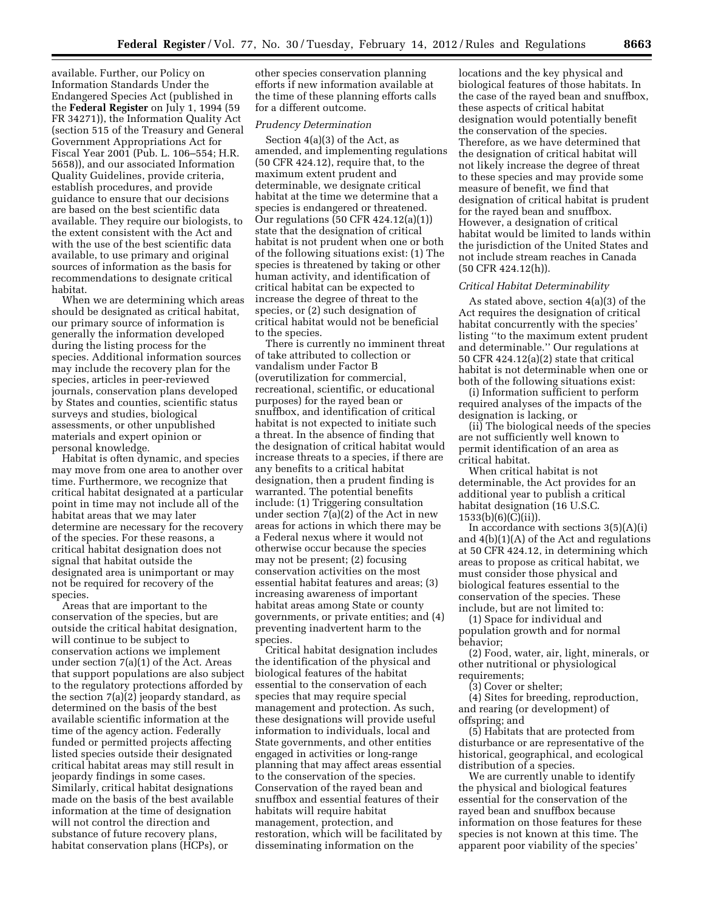available. Further, our Policy on Information Standards Under the Endangered Species Act (published in the **Federal Register** on July 1, 1994 (59 FR 34271)), the Information Quality Act (section 515 of the Treasury and General Government Appropriations Act for Fiscal Year 2001 (Pub. L. 106–554; H.R. 5658)), and our associated Information Quality Guidelines, provide criteria, establish procedures, and provide guidance to ensure that our decisions are based on the best scientific data available. They require our biologists, to the extent consistent with the Act and with the use of the best scientific data available, to use primary and original sources of information as the basis for recommendations to designate critical habitat.

When we are determining which areas should be designated as critical habitat, our primary source of information is generally the information developed during the listing process for the species. Additional information sources may include the recovery plan for the species, articles in peer-reviewed journals, conservation plans developed by States and counties, scientific status surveys and studies, biological assessments, or other unpublished materials and expert opinion or personal knowledge.

Habitat is often dynamic, and species may move from one area to another over time. Furthermore, we recognize that critical habitat designated at a particular point in time may not include all of the habitat areas that we may later determine are necessary for the recovery of the species. For these reasons, a critical habitat designation does not signal that habitat outside the designated area is unimportant or may not be required for recovery of the species.

Areas that are important to the conservation of the species, but are outside the critical habitat designation, will continue to be subject to conservation actions we implement under section 7(a)(1) of the Act. Areas that support populations are also subject to the regulatory protections afforded by the section 7(a)(2) jeopardy standard, as determined on the basis of the best available scientific information at the time of the agency action. Federally funded or permitted projects affecting listed species outside their designated critical habitat areas may still result in jeopardy findings in some cases. Similarly, critical habitat designations made on the basis of the best available information at the time of designation will not control the direction and substance of future recovery plans, habitat conservation plans (HCPs), or other species conservation planning efforts if new information available at the time of these planning efforts calls for a different outcome.

*Prudency Determination*

Section 4(a)(3) of the Act, as amended, and implementing regulations (50 CFR 424.12), require that, to the maximum extent prudent and determinable, we designate critical habitat at the time we determine that a species is endangered or threatened. Our regulations (50 CFR 424.12(a)(1)) state that the designation of critical habitat is not prudent when one or both of the following situations exist: (1) The species is threatened by taking or other human activity, and identification of critical habitat can be expected to increase the degree of threat to the species, or (2) such designation of critical habitat would not be beneficial to the species.

There is currently no imminent threat of take attributed to collection or vandalism under Factor B (overutilization for commercial, recreational, scientific, or educational purposes) for the rayed bean or snuffbox, and identification of critical habitat is not expected to initiate such a threat. In the absence of finding that the designation of critical habitat would increase threats to a species, if there are any benefits to a critical habitat designation, then a prudent finding is warranted. The potential benefits include: (1) Triggering consultation under section 7(a)(2) of the Act in new areas for actions in which there may be a Federal nexus where it would not otherwise occur because the species may not be present; (2) focusing conservation activities on the most essential habitat features and areas; (3) increasing awareness of important habitat areas among State or county governments, or private entities; and (4) preventing inadvertent harm to the species.

Critical habitat designation includes the identification of the physical and biological features of the habitat essential to the conservation of each species that may require special management and protection. As such, these designations will provide useful information to individuals, local and State governments, and other entities engaged in activities or long-range planning that may affect areas essential to the conservation of the species. Conservation of the rayed bean and snuffbox and essential features of their habitats will require habitat management, protection, and restoration, which will be facilitated by disseminating information on the locations and the key physical and biological features of those habitats. In the case of the rayed bean and snuffbox, these aspects of critical habitat designation would potentially benefit the conservation of the species. Therefore, as we have determined that the designation of critical habitat will not likely increase the degree of threat to these species and may provide some measure of benefit, we find that designation of critical habitat is prudent for the rayed bean and snuffbox. However, a designation of critical habitat would be limited to lands within the jurisdiction of the United States and not include stream reaches in Canada (50 CFR 424.12(h)).

*Critical Habitat Determinability*

As stated above, section 4(a)(3) of the Act requires the designation of critical habitat concurrently with the species' listing ''to the maximum extent prudent and determinable.'' Our regulations at 50 CFR 424.12(a)(2) state that critical habitat is not determinable when one or both of the following situations exist:

(i) Information sufficient to perform required analyses of the impacts of the designation is lacking, or

(ii) The biological needs of the species are not sufficiently well known to permit identification of an area as critical habitat.

When critical habitat is not determinable, the Act provides for an additional year to publish a critical habitat designation (16 U.S.C. 1533(b)(6)(C)(ii)).

In accordance with sections 3(5)(A)(i) and 4(b)(1)(A) of the Act and regulations at 50 CFR 424.12, in determining which areas to propose as critical habitat, we must consider those physical and biological features essential to the conservation of the species. These include, but are not limited to:

(1) Space for individual and population growth and for normal behavior;

(2) Food, water, air, light, minerals, or other nutritional or physiological requirements;

(3) Cover or shelter;

(4) Sites for breeding, reproduction, and rearing (or development) of offspring; and

(5) Habitats that are protected from disturbance or are representative of the historical, geographical, and ecological distribution of a species.

We are currently unable to identify the physical and biological features essential for the conservation of the rayed bean and snuffbox because information on those features for these species is not known at this time. The apparent poor viability of the species'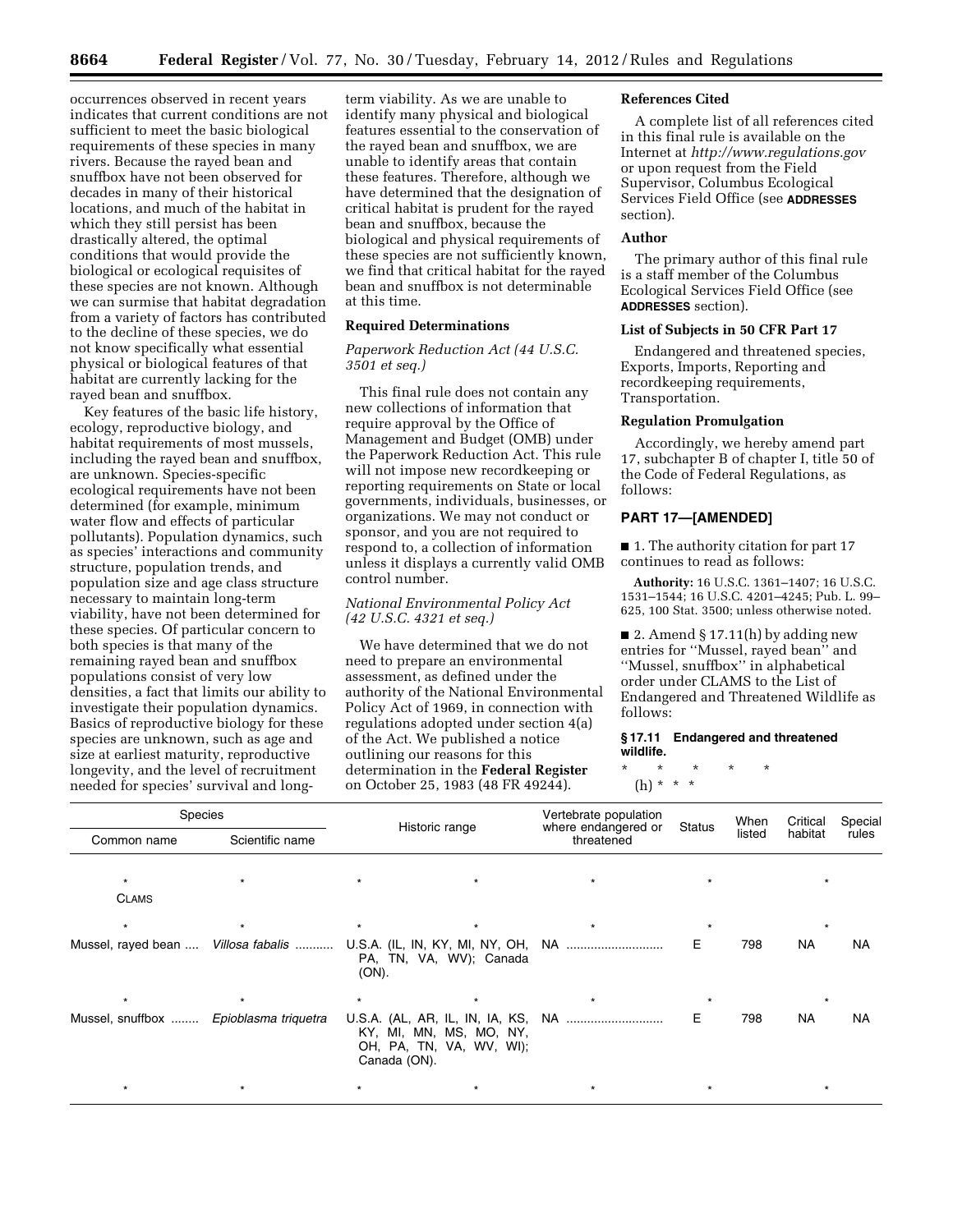occurrences observed in recent years indicates that current conditions are not sufficient to meet the basic biological requirements of these species in many rivers. Because the rayed bean and snuffbox have not been observed for decades in many of their historical locations, and much of the habitat in which they still persist has been drastically altered, the optimal conditions that would provide the biological or ecological requisites of these species are not known. Although we can surmise that habitat degradation from a variety of factors has contributed to the decline of these species, we do not know specifically what essential physical or biological features of that habitat are currently lacking for the rayed bean and snuffbox.

Key features of the basic life history, ecology, reproductive biology, and habitat requirements of most mussels, including the rayed bean and snuffbox, are unknown. Species-specific ecological requirements have not been determined (for example, minimum water flow and effects of particular pollutants). Population dynamics, such as species' interactions and community structure, population trends, and population size and age class structure necessary to maintain long-term viability, have not been determined for these species. Of particular concern to both species is that many of the remaining rayed bean and snuffbox populations consist of very low densities, a fact that limits our ability to investigate their population dynamics. Basics of reproductive biology for these species are unknown, such as age and size at earliest maturity, reproductive longevity, and the level of recruitment needed for species' survival and long-term viability. As we are unable to identify many physical and biological features essential to the conservation of the rayed bean and snuffbox, we are unable to identify areas that contain these features. Therefore, although we have determined that the designation of critical habitat is prudent for the rayed bean and snuffbox, because the biological and physical requirements of these species are not sufficiently known, we find that critical habitat for the rayed bean and snuffbox is not determinable at this time.

**Required Determinations**

*Paperwork Reduction Act (44 U.S.C. 3501 et seq.)*

This final rule does not contain any new collections of information that require approval by the Office of Management and Budget (OMB) under the Paperwork Reduction Act. This rule will not impose new recordkeeping or reporting requirements on State or local governments, individuals, businesses, or organizations. We may not conduct or sponsor, and you are not required to respond to, a collection of information unless it displays a currently valid OMB control number.

*National Environmental Policy Act (42 U.S.C. 4321 et seq.)*

We have determined that we do not need to prepare an environmental assessment, as defined under the authority of the National Environmental Policy Act of 1969, in connection with regulations adopted under section 4(a) of the Act. We published a notice outlining our reasons for this determination in the **Federal Register** on October 25, 1983 (48 FR 49244).

**References Cited**

A complete list of all references cited in this final rule is available on the Internet at *http://www.regulations.gov* or upon request from the Field Supervisor, Columbus Ecological Services Field Office (see **ADDRESSES** section).

**Author**

The primary author of this final rule is a staff member of the Columbus Ecological Services Field Office (see **ADDRESSES** section).

**List of Subjects in 50 CFR Part 17**

Endangered and threatened species, Exports, Imports, Reporting and recordkeeping requirements, Transportation.

**Regulation Promulgation**

Accordingly, we hereby amend part 17, subchapter B of chapter I, title 50 of the Code of Federal Regulations, as follows:

**PART 17—[AMENDED]**

■ 1. The authority citation for part 17 continues to read as follows:

**Authority:** 16 U.S.C. 1361–1407; 16 U.S.C. 1531–1544; 16 U.S.C. 4201–4245; Pub. L. 99–625, 100 Stat. 3500; unless otherwise noted.

■ 2. Amend § 17.11(h) by adding new entries for ''Mussel, rayed bean'' and ''Mussel, snuffbox'' in alphabetical order under CLAMS to the List of Endangered and Threatened Wildlife as follows:

**§ 17.11 Endangered and threatened wildlife.**

\* \* \* \* \*

(h) \* \* \*

| Species | | Historic range | Vertebrate population where endangered or threatened | Status | When listed | Critical habitat | Special rules |
|---|---|---|---|---|---|---|---|
| Common name | Scientific name | | | | | | |
| * | * | * | * | * | | * | |
| CLAMS | | | | | | | |
| * | * | * | * | * | | * | |
| Mussel, rayed bean | *Villosa fabalis* | U.S.A. (IL, IN, KY, MI, NY, OH, PA, TN, VA, WV); Canada (ON). | NA | E | 798 | NA | NA |
| * | * | * | * | * | | * | |
| Mussel, snuffbox | *Epioblasma triquetra* | U.S.A. (AL, AR, IL, IN, IA, KS, KY, MI, MN, MS, MO, NY, OH, PA, TN, VA, WV, WI); Canada (ON). | NA | E | 798 | NA | NA |
| * | * | * | * | * | | * | |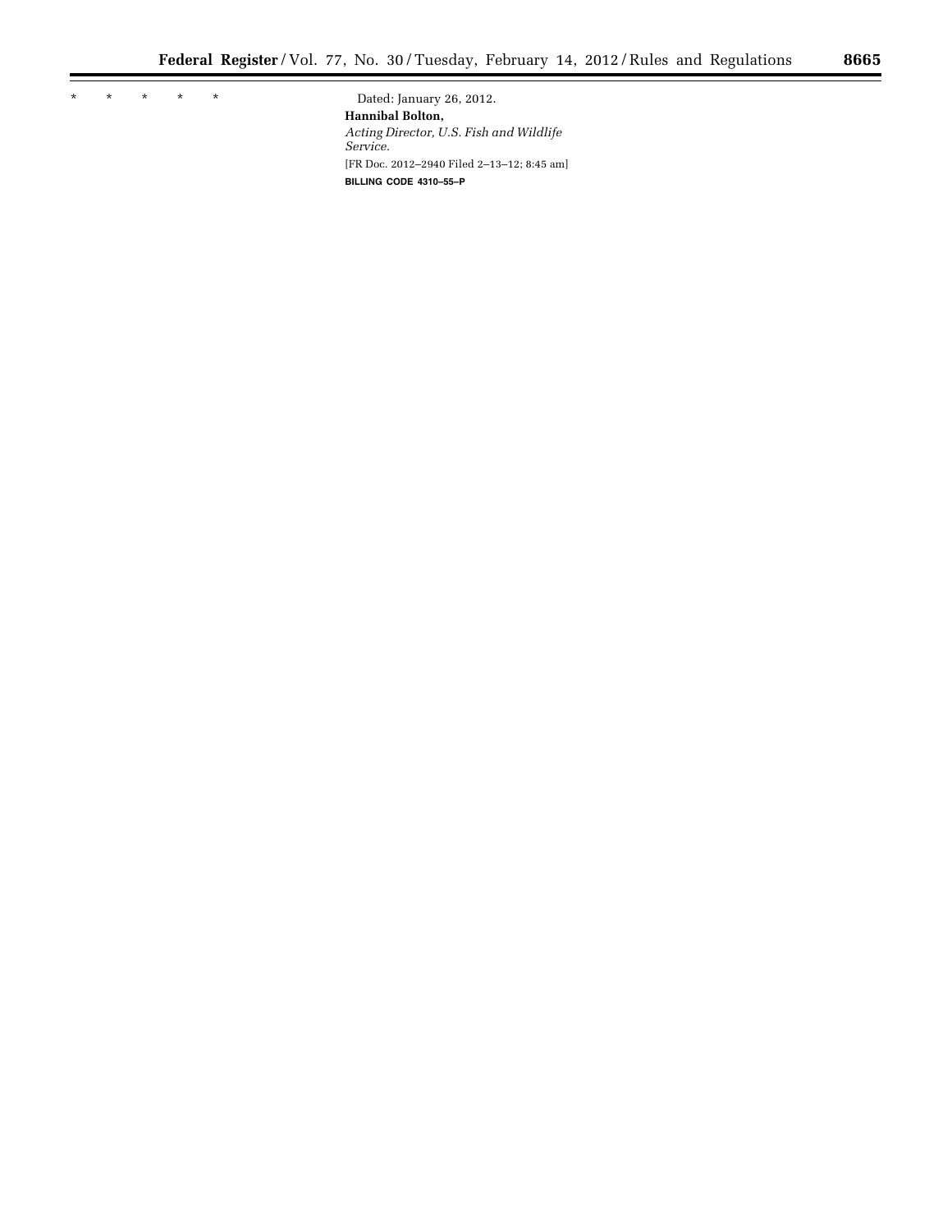\*    \*    \*    \*    \*

Dated: January 26, 2012.

**Hannibal Bolton,**

*Acting Director, U.S. Fish and Wildlife Service.*

[FR Doc. 2012–2940 Filed 2–13–12; 8:45 am]

**BILLING CODE 4310–55–P**